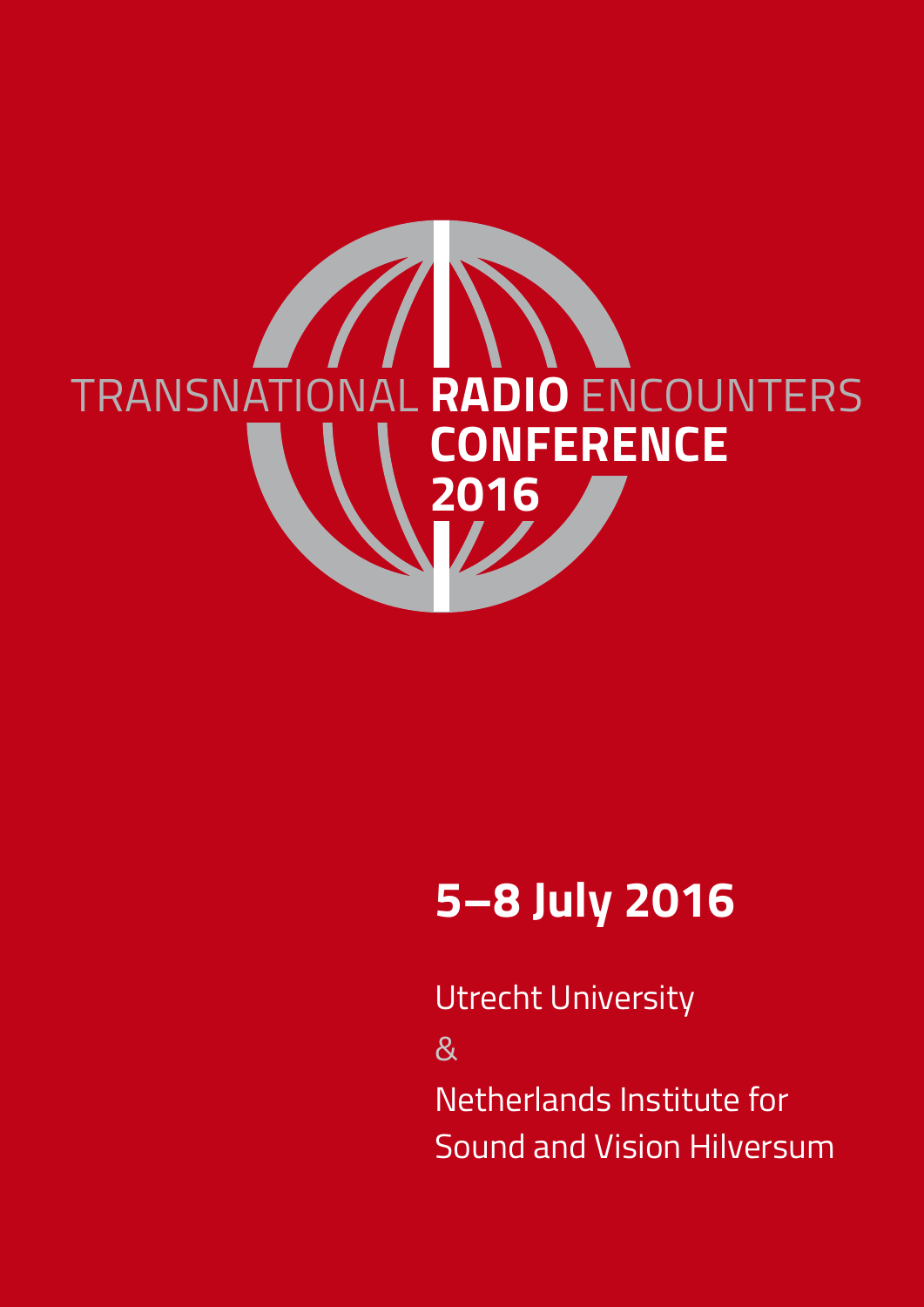# TRANSNATIONAL **RADIO** ENCOUNTERS **CONFERENCE 2016**

## 5–8 July 2016

Utrecht University

&

Netherlands Institute for Sound and Vision Hilversum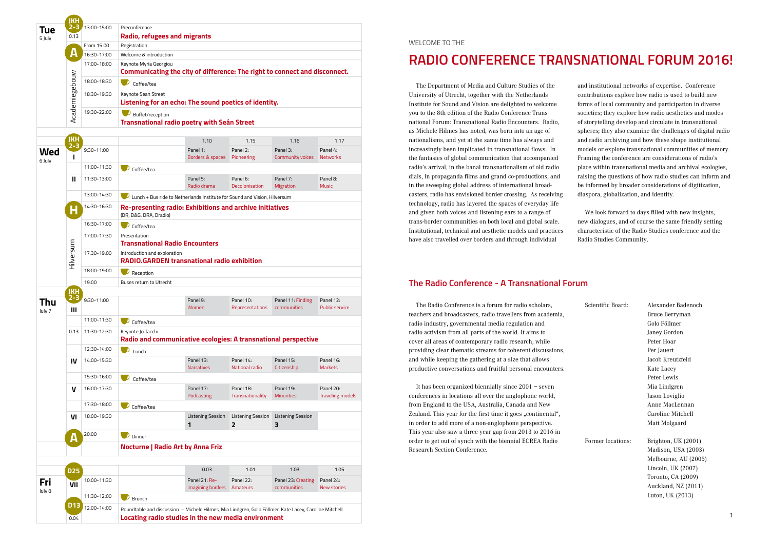| Day | Room | Time | Event | | | | |
|---|---|---|---|---|---|---|---|
| **Tue** 5 July | JKH 2-3, 0.13 | 13:00-15:00 | Preconference **Radio, refugees and migrants** | | | | |
| | | From 15.00 | Registration | | | | |
| | A | 16:30-17:00 | Welcome & introduction | | | | |
| | Academiegebouw | 17:00-18:00 | Keynote Myria Georgiou **Communicating the city of difference: The right to connect and disconnect.** | | | | |
| | | 18:00-18:30 | Coffee/tea | | | | |
| | | 18:30-19:30 | Keynote Sean Street **Listening for an echo: The sound poetics of identity.** | | | | |
| | | 19:30-22:00 | Buffet/reception **Transnational radio poetry with Seán Street** | | | | |
| | JKH 2-3 | | | 1.10 | 1.15 | 1.16 | 1.17 |
| **Wed** 6 July | I | 9:30-11:00 | | Panel 1: Borders & spaces | Panel 2: Pioneering | Panel 3: Community voices | Panel 4: Networks |
| | | 11:00-11:30 | Coffee/tea | | | | |
| | II | 11:30-13:00 | | Panel 5: Radio drama | Panel 6: Decolonisation | Panel 7: Migration | Panel 8: Music |
| | | 13:00-14:30 | Lunch + Bus ride to Netherlands Institute for Sound and Vision, Hilversum | | | | |
| | H | 14:30-16:30 | **Re-presenting radio: Exhibitions and archive initiatives** (DR, B&G, DRA, Dradio) | | | | |
| | Hilversum | 16:30-17:00 | Coffee/tea | | | | |
| | | 17:00-17:30 | Presentation **Transnational Radio Encounters** | | | | |
| | | 17.30-19.00 | Introduction and exploration **RADIO.GARDEN transnational radio exhibition** | | | | |
| | | 18:00-19:00 | Reception | | | | |
| | | 19:00 | Buses return to Utrecht | | | | |
| **Thu** July 7 | JKH 2-3, III | 9:30-11:00 | | Panel 9: Women | Panel 10: Representations | Panel 11: Finding communities | Panel 12: Public service |
| | | 11:00-11:30 | Coffee/tea | | | | |
| | 0.13 | 11:30-12:30 | Keynote Jo Tacchi **Radio and communicative ecologies: A transnational perspective** | | | | |
| | | 12:30-14:00 | Lunch | | | | |
| | IV | 14:00-15:30 | | Panel 13: Narratives | Panel 14: National radio | Panel 15: Citizenship | Panel 16: Markets |
| | | 15:30-16:00 | Coffee/tea | | | | |
| | V | 16:00-17:30 | | Panel 17: Podcasting | Panel 18: Transnationality | Panel 19: Minorities | Panel 20: Traveling models |
| | | 17:30-18:00 | Coffee/tea | | | | |
| | VI | 18:00-19:30 | | Listening Session **1** | Listening Session **2** | Listening Session **3** | |
| | A | 20:00 | Dinner **Nocturne \| Radio Art by Anna Friz** | | | | |
| | D25 | | | 0.03 | 1.01 | 1.03 | 1.05 |
| **Fri** July 8 | VII | 10:00-11:30 | | Panel 21: Re-imagining borders | Panel 22: Amateurs | Panel 23: Creating communities | Panel 24: New stories |
| | | 11:30-12:00 | Brunch | | | | |
| | D13, 0.04 | 12.00-14:00 | Roundtable and discussion – Michele Hilmes, Mia Lindgren, Golo Föllmer, Kate Lacey, Caroline Mitchell **Locating radio studies in the new media environment** | | | | |

WELCOME TO THE

# RADIO CONFERENCE TRANSNATIONAL FORUM 2016!

The Department of Media and Culture Studies of the University of Utrecht, together with the Netherlands Institute for Sound and Vision are delighted to welcome you to the 8th edition of the Radio Conference Transnational Forum: Transnational Radio Encounters. Radio, as Michele Hilmes has noted, was born into an age of nationalisms, and yet at the same time has always and increasingly been implicated in transnational flows. In the fantasies of global communication that accompanied radio's arrival, in the banal transnationalism of old radio dials, in propaganda films and grand co-productions, and in the sweeping global address of international broadcasters, radio has envisioned border crossing. As receiving technology, radio has layered the spaces of everyday life and given both voices and listening ears to a range of trans-border communities on both local and global scale. Institutional, technical and aesthetic models and practices have also travelled over borders and through individual and institutional networks of expertise. Conference contributions explore how radio is used to build new forms of local community and participation in diverse societies; they explore how radio aesthetics and modes of storytelling develop and circulate in transnational spheres; they also examine the challenges of digital radio and radio archiving and how these shape institutional models or explore transnational communities of memory. Framing the conference are considerations of radio's place within transnational media and archival ecologies, raising the questions of how radio studies can inform and be informed by broader considerations of digitization, diaspora, globalization, and identity.

We look forward to days filled with new insights, new dialogues, and of course the same friendly setting characteristic of the Radio Studies conference and the Radio Studies Community.

## The Radio Conference - A Transnational Forum

The Radio Conference is a forum for radio scholars, teachers and broadcasters, radio travellers from academia, radio industry, governmental media regulation and radio activism from all parts of the world. It aims to cover all areas of contemporary radio research, while providing clear thematic streams for coherent discussions, and while keeping the gathering at a size that allows productive conversations and fruitful personal encounters.

It has been organized biennially since 2001 – seven conferences in locations all over the anglophone world, from England to the USA, Australia, Canada and New Zealand. This year for the first time it goes „continental", in order to add more of a non-anglophone perspective. This year also saw a three-year gap from 2013 to 2016 in order to get out of synch with the biennial ECREA Radio Research Section Conference.

Scientific Board:
Alexander Badenoch
Bruce Berryman
Golo Föllmer
Janey Gordon
Peter Hoar
Per Jauert
Jacob Kreutzfeld
Kate Lacey
Peter Lewis
Mia Lindgren
Jason Loviglio
Anne MacLennan
Caroline Mitchell
Matt Molgaard

Former locations:
Brighton, UK (2001)
Madison, USA (2003)
Melbourne, AU (2005)
Lincoln, UK (2007)
Toronto, CA (2009)
Auckland, NZ (2011)
Luton, UK (2013)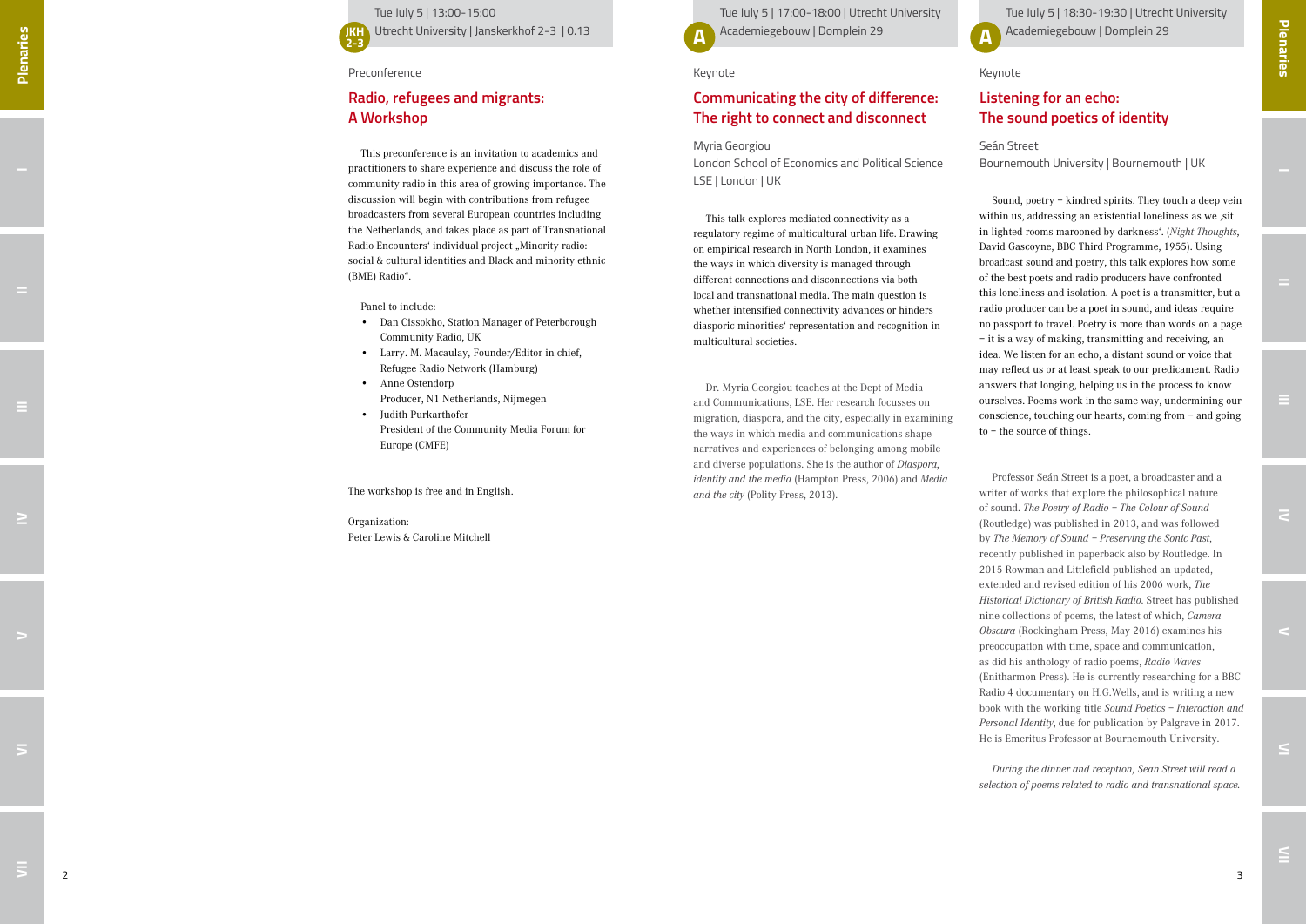Tue July 5 | 13:00-15:00
JKH 2-3 Utrecht University | Janskerkhof 2-3 | 0.13

Preconference

## Radio, refugees and migrants: A Workshop

This preconference is an invitation to academics and practitioners to share experience and discuss the role of community radio in this area of growing importance. The discussion will begin with contributions from refugee broadcasters from several European countries including the Netherlands, and takes place as part of Transnational Radio Encounters' individual project „Minority radio: social & cultural identities and Black and minority ethnic (BME) Radio".

Panel to include:

- Dan Cissokho, Station Manager of Peterborough Community Radio, UK
- Larry. M. Macaulay, Founder/Editor in chief, Refugee Radio Network (Hamburg)
- Anne Ostendorp
  Producer, N1 Netherlands, Nijmegen
- Judith Purkarthofer
  President of the Community Media Forum for Europe (CMFE)

The workshop is free and in English.

Organization:
Peter Lewis & Caroline Mitchell

Tue July 5 | 17:00-18:00 | Utrecht University
A Academiegebouw | Domplein 29

Keynote

## Communicating the city of difference: The right to connect and disconnect

Myria Georgiou
London School of Economics and Political Science
LSE | London | UK

This talk explores mediated connectivity as a regulatory regime of multicultural urban life. Drawing on empirical research in North London, it examines the ways in which diversity is managed through different connections and disconnections via both local and transnational media. The main question is whether intensified connectivity advances or hinders diasporic minorities' representation and recognition in multicultural societies.

Dr. Myria Georgiou teaches at the Dept of Media and Communications, LSE. Her research focusses on migration, diaspora, and the city, especially in examining the ways in which media and communications shape narratives and experiences of belonging among mobile and diverse populations. She is the author of *Diaspora, identity and the media* (Hampton Press, 2006) and *Media and the city* (Polity Press, 2013).

Tue July 5 | 18:30-19:30 | Utrecht University
A Academiegebouw | Domplein 29

Keynote

## Listening for an echo: The sound poetics of identity

Seán Street
Bournemouth University | Bournemouth | UK

Sound, poetry – kindred spirits. They touch a deep vein within us, addressing an existential loneliness as we ‚sit in lighted rooms marooned by darkness'. (*Night Thoughts*, David Gascoyne, BBC Third Programme, 1955). Using broadcast sound and poetry, this talk explores how some of the best poets and radio producers have confronted this loneliness and isolation. A poet is a transmitter, but a radio producer can be a poet in sound, and ideas require no passport to travel. Poetry is more than words on a page – it is a way of making, transmitting and receiving, an idea. We listen for an echo, a distant sound or voice that may reflect us or at least speak to our predicament. Radio answers that longing, helping us in the process to know ourselves. Poems work in the same way, undermining our conscience, touching our hearts, coming from – and going to – the source of things.

Professor Seán Street is a poet, a broadcaster and a writer of works that explore the philosophical nature of sound. *The Poetry of Radio – The Colour of Sound* (Routledge) was published in 2013, and was followed by *The Memory of Sound – Preserving the Sonic Past*, recently published in paperback also by Routledge. In 2015 Rowman and Littlefield published an updated, extended and revised edition of his 2006 work, *The Historical Dictionary of British Radio*. Street has published nine collections of poems, the latest of which, *Camera Obscura* (Rockingham Press, May 2016) examines his preoccupation with time, space and communication, as did his anthology of radio poems, *Radio Waves* (Enitharmon Press). He is currently researching for a BBC Radio 4 documentary on H.G.Wells, and is writing a new book with the working title *Sound Poetics – Interaction and Personal Identity*, due for publication by Palgrave in 2017. He is Emeritus Professor at Bournemouth University.

*During the dinner and reception, Sean Street will read a selection of poems related to radio and transnational space.*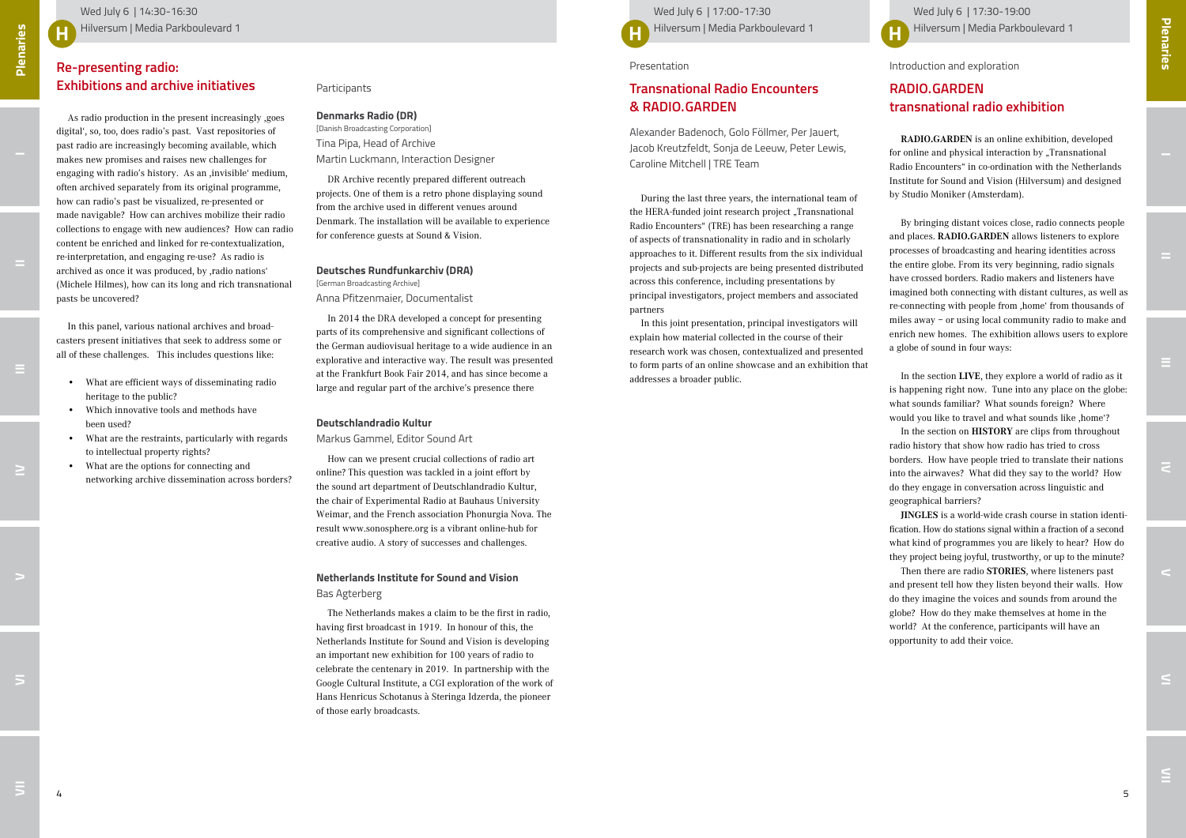Wed July 6 | 14:30-16:30
Hilversum | Media Parkboulevard 1

## Re-presenting radio: Exhibitions and archive initiatives

As radio production in the present increasingly ‚goes digital', so, too, does radio's past. Vast repositories of past radio are increasingly becoming available, which makes new promises and raises new challenges for engaging with radio's history. As an ‚invisible' medium, often archived separately from its original programme, how can radio's past be visualized, re-presented or made navigable? How can archives mobilize their radio collections to engage with new audiences? How can radio content be enriched and linked for re-contextualization, re-interpretation, and engaging re-use? As radio is archived as once it was produced, by ‚radio nations' (Michele Hilmes), how can its long and rich transnational pasts be uncovered?

In this panel, various national archives and broadcasters present initiatives that seek to address some or all of these challenges. This includes questions like:

- What are efficient ways of disseminating radio heritage to the public?
- Which innovative tools and methods have been used?
- What are the restraints, particularly with regards to intellectual property rights?
- What are the options for connecting and networking archive dissemination across borders?

Participants

**Denmarks Radio (DR)**
[Danish Broadcasting Corporation]
Tina Pipa, Head of Archive
Martin Luckmann, Interaction Designer

DR Archive recently prepared different outreach projects. One of them is a retro phone displaying sound from the archive used in different venues around Denmark. The installation will be available to experience for conference guests at Sound & Vision.

**Deutsches Rundfunkarchiv (DRA)**
[German Broadcasting Archive]
Anna Pfitzenmaier, Documentalist

In 2014 the DRA developed a concept for presenting parts of its comprehensive and significant collections of the German audiovisual heritage to a wide audience in an explorative and interactive way. The result was presented at the Frankfurt Book Fair 2014, and has since become a large and regular part of the archive's presence there

**Deutschlandradio Kultur**
Markus Gammel, Editor Sound Art

How can we present crucial collections of radio art online? This question was tackled in a joint effort by the sound art department of Deutschlandradio Kultur, the chair of Experimental Radio at Bauhaus University Weimar, and the French association Phonurgia Nova. The result www.sonosphere.org is a vibrant online-hub for creative audio. A story of successes and challenges.

**Netherlands Institute for Sound and Vision**
Bas Agterberg

The Netherlands makes a claim to be the first in radio, having first broadcast in 1919. In honour of this, the Netherlands Institute for Sound and Vision is developing an important new exhibition for 100 years of radio to celebrate the centenary in 2019. In partnership with the Google Cultural Institute, a CGI exploration of the work of Hans Henricus Schotanus à Steringa Idzerda, the pioneer of those early broadcasts.

Wed July 6 | 17:00-17:30
Hilversum | Media Parkboulevard 1

Presentation

## Transnational Radio Encounters & RADIO.GARDEN

Alexander Badenoch, Golo Föllmer, Per Jauert, Jacob Kreutzfeldt, Sonja de Leeuw, Peter Lewis, Caroline Mitchell | TRE Team

During the last three years, the international team of the HERA-funded joint research project „Transnational Radio Encounters" (TRE) has been researching a range of aspects of transnationality in radio and in scholarly approaches to it. Different results from the six individual projects and sub-projects are being presented distributed across this conference, including presentations by principal investigators, project members and associated partners

In this joint presentation, principal investigators will explain how material collected in the course of their research work was chosen, contextualized and presented to form parts of an online showcase and an exhibition that addresses a broader public.

Wed July 6 | 17:30-19:00
Hilversum | Media Parkboulevard 1

Introduction and exploration

## RADIO.GARDEN transnational radio exhibition

**RADIO.GARDEN** is an online exhibition, developed for online and physical interaction by „Transnational Radio Encounters" in co-ordination with the Netherlands Institute for Sound and Vision (Hilversum) and designed by Studio Moniker (Amsterdam).

By bringing distant voices close, radio connects people and places. **RADIO.GARDEN** allows listeners to explore processes of broadcasting and hearing identities across the entire globe. From its very beginning, radio signals have crossed borders. Radio makers and listeners have imagined both connecting with distant cultures, as well as re-connecting with people from ‚home' from thousands of miles away – or using local community radio to make and enrich new homes. The exhibition allows users to explore a globe of sound in four ways:

In the section **LIVE**, they explore a world of radio as it is happening right now. Tune into any place on the globe: what sounds familiar? What sounds foreign? Where would you like to travel and what sounds like ‚home'?

In the section on **HISTORY** are clips from throughout radio history that show how radio has tried to cross borders. How have people tried to translate their nations into the airwaves? What did they say to the world? How do they engage in conversation across linguistic and geographical barriers?

**JINGLES** is a world-wide crash course in station identification. How do stations signal within a fraction of a second what kind of programmes you are likely to hear? How do they project being joyful, trustworthy, or up to the minute?

Then there are radio **STORIES**, where listeners past and present tell how they listen beyond their walls. How do they imagine the voices and sounds from around the globe? How do they make themselves at home in the world? At the conference, participants will have an opportunity to add their voice.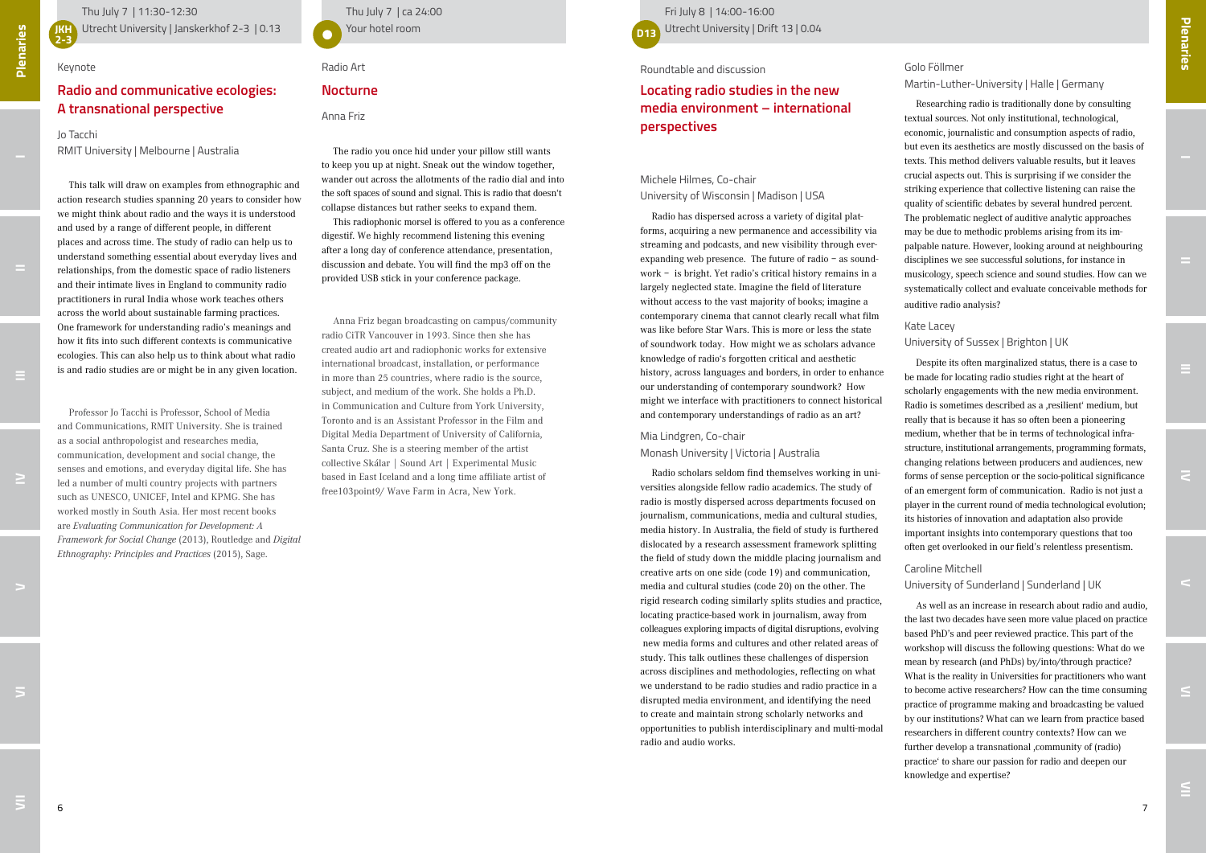Thu July 7 | 11:30-12:30
Utrecht University | Janskerkhof 2-3 | 0.13

Keynote

## Radio and communicative ecologies: A transnational perspective

Jo Tacchi
RMIT University | Melbourne | Australia

This talk will draw on examples from ethnographic and action research studies spanning 20 years to consider how we might think about radio and the ways it is understood and used by a range of different people, in different places and across time. The study of radio can help us to understand something essential about everyday lives and relationships, from the domestic space of radio listeners and their intimate lives in England to community radio practitioners in rural India whose work teaches others across the world about sustainable farming practices. One framework for understanding radio's meanings and how it fits into such different contexts is communicative ecologies. This can also help us to think about what radio is and radio studies are or might be in any given location.

Professor Jo Tacchi is Professor, School of Media and Communications, RMIT University. She is trained as a social anthropologist and researches media, communication, development and social change, the senses and emotions, and everyday digital life. She has led a number of multi country projects with partners such as UNESCO, UNICEF, Intel and KPMG. She has worked mostly in South Asia. Her most recent books are *Evaluating Communication for Development: A Framework for Social Change* (2013), Routledge and *Digital Ethnography: Principles and Practices* (2015), Sage.

Thu July 7 | ca 24:00
Your hotel room

Radio Art

## Nocturne

Anna Friz

The radio you once hid under your pillow still wants to keep you up at night. Sneak out the window together, wander out across the allotments of the radio dial and into the soft spaces of sound and signal. This is radio that doesn't collapse distances but rather seeks to expand them.

This radiophonic morsel is offered to you as a conference digestif. We highly recommend listening this evening after a long day of conference attendance, presentation, discussion and debate. You will find the mp3 off on the provided USB stick in your conference package.

Anna Friz began broadcasting on campus/community radio CiTR Vancouver in 1993. Since then she has created audio art and radiophonic works for extensive international broadcast, installation, or performance in more than 25 countries, where radio is the source, subject, and medium of the work. She holds a Ph.D. in Communication and Culture from York University, Toronto and is an Assistant Professor in the Film and Digital Media Department of University of California, Santa Cruz. She is a steering member of the artist collective Skálar | Sound Art | Experimental Music based in East Iceland and a long time affiliate artist of free103point9/ Wave Farm in Acra, New York.

Fri July 8 | 14:00-16:00
Utrecht University | Drift 13 | 0.04

Roundtable and discussion

## Locating radio studies in the new media environment – international perspectives

Michele Hilmes, Co-chair
University of Wisconsin | Madison | USA

Radio has dispersed across a variety of digital platforms, acquiring a new permanence and accessibility via streaming and podcasts, and new visibility through ever-expanding web presence. The future of radio – as soundwork – is bright. Yet radio's critical history remains in a largely neglected state. Imagine the field of literature without access to the vast majority of books; imagine a contemporary cinema that cannot clearly recall what film was like before Star Wars. This is more or less the state of soundwork today. How might we as scholars advance knowledge of radio's forgotten critical and aesthetic history, across languages and borders, in order to enhance our understanding of contemporary soundwork? How might we interface with practitioners to connect historical and contemporary understandings of radio as an art?

Mia Lindgren, Co-chair
Monash University | Victoria | Australia

Radio scholars seldom find themselves working in universities alongside fellow radio academics. The study of radio is mostly dispersed across departments focused on journalism, communications, media and cultural studies, media history. In Australia, the field of study is furthered dislocated by a research assessment framework splitting the field of study down the middle placing journalism and creative arts on one side (code 19) and communication, media and cultural studies (code 20) on the other. The rigid research coding similarly splits studies and practice, locating practice-based work in journalism, away from colleagues exploring impacts of digital disruptions, evolving new media forms and cultures and other related areas of study. This talk outlines these challenges of dispersion across disciplines and methodologies, reflecting on what we understand to be radio studies and radio practice in a disrupted media environment, and identifying the need to create and maintain strong scholarly networks and opportunities to publish interdisciplinary and multi-modal radio and audio works.

Golo Föllmer
Martin-Luther-University | Halle | Germany

Researching radio is traditionally done by consulting textual sources. Not only institutional, technological, economic, journalistic and consumption aspects of radio, but even its aesthetics are mostly discussed on the basis of texts. This method delivers valuable results, but it leaves crucial aspects out. This is surprising if we consider the striking experience that collective listening can raise the quality of scientific debates by several hundred percent. The problematic neglect of auditive analytic approaches may be due to methodic problems arising from its impalpable nature. However, looking around at neighbouring disciplines we see successful solutions, for instance in musicology, speech science and sound studies. How can we systematically collect and evaluate conceivable methods for auditive radio analysis?

Kate Lacey
University of Sussex | Brighton | UK

Despite its often marginalized status, there is a case to be made for locating radio studies right at the heart of scholarly engagements with the new media environment. Radio is sometimes described as a ‚resilient' medium, but really that is because it has so often been a pioneering medium, whether that be in terms of technological infrastructure, institutional arrangements, programming formats, changing relations between producers and audiences, new forms of sense perception or the socio-political significance of an emergent form of communication. Radio is not just a player in the current round of media technological evolution; its histories of innovation and adaptation also provide important insights into contemporary questions that too often get overlooked in our field's relentless presentism.

Caroline Mitchell
University of Sunderland | Sunderland | UK

As well as an increase in research about radio and audio, the last two decades have seen more value placed on practice based PhD's and peer reviewed practice. This part of the workshop will discuss the following questions: What do we mean by research (and PhDs) by/into/through practice? What is the reality in Universities for practitioners who want to become active researchers? How can the time consuming practice of programme making and broadcasting be valued by our institutions? What can we learn from practice based researchers in different country contexts? How can we further develop a transnational ‚community of (radio) practice' to share our passion for radio and deepen our knowledge and expertise?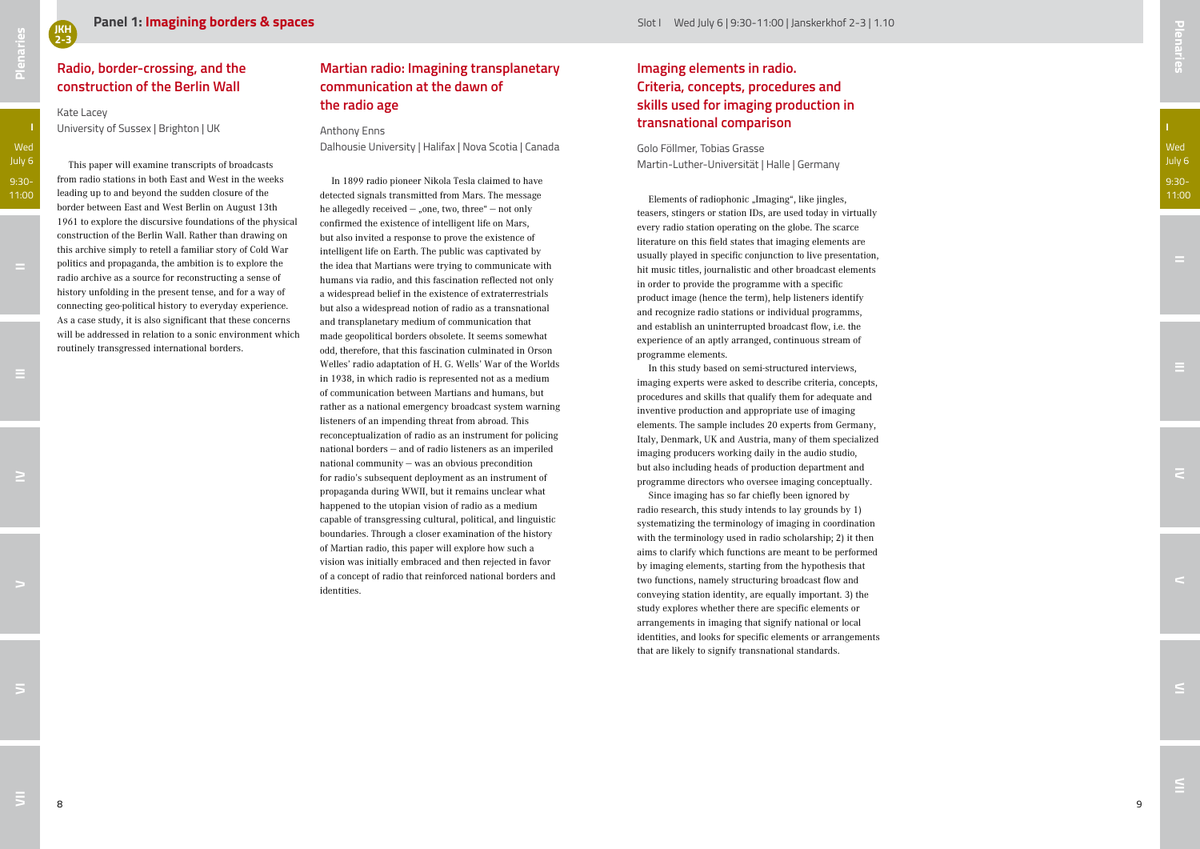## Panel 1: Imagining borders & spaces

Slot I Wed July 6 | 9:30-11:00 | Janskerkhof 2-3 | 1.10

### Radio, border-crossing, and the construction of the Berlin Wall

Kate Lacey
University of Sussex | Brighton | UK

This paper will examine transcripts of broadcasts from radio stations in both East and West in the weeks leading up to and beyond the sudden closure of the border between East and West Berlin on August 13th 1961 to explore the discursive foundations of the physical construction of the Berlin Wall. Rather than drawing on this archive simply to retell a familiar story of Cold War politics and propaganda, the ambition is to explore the radio archive as a source for reconstructing a sense of history unfolding in the present tense, and for a way of connecting geo-political history to everyday experience. As a case study, it is also significant that these concerns will be addressed in relation to a sonic environment which routinely transgressed international borders.

### Martian radio: Imagining transplanetary communication at the dawn of the radio age

Anthony Enns
Dalhousie University | Halifax | Nova Scotia | Canada

In 1899 radio pioneer Nikola Tesla claimed to have detected signals transmitted from Mars. The message he allegedly received – „one, two, three" – not only confirmed the existence of intelligent life on Mars, but also invited a response to prove the existence of intelligent life on Earth. The public was captivated by the idea that Martians were trying to communicate with humans via radio, and this fascination reflected not only a widespread belief in the existence of extraterrestrials but also a widespread notion of radio as a transnational and transplanetary medium of communication that made geopolitical borders obsolete. It seems somewhat odd, therefore, that this fascination culminated in Orson Welles' radio adaptation of H. G. Wells' War of the Worlds in 1938, in which radio is represented not as a medium of communication between Martians and humans, but rather as a national emergency broadcast system warning listeners of an impending threat from abroad. This reconceptualization of radio as an instrument for policing national borders – and of radio listeners as an imperiled national community – was an obvious precondition for radio's subsequent deployment as an instrument of propaganda during WWII, but it remains unclear what happened to the utopian vision of radio as a medium capable of transgressing cultural, political, and linguistic boundaries. Through a closer examination of the history of Martian radio, this paper will explore how such a vision was initially embraced and then rejected in favor of a concept of radio that reinforced national borders and identities.

### Imaging elements in radio. Criteria, concepts, procedures and skills used for imaging production in transnational comparison

Golo Föllmer, Tobias Grasse
Martin-Luther-Universität | Halle | Germany

Elements of radiophonic „Imaging", like jingles, teasers, stingers or station IDs, are used today in virtually every radio station operating on the globe. The scarce literature on this field states that imaging elements are usually played in specific conjunction to live presentation, hit music titles, journalistic and other broadcast elements in order to provide the programme with a specific product image (hence the term), help listeners identify and recognize radio stations or individual programms, and establish an uninterrupted broadcast flow, i.e. the experience of an aptly arranged, continuous stream of programme elements.

In this study based on semi-structured interviews, imaging experts were asked to describe criteria, concepts, procedures and skills that qualify them for adequate and inventive production and appropriate use of imaging elements. The sample includes 20 experts from Germany, Italy, Denmark, UK and Austria, many of them specialized imaging producers working daily in the audio studio, but also including heads of production department and programme directors who oversee imaging conceptually.

Since imaging has so far chiefly been ignored by radio research, this study intends to lay grounds by 1) systematizing the terminology of imaging in coordination with the terminology used in radio scholarship; 2) it then aims to clarify which functions are meant to be performed by imaging elements, starting from the hypothesis that two functions, namely structuring broadcast flow and conveying station identity, are equally important. 3) the study explores whether there are specific elements or arrangements in imaging that signify national or local identities, and looks for specific elements or arrangements that are likely to signify transnational standards.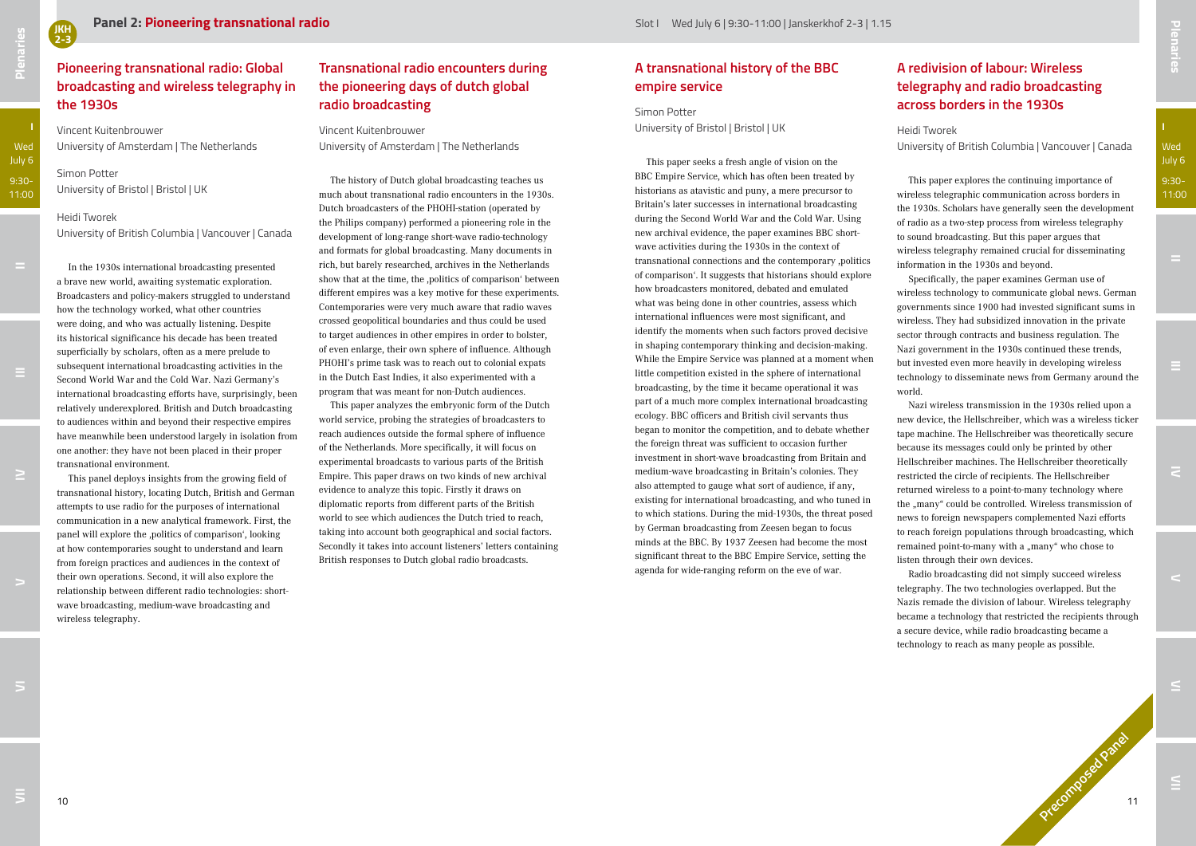## Panel 2: Pioneering transnational radio

Slot I Wed July 6 | 9:30-11:00 | Janskerkhof 2-3 | 1.15

### Pioneering transnational radio: Global broadcasting and wireless telegraphy in the 1930s

Vincent Kuitenbrouwer
University of Amsterdam | The Netherlands

Simon Potter
University of Bristol | Bristol | UK

Heidi Tworek
University of British Columbia | Vancouver | Canada

In the 1930s international broadcasting presented a brave new world, awaiting systematic exploration. Broadcasters and policy-makers struggled to understand how the technology worked, what other countries were doing, and who was actually listening. Despite its historical significance his decade has been treated superficially by scholars, often as a mere prelude to subsequent international broadcasting activities in the Second World War and the Cold War. Nazi Germany's international broadcasting efforts have, surprisingly, been relatively underexplored. British and Dutch broadcasting to audiences within and beyond their respective empires have meanwhile been understood largely in isolation from one another: they have not been placed in their proper transnational environment.

This panel deploys insights from the growing field of transnational history, locating Dutch, British and German attempts to use radio for the purposes of international communication in a new analytical framework. First, the panel will explore the ‚politics of comparison', looking at how contemporaries sought to understand and learn from foreign practices and audiences in the context of their own operations. Second, it will also explore the relationship between different radio technologies: short-wave broadcasting, medium-wave broadcasting and wireless telegraphy.

### Transnational radio encounters during the pioneering days of dutch global radio broadcasting

Vincent Kuitenbrouwer
University of Amsterdam | The Netherlands

The history of Dutch global broadcasting teaches us much about transnational radio encounters in the 1930s. Dutch broadcasters of the PHOHI-station (operated by the Philips company) performed a pioneering role in the development of long-range short-wave radio-technology and formats for global broadcasting. Many documents in rich, but barely researched, archives in the Netherlands show that at the time, the ‚politics of comparison' between different empires was a key motive for these experiments. Contemporaries were very much aware that radio waves crossed geopolitical boundaries and thus could be used to target audiences in other empires in order to bolster, of even enlarge, their own sphere of influence. Although PHOHI's prime task was to reach out to colonial expats in the Dutch East Indies, it also experimented with a program that was meant for non-Dutch audiences.

This paper analyzes the embryonic form of the Dutch world service, probing the strategies of broadcasters to reach audiences outside the formal sphere of influence of the Netherlands. More specifically, it will focus on experimental broadcasts to various parts of the British Empire. This paper draws on two kinds of new archival evidence to analyze this topic. Firstly it draws on diplomatic reports from different parts of the British world to see which audiences the Dutch tried to reach, taking into account both geographical and social factors. Secondly it takes into account listeners' letters containing British responses to Dutch global radio broadcasts.

### A transnational history of the BBC empire service

Simon Potter
University of Bristol | Bristol | UK

This paper seeks a fresh angle of vision on the BBC Empire Service, which has often been treated by historians as atavistic and puny, a mere precursor to Britain's later successes in international broadcasting during the Second World War and the Cold War. Using new archival evidence, the paper examines BBC short-wave activities during the 1930s in the context of transnational connections and the contemporary ‚politics of comparison'. It suggests that historians should explore how broadcasters monitored, debated and emulated what was being done in other countries, assess which international influences were most significant, and identify the moments when such factors proved decisive in shaping contemporary thinking and decision-making. While the Empire Service was planned at a moment when little competition existed in the sphere of international broadcasting, by the time it became operational it was part of a much more complex international broadcasting ecology. BBC officers and British civil servants thus began to monitor the competition, and to debate whether the foreign threat was sufficient to occasion further investment in short-wave broadcasting from Britain and medium-wave broadcasting in Britain's colonies. They also attempted to gauge what sort of audience, if any, existing for international broadcasting, and who tuned in to which stations. During the mid-1930s, the threat posed by German broadcasting from Zeesen began to focus minds at the BBC. By 1937 Zeesen had become the most significant threat to the BBC Empire Service, setting the agenda for wide-ranging reform on the eve of war.

### A redivision of labour: Wireless telegraphy and radio broadcasting across borders in the 1930s

Heidi Tworek
University of British Columbia | Vancouver | Canada

This paper explores the continuing importance of wireless telegraphic communication across borders in the 1930s. Scholars have generally seen the development of radio as a two-step process from wireless telegraphy to sound broadcasting. But this paper argues that wireless telegraphy remained crucial for disseminating information in the 1930s and beyond.

Specifically, the paper examines German use of wireless technology to communicate global news. German governments since 1900 had invested significant sums in wireless. They had subsidized innovation in the private sector through contracts and business regulation. The Nazi government in the 1930s continued these trends, but invested even more heavily in developing wireless technology to disseminate news from Germany around the world.

Nazi wireless transmission in the 1930s relied upon a new device, the Hellschreiber, which was a wireless ticker tape machine. The Hellschreiber was theoretically secure because its messages could only be printed by other Hellschreiber machines. The Hellschreiber theoretically restricted the circle of recipients. The Hellschreiber returned wireless to a point-to-many technology where the „many" could be controlled. Wireless transmission of news to foreign newspapers complemented Nazi efforts to reach foreign populations through broadcasting, which remained point-to-many with a „many" who chose to listen through their own devices.

Radio broadcasting did not simply succeed wireless telegraphy. The two technologies overlapped. But the Nazis remade the division of labour. Wireless telegraphy became a technology that restricted the recipients through a secure device, while radio broadcasting became a technology to reach as many people as possible.

Precomposed Panel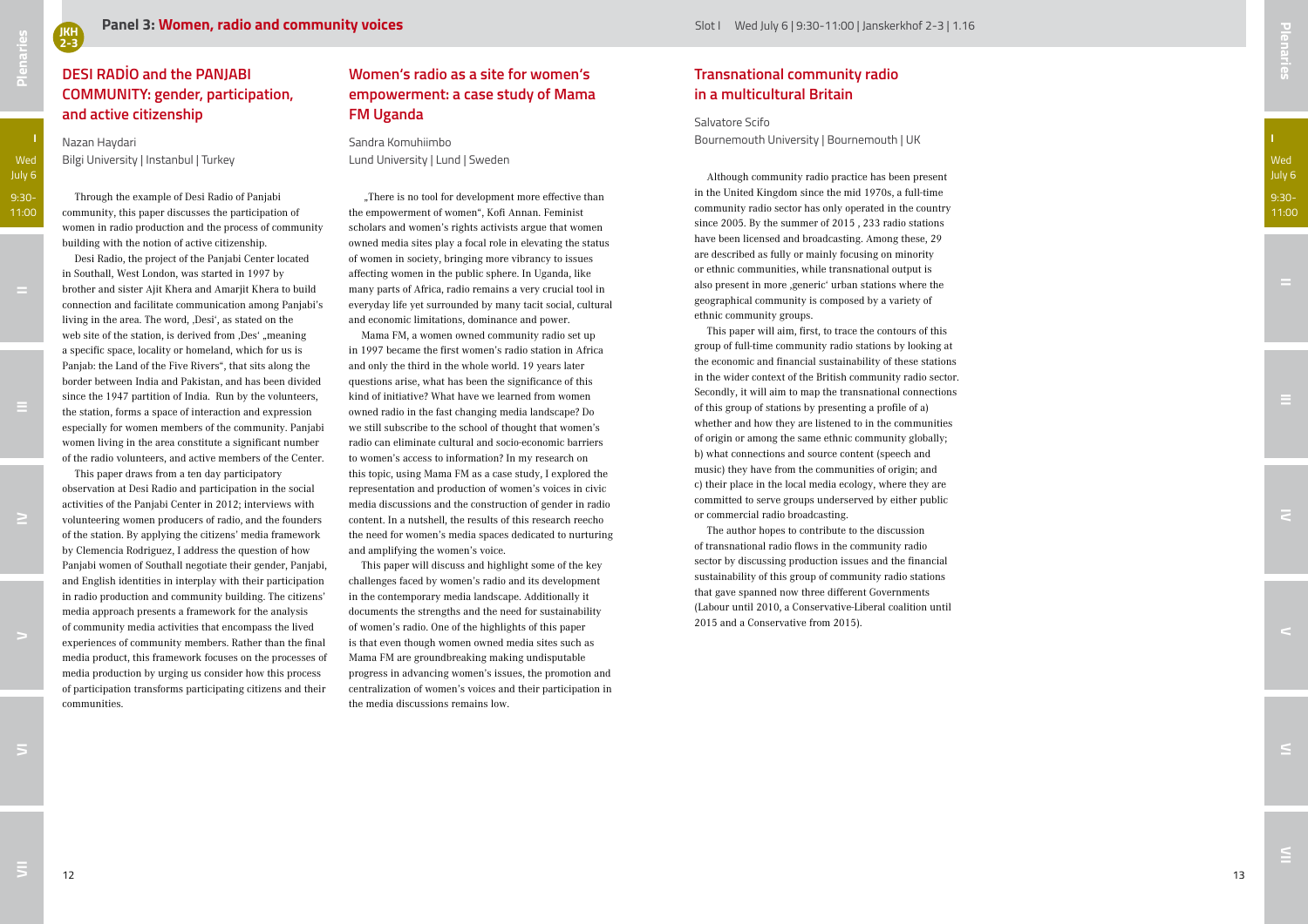## Panel 3: Women, radio and community voices

Slot I Wed July 6 | 9:30-11:00 | Janskerkhof 2-3 | 1.16

### DESI RADİO and the PANJABI COMMUNITY: gender, participation, and active citizenship

Nazan Haydari
Bilgi University | Instanbul | Turkey

Through the example of Desi Radio of Panjabi community, this paper discusses the participation of women in radio production and the process of community building with the notion of active citizenship.

Desi Radio, the project of the Panjabi Center located in Southall, West London, was started in 1997 by brother and sister Ajit Khera and Amarjit Khera to build connection and facilitate communication among Panjabi's living in the area. The word, ‚Desi', as stated on the web site of the station, is derived from ‚Des' „meaning a specific space, locality or homeland, which for us is Panjab: the Land of the Five Rivers", that sits along the border between India and Pakistan, and has been divided since the 1947 partition of India. Run by the volunteers, the station, forms a space of interaction and expression especially for women members of the community. Panjabi women living in the area constitute a significant number of the radio volunteers, and active members of the Center.

This paper draws from a ten day participatory observation at Desi Radio and participation in the social activities of the Panjabi Center in 2012; interviews with volunteering women producers of radio, and the founders of the station. By applying the citizens' media framework by Clemencia Rodriguez, I address the question of how Panjabi women of Southall negotiate their gender, Panjabi, and English identities in interplay with their participation in radio production and community building. The citizens' media approach presents a framework for the analysis of community media activities that encompass the lived experiences of community members. Rather than the final media product, this framework focuses on the processes of media production by urging us consider how this process of participation transforms participating citizens and their communities.

### Women's radio as a site for women's empowerment: a case study of Mama FM Uganda

Sandra Komuhiimbo
Lund University | Lund | Sweden

„There is no tool for development more effective than the empowerment of women", Kofi Annan. Feminist scholars and women's rights activists argue that women owned media sites play a focal role in elevating the status of women in society, bringing more vibrancy to issues affecting women in the public sphere. In Uganda, like many parts of Africa, radio remains a very crucial tool in everyday life yet surrounded by many tacit social, cultural and economic limitations, dominance and power.

Mama FM, a women owned community radio set up in 1997 became the first women's radio station in Africa and only the third in the whole world. 19 years later questions arise, what has been the significance of this kind of initiative? What have we learned from women owned radio in the fast changing media landscape? Do we still subscribe to the school of thought that women's radio can eliminate cultural and socio-economic barriers to women's access to information? In my research on this topic, using Mama FM as a case study, I explored the representation and production of women's voices in civic media discussions and the construction of gender in radio content. In a nutshell, the results of this research reecho the need for women's media spaces dedicated to nurturing and amplifying the women's voice.

This paper will discuss and highlight some of the key challenges faced by women's radio and its development in the contemporary media landscape. Additionally it documents the strengths and the need for sustainability of women's radio. One of the highlights of this paper is that even though women owned media sites such as Mama FM are groundbreaking making undisputable progress in advancing women's issues, the promotion and centralization of women's voices and their participation in the media discussions remains low.

### Transnational community radio in a multicultural Britain

Salvatore Scifo
Bournemouth University | Bournemouth | UK

Although community radio practice has been present in the United Kingdom since the mid 1970s, a full-time community radio sector has only operated in the country since 2005. By the summer of 2015 , 233 radio stations have been licensed and broadcasting. Among these, 29 are described as fully or mainly focusing on minority or ethnic communities, while transnational output is also present in more ‚generic' urban stations where the geographical community is composed by a variety of ethnic community groups.

This paper will aim, first, to trace the contours of this group of full-time community radio stations by looking at the economic and financial sustainability of these stations in the wider context of the British community radio sector. Secondly, it will aim to map the transnational connections of this group of stations by presenting a profile of a) whether and how they are listened to in the communities of origin or among the same ethnic community globally; b) what connections and source content (speech and music) they have from the communities of origin; and c) their place in the local media ecology, where they are committed to serve groups underserved by either public or commercial radio broadcasting.

The author hopes to contribute to the discussion of transnational radio flows in the community radio sector by discussing production issues and the financial sustainability of this group of community radio stations that gave spanned now three different Governments (Labour until 2010, a Conservative-Liberal coalition until 2015 and a Conservative from 2015).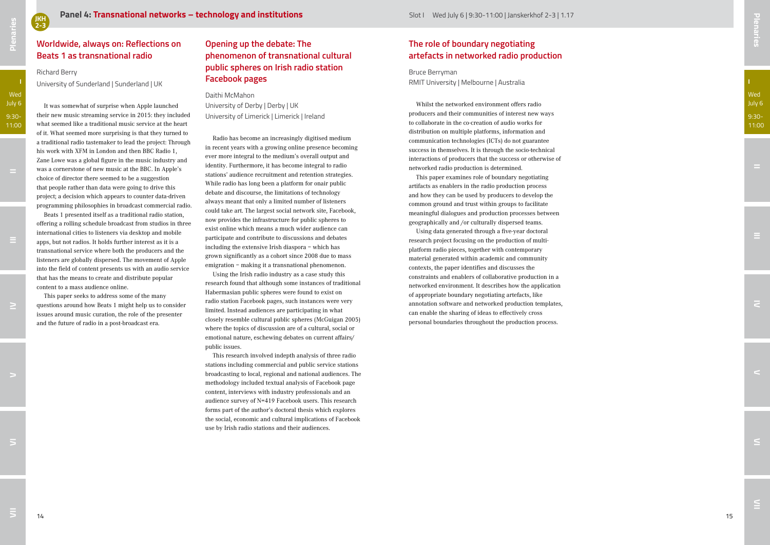## Panel 4: Transnational networks – technology and institutions

Slot I Wed July 6 | 9:30-11:00 | Janskerkhof 2-3 | 1.17

### Worldwide, always on: Reflections on Beats 1 as transnational radio

Richard Berry

University of Sunderland | Sunderland | UK

It was somewhat of surprise when Apple launched their new music streaming service in 2015: they included what seemed like a traditional music service at the heart of it. What seemed more surprising is that they turned to a traditional radio tastemaker to lead the project: Through his work with XFM in London and then BBC Radio 1, Zane Lowe was a global figure in the music industry and was a cornerstone of new music at the BBC. In Apple's choice of director there seemed to be a suggestion that people rather than data were going to drive this project; a decision which appears to counter data-driven programming philosophies in broadcast commercial radio.

Beats 1 presented itself as a traditional radio station, offering a rolling schedule broadcast from studios in three international cities to listeners via desktop and mobile apps, but not radios. It holds further interest as it is a transnational service where both the producers and the listeners are globally dispersed. The movement of Apple into the field of content presents us with an audio service that has the means to create and distribute popular content to a mass audience online.

This paper seeks to address some of the many questions around how Beats 1 might help us to consider issues around music curation, the role of the presenter and the future of radio in a post-broadcast era.

### Opening up the debate: The phenomenon of transnational cultural public spheres on Irish radio station Facebook pages

Daithi McMahon

University of Derby | Derby | UK

University of Limerick | Limerick | Ireland

Radio has become an increasingly digitised medium in recent years with a growing online presence becoming ever more integral to the medium's overall output and identity. Furthermore, it has become integral to radio stations' audience recruitment and retention strategies. While radio has long been a platform for onair public debate and discourse, the limitations of technology always meant that only a limited number of listeners could take art. The largest social network site, Facebook, now provides the infrastructure for public spheres to exist online which means a much wider audience can participate and contribute to discussions and debates including the extensive Irish diaspora – which has grown significantly as a cohort since 2008 due to mass emigration – making it a transnational phenomenon.

Using the Irish radio industry as a case study this research found that although some instances of traditional Habermasian public spheres were found to exist on radio station Facebook pages, such instances were very limited. Instead audiences are participating in what closely resemble cultural public spheres (McGuigan 2005) where the topics of discussion are of a cultural, social or emotional nature, eschewing debates on current affairs/ public issues.

This research involved indepth analysis of three radio stations including commercial and public service stations broadcasting to local, regional and national audiences. The methodology included textual analysis of Facebook page content, interviews with industry professionals and an audience survey of N=419 Facebook users. This research forms part of the author's doctoral thesis which explores the social, economic and cultural implications of Facebook use by Irish radio stations and their audiences.

### The role of boundary negotiating artefacts in networked radio production

Bruce Berryman

RMIT University | Melbourne | Australia

Whilst the networked environment offers radio producers and their communities of interest new ways to collaborate in the co-creation of audio works for distribution on multiple platforms, information and communication technologies (ICTs) do not guarantee success in themselves. It is through the socio-technical interactions of producers that the success or otherwise of networked radio production is determined.

This paper examines role of boundary negotiating artifacts as enablers in the radio production process and how they can be used by producers to develop the common ground and trust within groups to facilitate meaningful dialogues and production processes between geographically and /or culturally dispersed teams.

Using data generated through a five-year doctoral research project focusing on the production of multi-platform radio pieces, together with contemporary material generated within academic and community contexts, the paper identifies and discusses the constraints and enablers of collaborative production in a networked environment. It describes how the application of appropriate boundary negotiating artefacts, like annotation software and networked production templates, can enable the sharing of ideas to effectively cross personal boundaries throughout the production process.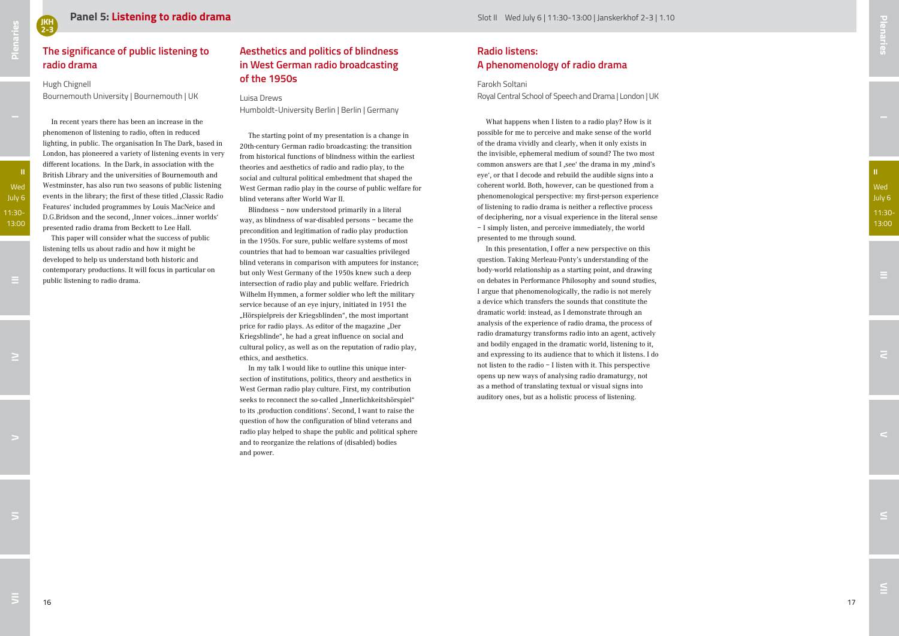## Panel 5: Listening to radio drama

Slot II Wed July 6 | 11:30-13:00 | Janskerkhof 2-3 | 1.10

### The significance of public listening to radio drama

Hugh Chignell
Bournemouth University | Bournemouth | UK

In recent years there has been an increase in the phenomenon of listening to radio, often in reduced lighting, in public. The organisation In The Dark, based in London, has pioneered a variety of listening events in very different locations. In the Dark, in association with the British Library and the universities of Bournemouth and Westminster, has also run two seasons of public listening events in the library; the first of these titled ‚Classic Radio Features' included programmes by Louis MacNeice and D.G.Bridson and the second, ‚Inner voices...inner worlds' presented radio drama from Beckett to Lee Hall.

This paper will consider what the success of public listening tells us about radio and how it might be developed to help us understand both historic and contemporary productions. It will focus in particular on public listening to radio drama.

### Aesthetics and politics of blindness in West German radio broadcasting of the 1950s

Luisa Drews
Humboldt-University Berlin | Berlin | Germany

The starting point of my presentation is a change in 20th-century German radio broadcasting: the transition from historical functions of blindness within the earliest theories and aesthetics of radio and radio play, to the social and cultural political embedment that shaped the West German radio play in the course of public welfare for blind veterans after World War II.

Blindness – now understood primarily in a literal way, as blindness of war-disabled persons – became the precondition and legitimation of radio play production in the 1950s. For sure, public welfare systems of most countries that had to bemoan war casualties privileged blind veterans in comparison with amputees for instance; but only West Germany of the 1950s knew such a deep intersection of radio play and public welfare. Friedrich Wilhelm Hymmen, a former soldier who left the military service because of an eye injury, initiated in 1951 the „Hörspielpreis der Kriegsblinden", the most important price for radio plays. As editor of the magazine „Der Kriegsblinde", he had a great influence on social and cultural policy, as well as on the reputation of radio play, ethics, and aesthetics.

In my talk I would like to outline this unique intersection of institutions, politics, theory and aesthetics in West German radio play culture. First, my contribution seeks to reconnect the so-called „Innerlichkeitshörspiel" to its ‚production conditions'. Second, I want to raise the question of how the configuration of blind veterans and radio play helped to shape the public and political sphere and to reorganize the relations of (disabled) bodies and power.

### Radio listens: A phenomenology of radio drama

Farokh Soltani
Royal Central School of Speech and Drama | London | UK

What happens when I listen to a radio play? How is it possible for me to perceive and make sense of the world of the drama vividly and clearly, when it only exists in the invisible, ephemeral medium of sound? The two most common answers are that I ‚see' the drama in my ‚mind's eye', or that I decode and rebuild the audible signs into a coherent world. Both, however, can be questioned from a phenomenological perspective: my first-person experience of listening to radio drama is neither a reflective process of deciphering, nor a visual experience in the literal sense – I simply listen, and perceive immediately, the world presented to me through sound.

In this presentation, I offer a new perspective on this question. Taking Merleau-Ponty's understanding of the body-world relationship as a starting point, and drawing on debates in Performance Philosophy and sound studies, I argue that phenomenologically, the radio is not merely a device which transfers the sounds that constitute the dramatic world: instead, as I demonstrate through an analysis of the experience of radio drama, the process of radio dramaturgy transforms radio into an agent, actively and bodily engaged in the dramatic world, listening to it, and expressing to its audience that to which it listens. I do not listen to the radio – I listen with it. This perspective opens up new ways of analysing radio dramaturgy, not as a method of translating textual or visual signs into auditory ones, but as a holistic process of listening.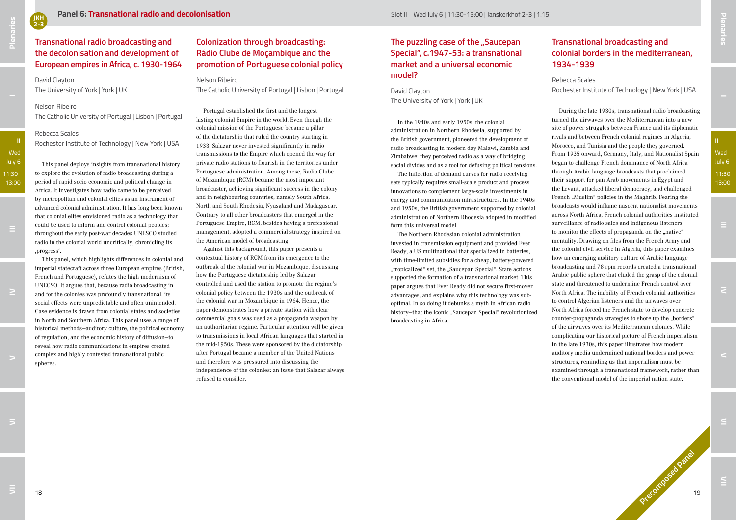## Panel 6: Transnational radio and decolonisation

Slot II Wed July 6 | 11:30-13:00 | Janskerkhof 2-3 | 1.15

### Transnational radio broadcasting and the decolonisation and development of European empires in Africa, c. 1930-1964

David Clayton
The University of York | York | UK

Nelson Ribeiro
The Catholic University of Portugal | Lisbon | Portugal

Rebecca Scales
Rochester Institute of Technology | New York | USA

This panel deploys insights from transnational history to explore the evolution of radio broadcasting during a period of rapid socio-economic and political change in Africa. It investigates how radio came to be perceived by metropolitan and colonial elites as an instrument of advanced colonial administration. It has long been known that colonial elites envisioned radio as a technology that could be used to inform and control colonial peoples; throughout the early post-war decades UNESCO studied radio in the colonial world uncritically, chronicling its ‚progress'.

This panel, which highlights differences in colonial and imperial statecraft across three European empires (British, French and Portuguese), refutes the high-modernism of UNESCO. It argues that, because radio broadcasting in and for the colonies was profoundly transnational, its social effects were unpredictable and often unintended. Case evidence is drawn from colonial states and societies in North and Southern Africa. This panel uses a range of historical methods—auditory culture, the political economy of regulation, and the economic history of diffusion—to reveal how radio communications in empires created complex and highly contested transnational public spheres.

### Colonization through broadcasting: Rádio Clube de Moçambique and the promotion of Portuguese colonial policy

Nelson Ribeiro
The Catholic University of Portugal | Lisbon | Portugal

Portugal established the first and the longest lasting colonial Empire in the world. Even though the colonial mission of the Portuguese became a pillar of the dictatorship that ruled the country starting in 1933, Salazar never invested significantly in radio transmissions to the Empire which opened the way for private radio stations to flourish in the territories under Portuguese administration. Among these, Radio Clube of Mozambique (RCM) became the most important broadcaster, achieving significant success in the colony and in neighbouring countries, namely South Africa, North and South Rhodesia, Nyasaland and Madagascar. Contrary to all other broadcasters that emerged in the Portuguese Empire, RCM, besides having a professional management, adopted a commercial strategy inspired on the American model of broadcasting.

Against this background, this paper presents a contextual history of RCM from its emergence to the outbreak of the colonial war in Mozambique, discussing how the Portuguese dictatorship led by Salazar controlled and used the station to promote the regime's colonial policy between the 1930s and the outbreak of the colonial war in Mozambique in 1964. Hence, the paper demonstrates how a private station with clear commercial goals was used as a propaganda weapon by an authoritarian regime. Particular attention will be given to transmissions in local African languages that started in the mid-1950s. These were sponsored by the dictatorship after Portugal became a member of the United Nations and therefore was pressured into discussing the independence of the colonies: an issue that Salazar always refused to consider.

### The puzzling case of the „Saucepan Special", c.1947-53: a transnational market and a universal economic model?

David Clayton
The University of York | York | UK

In the 1940s and early 1950s, the colonial administration in Northern Rhodesia, supported by the British government, pioneered the development of radio broadcasting in modern day Malawi, Zambia and Zimbabwe: they perceived radio as a way of bridging social divides and as a tool for defusing political tensions.

The inflection of demand curves for radio receiving sets typically requires small-scale product and process innovations to complement large-scale investments in energy and communication infrastructures. In the 1940s and 1950s, the British government supported by colonial administration of Northern Rhodesia adopted in modified form this universal model.

The Northern Rhodesian colonial administration invested in transmission equipment and provided Ever Ready, a US multinational that specialized in batteries, with time-limited subsidies for a cheap, battery-powered „tropicalized" set, the „Saucepan Special". State actions supported the formation of a transnational market. This paper argues that Ever Ready did not secure first-mover advantages, and explains why this technology was sub-optimal. In so doing it debunks a myth in African radio history—that the iconic „Saucepan Special" revolutionized broadcasting in Africa.

### Transnational broadcasting and colonial borders in the mediterranean, 1934-1939

Rebecca Scales
Rochester Institute of Technology | New York | USA

During the late 1930s, transnational radio broadcasting turned the airwaves over the Mediterranean into a new site of power struggles between France and its diplomatic rivals and between French colonial regimes in Algeria, Morocco, and Tunisia and the people they governed. From 1935 onward, Germany, Italy, and Nationalist Spain began to challenge French dominance of North Africa through Arabic-language broadcasts that proclaimed their support for pan-Arab movements in Egypt and the Levant, attacked liberal democracy, and challenged French „Muslim" policies in the Maghrib. Fearing the broadcasts would inflame nascent nationalist movements across North Africa, French colonial authorities instituted surveillance of radio sales and indigenous listeners to monitor the effects of propaganda on the „native" mentality. Drawing on files from the French Army and the colonial civil service in Algeria, this paper examines how an emerging auditory culture of Arabic-language broadcasting and 78-rpm records created a transnational Arabic public sphere that eluded the grasp of the colonial state and threatened to undermine French control over North Africa. The inability of French colonial authorities to control Algerian listeners and the airwaves over North Africa forced the French state to develop concrete counter-propaganda strategies to shore up the „borders" of the airwaves over its Mediterranean colonies. While complicating our historical picture of French imperialism in the late 1930s, this paper illustrates how modern auditory media undermined national borders and power structures, reminding us that imperialism must be examined through a transnational framework, rather than the conventional model of the imperial nation-state.

Precomposed Panel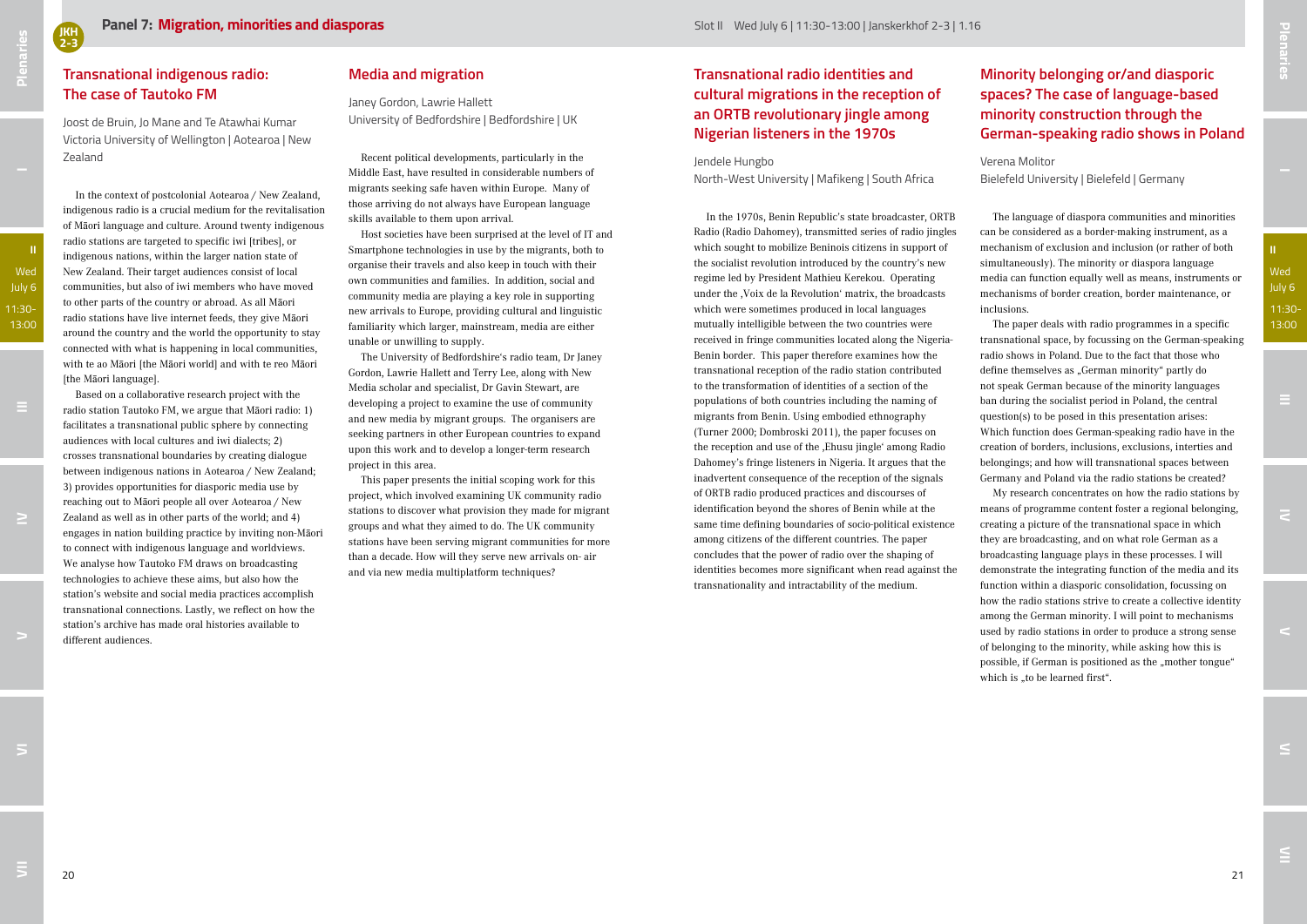## Panel 7: Migration, minorities and diasporas

Slot II Wed July 6 | 11:30-13:00 | Janskerkhof 2-3 | 1.16

### Transnational indigenous radio: The case of Tautoko FM

Joost de Bruin, Jo Mane and Te Atawhai Kumar
Victoria University of Wellington | Aotearoa | New Zealand

In the context of postcolonial Aotearoa / New Zealand, indigenous radio is a crucial medium for the revitalisation of Māori language and culture. Around twenty indigenous radio stations are targeted to specific iwi [tribes], or indigenous nations, within the larger nation state of New Zealand. Their target audiences consist of local communities, but also of iwi members who have moved to other parts of the country or abroad. As all Māori radio stations have live internet feeds, they give Māori around the country and the world the opportunity to stay connected with what is happening in local communities, with te ao Māori [the Māori world] and with te reo Māori [the Māori language].

Based on a collaborative research project with the radio station Tautoko FM, we argue that Māori radio: 1) facilitates a transnational public sphere by connecting audiences with local cultures and iwi dialects; 2) crosses transnational boundaries by creating dialogue between indigenous nations in Aotearoa / New Zealand; 3) provides opportunities for diasporic media use by reaching out to Māori people all over Aotearoa / New Zealand as well as in other parts of the world; and 4) engages in nation building practice by inviting non-Māori to connect with indigenous language and worldviews. We analyse how Tautoko FM draws on broadcasting technologies to achieve these aims, but also how the station's website and social media practices accomplish transnational connections. Lastly, we reflect on how the station's archive has made oral histories available to different audiences.

### Media and migration

Janey Gordon, Lawrie Hallett
University of Bedfordshire | Bedfordshire | UK

Recent political developments, particularly in the Middle East, have resulted in considerable numbers of migrants seeking safe haven within Europe. Many of those arriving do not always have European language skills available to them upon arrival.

Host societies have been surprised at the level of IT and Smartphone technologies in use by the migrants, both to organise their travels and also keep in touch with their own communities and families. In addition, social and community media are playing a key role in supporting new arrivals to Europe, providing cultural and linguistic familiarity which larger, mainstream, media are either unable or unwilling to supply.

The University of Bedfordshire's radio team, Dr Janey Gordon, Lawrie Hallett and Terry Lee, along with New Media scholar and specialist, Dr Gavin Stewart, are developing a project to examine the use of community and new media by migrant groups. The organisers are seeking partners in other European countries to expand upon this work and to develop a longer-term research project in this area.

This paper presents the initial scoping work for this project, which involved examining UK community radio stations to discover what provision they made for migrant groups and what they aimed to do. The UK community stations have been serving migrant communities for more than a decade. How will they serve new arrivals on- air and via new media multiplatform techniques?

### Transnational radio identities and cultural migrations in the reception of an ORTB revolutionary jingle among Nigerian listeners in the 1970s

Jendele Hungbo
North-West University | Mafikeng | South Africa

In the 1970s, Benin Republic's state broadcaster, ORTB Radio (Radio Dahomey), transmitted series of radio jingles which sought to mobilize Beninois citizens in support of the socialist revolution introduced by the country's new regime led by President Mathieu Kerekou. Operating under the ‚Voix de la Revolution' matrix, the broadcasts which were sometimes produced in local languages mutually intelligible between the two countries were received in fringe communities located along the Nigeria-Benin border. This paper therefore examines how the transnational reception of the radio station contributed to the transformation of identities of a section of the populations of both countries including the naming of migrants from Benin. Using embodied ethnography (Turner 2000; Dombroski 2011), the paper focuses on the reception and use of the ‚Ehusu jingle' among Radio Dahomey's fringe listeners in Nigeria. It argues that the inadvertent consequence of the reception of the signals of ORTB radio produced practices and discourses of identification beyond the shores of Benin while at the same time defining boundaries of socio-political existence among citizens of the different countries. The paper concludes that the power of radio over the shaping of identities becomes more significant when read against the transnationality and intractability of the medium.

### Minority belonging or/and diasporic spaces? The case of language-based minority construction through the German-speaking radio shows in Poland

Verena Molitor
Bielefeld University | Bielefeld | Germany

The language of diaspora communities and minorities can be considered as a border-making instrument, as a mechanism of exclusion and inclusion (or rather of both simultaneously). The minority or diaspora language media can function equally well as means, instruments or mechanisms of border creation, border maintenance, or inclusions.

The paper deals with radio programmes in a specific transnational space, by focussing on the German-speaking radio shows in Poland. Due to the fact that those who define themselves as „German minority" partly do not speak German because of the minority languages ban during the socialist period in Poland, the central question(s) to be posed in this presentation arises: Which function does German-speaking radio have in the creation of borders, inclusions, exclusions, interties and belongings; and how will transnational spaces between Germany and Poland via the radio stations be created?

My research concentrates on how the radio stations by means of programme content foster a regional belonging, creating a picture of the transnational space in which they are broadcasting, and on what role German as a broadcasting language plays in these processes. I will demonstrate the integrating function of the media and its function within a diasporic consolidation, focussing on how the radio stations strive to create a collective identity among the German minority. I will point to mechanisms used by radio stations in order to produce a strong sense of belonging to the minority, while asking how this is possible, if German is positioned as the „mother tongue" which is „to be learned first".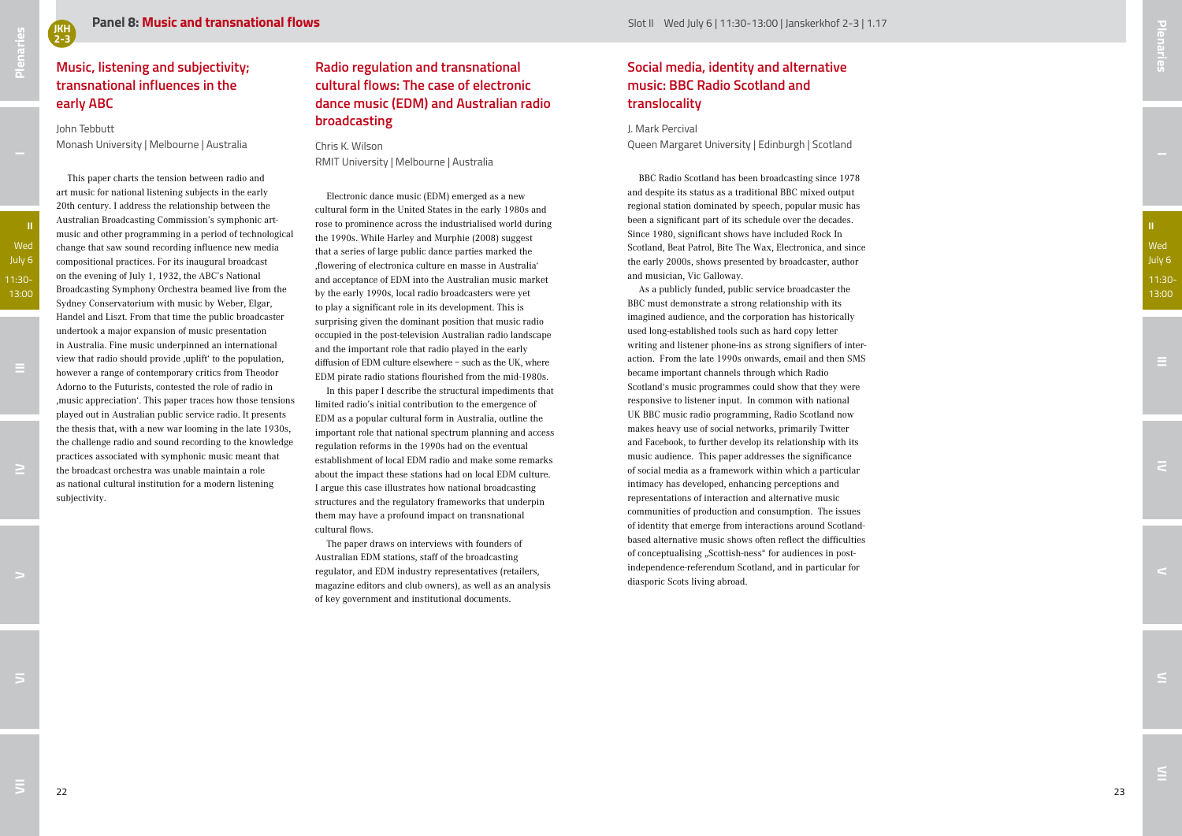## Panel 8: Music and transnational flows

Slot II Wed July 6 | 11:30-13:00 | Janskerkhof 2-3 | 1.17

### Music, listening and subjectivity; transnational influences in the early ABC

John Tebbutt
Monash University | Melbourne | Australia

This paper charts the tension between radio and art music for national listening subjects in the early 20th century. I address the relationship between the Australian Broadcasting Commission's symphonic art-music and other programming in a period of technological change that saw sound recording influence new media compositional practices. For its inaugural broadcast on the evening of July 1, 1932, the ABC's National Broadcasting Symphony Orchestra beamed live from the Sydney Conservatorium with music by Weber, Elgar, Handel and Liszt. From that time the public broadcaster undertook a major expansion of music presentation in Australia. Fine music underpinned an international view that radio should provide ‚uplift' to the population, however a range of contemporary critics from Theodor Adorno to the Futurists, contested the role of radio in ‚music appreciation'. This paper traces how those tensions played out in Australian public service radio. It presents the thesis that, with a new war looming in the late 1930s, the challenge radio and sound recording to the knowledge practices associated with symphonic music meant that the broadcast orchestra was unable maintain a role as national cultural institution for a modern listening subjectivity.

### Radio regulation and transnational cultural flows: The case of electronic dance music (EDM) and Australian radio broadcasting

Chris K. Wilson
RMIT University | Melbourne | Australia

Electronic dance music (EDM) emerged as a new cultural form in the United States in the early 1980s and rose to prominence across the industrialised world during the 1990s. While Harley and Murphie (2008) suggest that a series of large public dance parties marked the ‚flowering of electronica culture en masse in Australia' and acceptance of EDM into the Australian music market by the early 1990s, local radio broadcasters were yet to play a significant role in its development. This is surprising given the dominant position that music radio occupied in the post-television Australian radio landscape and the important role that radio played in the early diffusion of EDM culture elsewhere – such as the UK, where EDM pirate radio stations flourished from the mid-1980s.

In this paper I describe the structural impediments that limited radio's initial contribution to the emergence of EDM as a popular cultural form in Australia, outline the important role that national spectrum planning and access regulation reforms in the 1990s had on the eventual establishment of local EDM radio and make some remarks about the impact these stations had on local EDM culture. I argue this case illustrates how national broadcasting structures and the regulatory frameworks that underpin them may have a profound impact on transnational cultural flows.

The paper draws on interviews with founders of Australian EDM stations, staff of the broadcasting regulator, and EDM industry representatives (retailers, magazine editors and club owners), as well as an analysis of key government and institutional documents.

### Social media, identity and alternative music: BBC Radio Scotland and translocality

J. Mark Percival
Queen Margaret University | Edinburgh | Scotland

BBC Radio Scotland has been broadcasting since 1978 and despite its status as a traditional BBC mixed output regional station dominated by speech, popular music has been a significant part of its schedule over the decades. Since 1980, significant shows have included Rock In Scotland, Beat Patrol, Bite The Wax, Electronica, and since the early 2000s, shows presented by broadcaster, author and musician, Vic Galloway.

As a publicly funded, public service broadcaster the BBC must demonstrate a strong relationship with its imagined audience, and the corporation has historically used long-established tools such as hard copy letter writing and listener phone-ins as strong signifiers of interaction. From the late 1990s onwards, email and then SMS became important channels through which Radio Scotland's music programmes could show that they were responsive to listener input. In common with national UK BBC music radio programming, Radio Scotland now makes heavy use of social networks, primarily Twitter and Facebook, to further develop its relationship with its music audience. This paper addresses the significance of social media as a framework within which a particular intimacy has developed, enhancing perceptions and representations of interaction and alternative music communities of production and consumption. The issues of identity that emerge from interactions around Scotland-based alternative music shows often reflect the difficulties of conceptualising „Scottish-ness" for audiences in post-independence-referendum Scotland, and in particular for diasporic Scots living abroad.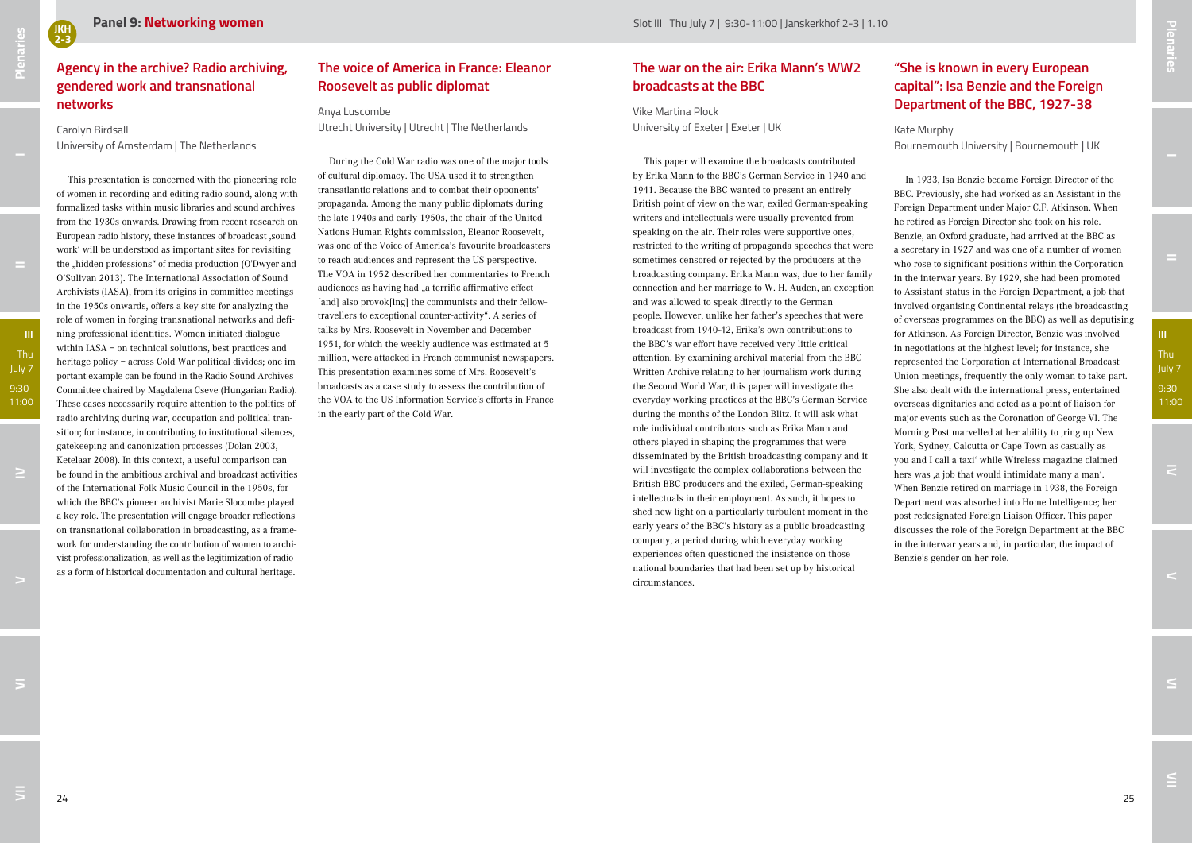## Panel 9: Networking women

Slot III Thu July 7 | 9:30-11:00 | Janskerkhof 2-3 | 1.10

### Agency in the archive? Radio archiving, gendered work and transnational networks

Carolyn Birdsall
University of Amsterdam | The Netherlands

This presentation is concerned with the pioneering role of women in recording and editing radio sound, along with formalized tasks within music libraries and sound archives from the 1930s onwards. Drawing from recent research on European radio history, these instances of broadcast ‚sound work' will be understood as important sites for revisiting the „hidden professions" of media production (O'Dwyer and O'Sulivan 2013). The International Association of Sound Archivists (IASA), from its origins in committee meetings in the 1950s onwards, offers a key site for analyzing the role of women in forging transnational networks and defining professional identities. Women initiated dialogue within IASA – on technical solutions, best practices and heritage policy – across Cold War political divides; one important example can be found in the Radio Sound Archives Committee chaired by Magdalena Cseve (Hungarian Radio). These cases necessarily require attention to the politics of radio archiving during war, occupation and political transition; for instance, in contributing to institutional silences, gatekeeping and canonization processes (Dolan 2003, Ketelaar 2008). In this context, a useful comparison can be found in the ambitious archival and broadcast activities of the International Folk Music Council in the 1950s, for which the BBC's pioneer archivist Marie Slocombe played a key role. The presentation will engage broader reflections on transnational collaboration in broadcasting, as a framework for understanding the contribution of women to archivist professionalization, as well as the legitimization of radio as a form of historical documentation and cultural heritage.

### The voice of America in France: Eleanor Roosevelt as public diplomat

Anya Luscombe
Utrecht University | Utrecht | The Netherlands

During the Cold War radio was one of the major tools of cultural diplomacy. The USA used it to strengthen transatlantic relations and to combat their opponents' propaganda. Among the many public diplomats during the late 1940s and early 1950s, the chair of the United Nations Human Rights commission, Eleanor Roosevelt, was one of the Voice of America's favourite broadcasters to reach audiences and represent the US perspective. The VOA in 1952 described her commentaries to French audiences as having had „a terrific affirmative effect [and] also provok[ing] the communists and their fellow-travellers to exceptional counter-activity". A series of talks by Mrs. Roosevelt in November and December 1951, for which the weekly audience was estimated at 5 million, were attacked in French communist newspapers. This presentation examines some of Mrs. Roosevelt's broadcasts as a case study to assess the contribution of the VOA to the US Information Service's efforts in France in the early part of the Cold War.

### The war on the air: Erika Mann's WW2 broadcasts at the BBC

Vike Martina Plock
University of Exeter | Exeter | UK

This paper will examine the broadcasts contributed by Erika Mann to the BBC's German Service in 1940 and 1941. Because the BBC wanted to present an entirely British point of view on the war, exiled German-speaking writers and intellectuals were usually prevented from speaking on the air. Their roles were supportive ones, restricted to the writing of propaganda speeches that were sometimes censored or rejected by the producers at the broadcasting company. Erika Mann was, due to her family connection and her marriage to W. H. Auden, an exception and was allowed to speak directly to the German people. However, unlike her father's speeches that were broadcast from 1940-42, Erika's own contributions to the BBC's war effort have received very little critical attention. By examining archival material from the BBC Written Archive relating to her journalism work during the Second World War, this paper will investigate the everyday working practices at the BBC's German Service during the months of the London Blitz. It will ask what role individual contributors such as Erika Mann and others played in shaping the programmes that were disseminated by the British broadcasting company and it will investigate the complex collaborations between the British BBC producers and the exiled, German-speaking intellectuals in their employment. As such, it hopes to shed new light on a particularly turbulent moment in the early years of the BBC's history as a public broadcasting company, a period during which everyday working experiences often questioned the insistence on those national boundaries that had been set up by historical circumstances.

### "She is known in every European capital": Isa Benzie and the Foreign Department of the BBC, 1927-38

Kate Murphy
Bournemouth University | Bournemouth | UK

In 1933, Isa Benzie became Foreign Director of the BBC. Previously, she had worked as an Assistant in the Foreign Department under Major C.F. Atkinson. When he retired as Foreign Director she took on his role. Benzie, an Oxford graduate, had arrived at the BBC as a secretary in 1927 and was one of a number of women who rose to significant positions within the Corporation in the interwar years. By 1929, she had been promoted to Assistant status in the Foreign Department, a job that involved organising Continental relays (the broadcasting of overseas programmes on the BBC) as well as deputising for Atkinson. As Foreign Director, Benzie was involved in negotiations at the highest level; for instance, she represented the Corporation at International Broadcast Union meetings, frequently the only woman to take part. She also dealt with the international press, entertained overseas dignitaries and acted as a point of liaison for major events such as the Coronation of George VI. The Morning Post marvelled at her ability to ‚ring up New York, Sydney, Calcutta or Cape Town as casually as you and I call a taxi' while Wireless magazine claimed hers was ‚a job that would intimidate many a man'. When Benzie retired on marriage in 1938, the Foreign Department was absorbed into Home Intelligence; her post redesignated Foreign Liaison Officer. This paper discusses the role of the Foreign Department at the BBC in the interwar years and, in particular, the impact of Benzie's gender on her role.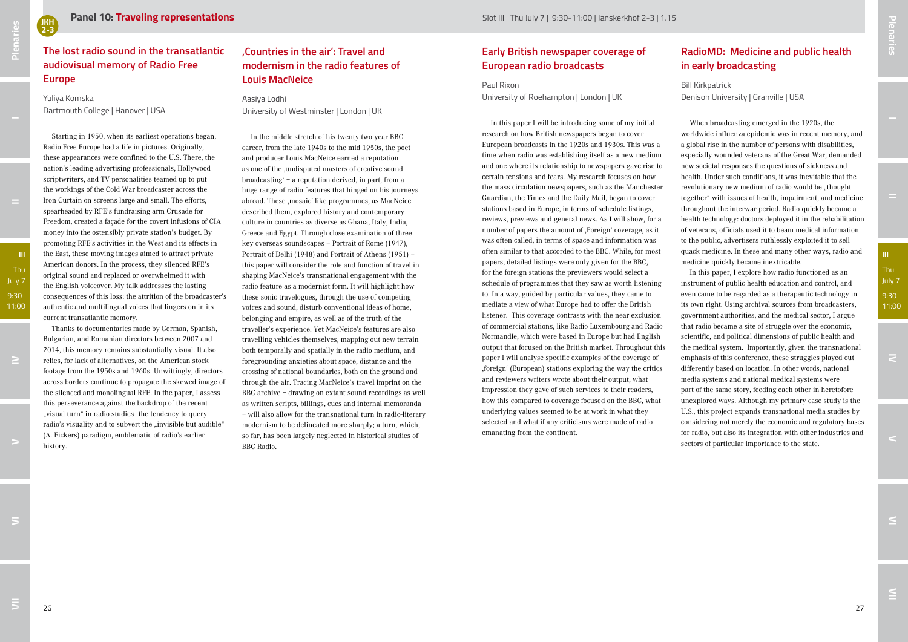## Panel 10: Traveling representations

Slot III Thu July 7 | 9:30-11:00 | Janskerkhof 2-3 | 1.15

### The lost radio sound in the transatlantic audiovisual memory of Radio Free Europe

Yuliya Komska
Dartmouth College | Hanover | USA

Starting in 1950, when its earliest operations began, Radio Free Europe had a life in pictures. Originally, these appearances were confined to the U.S. There, the nation's leading advertising professionals, Hollywood scriptwriters, and TV personalities teamed up to put the workings of the Cold War broadcaster across the Iron Curtain on screens large and small. The efforts, spearheaded by RFE's fundraising arm Crusade for Freedom, created a façade for the covert infusions of CIA money into the ostensibly private station's budget. By promoting RFE's activities in the West and its effects in the East, these moving images aimed to attract private American donors. In the process, they silenced RFE's original sound and replaced or overwhelmed it with the English voiceover. My talk addresses the lasting consequences of this loss: the attrition of the broadcaster's authentic and multilingual voices that lingers on in its current transatlantic memory.

Thanks to documentaries made by German, Spanish, Bulgarian, and Romanian directors between 2007 and 2014, this memory remains substantially visual. It also relies, for lack of alternatives, on the American stock footage from the 1950s and 1960s. Unwittingly, directors across borders continue to propagate the skewed image of the silenced and monolingual RFE. In the paper, I assess this perseverance against the backdrop of the recent „visual turn" in radio studies–the tendency to query radio's visuality and to subvert the „invisible but audible" (A. Fickers) paradigm, emblematic of radio's earlier history.

### ‚Countries in the air': Travel and modernism in the radio features of Louis MacNeice

Aasiya Lodhi
University of Westminster | London | UK

In the middle stretch of his twenty-two year BBC career, from the late 1940s to the mid-1950s, the poet and producer Louis MacNeice earned a reputation as one of the ‚undisputed masters of creative sound broadcasting' – a reputation derived, in part, from a huge range of radio features that hinged on his journeys abroad. These ‚mosaic'-like programmes, as MacNeice described them, explored history and contemporary culture in countries as diverse as Ghana, Italy, India, Greece and Egypt. Through close examination of three key overseas soundscapes – Portrait of Rome (1947), Portrait of Delhi (1948) and Portrait of Athens (1951) – this paper will consider the role and function of travel in shaping MacNeice's transnational engagement with the radio feature as a modernist form. It will highlight how these sonic travelogues, through the use of competing voices and sound, disturb conventional ideas of home, belonging and empire, as well as of the truth of the traveller's experience. Yet MacNeice's features are also travelling vehicles themselves, mapping out new terrain both temporally and spatially in the radio medium, and foregrounding anxieties about space, distance and the crossing of national boundaries, both on the ground and through the air. Tracing MacNeice's travel imprint on the BBC archive – drawing on extant sound recordings as well as written scripts, billings, cues and internal memoranda – will also allow for the transnational turn in radio-literary modernism to be delineated more sharply; a turn, which, so far, has been largely neglected in historical studies of BBC Radio.

### Early British newspaper coverage of European radio broadcasts

Paul Rixon
University of Roehampton | London | UK

In this paper I will be introducing some of my initial research on how British newspapers began to cover European broadcasts in the 1920s and 1930s. This was a time when radio was establishing itself as a new medium and one where its relationship to newspapers gave rise to certain tensions and fears. My research focuses on how the mass circulation newspapers, such as the Manchester Guardian, the Times and the Daily Mail, began to cover stations based in Europe, in terms of schedule listings, reviews, previews and general news. As I will show, for a number of papers the amount of ‚Foreign' coverage, as it was often called, in terms of space and information was often similar to that accorded to the BBC. While, for most papers, detailed listings were only given for the BBC, for the foreign stations the previewers would select a schedule of programmes that they saw as worth listening to. In a way, guided by particular values, they came to mediate a view of what Europe had to offer the British listener. This coverage contrasts with the near exclusion of commercial stations, like Radio Luxembourg and Radio Normandie, which were based in Europe but had English output that focused on the British market. Throughout this paper I will analyse specific examples of the coverage of ‚foreign' (European) stations exploring the way the critics and reviewers writers wrote about their output, what impression they gave of such services to their readers, how this compared to coverage focused on the BBC, what underlying values seemed to be at work in what they selected and what if any criticisms were made of radio emanating from the continent.

### RadioMD: Medicine and public health in early broadcasting

Bill Kirkpatrick
Denison University | Granville | USA

When broadcasting emerged in the 1920s, the worldwide influenza epidemic was in recent memory, and a global rise in the number of persons with disabilities, especially wounded veterans of the Great War, demanded new societal responses the questions of sickness and health. Under such conditions, it was inevitable that the revolutionary new medium of radio would be „thought together" with issues of health, impairment, and medicine throughout the interwar period. Radio quickly became a health technology: doctors deployed it in the rehabilitation of veterans, officials used it to beam medical information to the public, advertisers ruthlessly exploited it to sell quack medicine. In these and many other ways, radio and medicine quickly became inextricable.

In this paper, I explore how radio functioned as an instrument of public health education and control, and even came to be regarded as a therapeutic technology in its own right. Using archival sources from broadcasters, government authorities, and the medical sector, I argue that radio became a site of struggle over the economic, scientific, and political dimensions of public health and the medical system. Importantly, given the transnational emphasis of this conference, these struggles played out differently based on location. In other words, national media systems and national medical systems were part of the same story, feeding each other in heretofore unexplored ways. Although my primary case study is the U.S., this project expands transnational media studies by considering not merely the economic and regulatory bases for radio, but also its integration with other industries and sectors of particular importance to the state.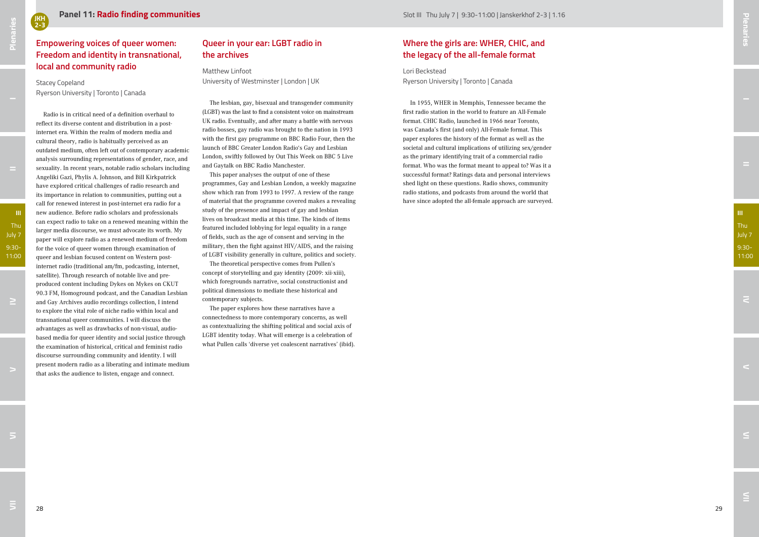## Panel 11: Radio finding communities

Slot III Thu July 7 | 9:30-11:00 | Janskerkhof 2-3 | 1.16

### Empowering voices of queer women: Freedom and identity in transnational, local and community radio

Stacey Copeland
Ryerson University | Toronto | Canada

Radio is in critical need of a definition overhaul to reflect its diverse content and distribution in a post-internet era. Within the realm of modern media and cultural theory, radio is habitually perceived as an outdated medium, often left out of contemporary academic analysis surrounding representations of gender, race, and sexuality. In recent years, notable radio scholars including Angeliki Gazi, Phylis A. Johnson, and Bill Kirkpatrick have explored critical challenges of radio research and its importance in relation to communities, putting out a call for renewed interest in post-internet era radio for a new audience. Before radio scholars and professionals can expect radio to take on a renewed meaning within the larger media discourse, we must advocate its worth. My paper will explore radio as a renewed medium of freedom for the voice of queer women through examination of queer and lesbian focused content on Western post-internet radio (traditional am/fm, podcasting, internet, satellite). Through research of notable live and pre-produced content including Dykes on Mykes on CKUT 90.3 FM, Homoground podcast, and the Canadian Lesbian and Gay Archives audio recordings collection, I intend to explore the vital role of niche radio within local and transnational queer communities. I will discuss the advantages as well as drawbacks of non-visual, audio-based media for queer identity and social justice through the examination of historical, critical and feminist radio discourse surrounding community and identity. I will present modern radio as a liberating and intimate medium that asks the audience to listen, engage and connect.

### Queer in your ear: LGBT radio in the archives

Matthew Linfoot
University of Westminster | London | UK

The lesbian, gay, bisexual and transgender community (LGBT) was the last to find a consistent voice on mainstream UK radio. Eventually, and after many a battle with nervous radio bosses, gay radio was brought to the nation in 1993 with the first gay programme on BBC Radio Four, then the launch of BBC Greater London Radio's Gay and Lesbian London, swiftly followed by Out This Week on BBC 5 Live and Gaytalk on BBC Radio Manchester.

This paper analyses the output of one of these programmes, Gay and Lesbian London, a weekly magazine show which ran from 1993 to 1997. A review of the range of material that the programme covered makes a revealing study of the presence and impact of gay and lesbian lives on broadcast media at this time. The kinds of items featured included lobbying for legal equality in a range of fields, such as the age of consent and serving in the military, then the fight against HIV/AIDS, and the raising of LGBT visibility generally in culture, politics and society.

The theoretical perspective comes from Pullen's concept of storytelling and gay identity (2009: xii-xiii), which foregrounds narrative, social constructionist and political dimensions to mediate these historical and contemporary subjects.

The paper explores how these narratives have a connectedness to more contemporary concerns, as well as contextualizing the shifting political and social axis of LGBT identity today. What will emerge is a celebration of what Pullen calls 'diverse yet coalescent narratives' (ibid).

### Where the girls are: WHER, CHIC, and the legacy of the all-female format

Lori Beckstead
Ryerson University | Toronto | Canada

In 1955, WHER in Memphis, Tennessee became the first radio station in the world to feature an All-Female format. CHIC Radio, launched in 1966 near Toronto, was Canada's first (and only) All-Female format. This paper explores the history of the format as well as the societal and cultural implications of utilizing sex/gender as the primary identifying trait of a commercial radio format. Who was the format meant to appeal to? Was it a successful format? Ratings data and personal interviews shed light on these questions. Radio shows, community radio stations, and podcasts from around the world that have since adopted the all-female approach are surveyed.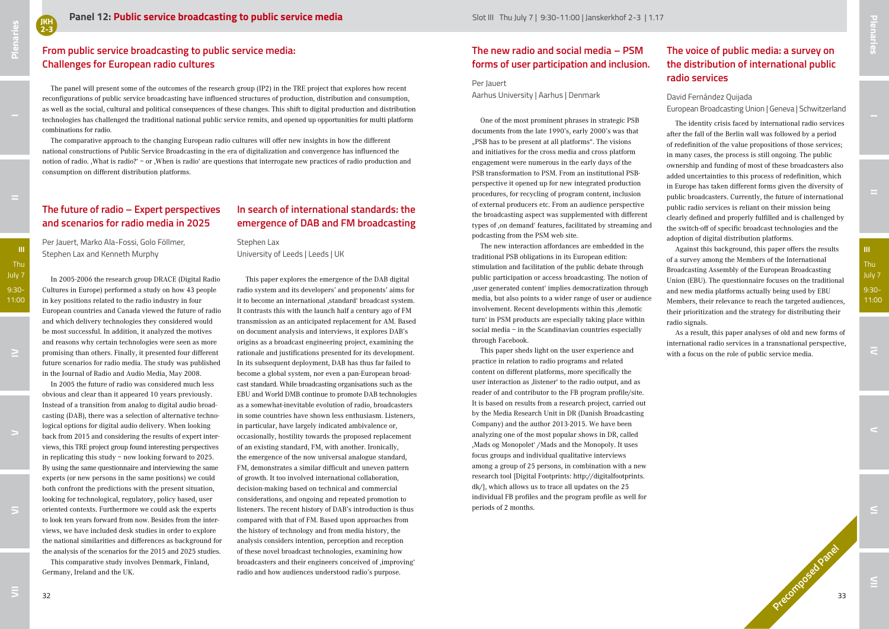## Panel 12: Public service broadcasting to public service media

Slot III Thu July 7 | 9:30-11:00 | Janskerkhof 2-3 | 1.17

### From public service broadcasting to public service media: Challenges for European radio cultures

The panel will present some of the outcomes of the research group (IP2) in the TRE project that explores how recent reconfigurations of public service broadcasting have influenced structures of production, distribution and consumption, as well as the social, cultural and political consequences of these changes. This shift to digital production and distribution technologies has challenged the traditional national public service remits, and opened up opportunities for multi platform combinations for radio.

The comparative approach to the changing European radio cultures will offer new insights in how the different national constructions of Public Service Broadcasting in the era of digitalization and convergence has influenced the notion of radio. ‚What is radio?' – or ‚When is radio' are questions that interrogate new practices of radio production and consumption on different distribution platforms.

### The future of radio – Expert perspectives and scenarios for radio media in 2025

Per Jauert, Marko Ala-Fossi, Golo Föllmer, Stephen Lax and Kenneth Murphy

In 2005-2006 the research group DRACE (Digital Radio Cultures in Europe) performed a study on how 43 people in key positions related to the radio industry in four European countries and Canada viewed the future of radio and which delivery technologies they considered would be most successful. In addition, it analyzed the motives and reasons why certain technologies were seen as more promising than others. Finally, it presented four different future scenarios for radio media. The study was published in the Journal of Radio and Audio Media, May 2008.

In 2005 the future of radio was considered much less obvious and clear than it appeared 10 years previously. Instead of a transition from analog to digital audio broadcasting (DAB), there was a selection of alternative technological options for digital audio delivery. When looking back from 2015 and considering the results of expert interviews, this TRE project group found interesting perspectives in replicating this study – now looking forward to 2025. By using the same questionnaire and interviewing the same experts (or new persons in the same positions) we could both confront the predictions with the present situation, looking for technological, regulatory, policy based, user oriented contexts. Furthermore we could ask the experts to look ten years forward from now. Besides from the interviews, we have included desk studies in order to explore the national similarities and differences as background for the analysis of the scenarios for the 2015 and 2025 studies.

This comparative study involves Denmark, Finland, Germany, Ireland and the UK.

### In search of international standards: the emergence of DAB and FM broadcasting

Stephen Lax
University of Leeds | Leeds | UK

This paper explores the emergence of the DAB digital radio system and its developers' and proponents' aims for it to become an international ‚standard' broadcast system. It contrasts this with the launch half a century ago of FM transmission as an anticipated replacement for AM. Based on document analysis and interviews, it explores DAB's origins as a broadcast engineering project, examining the rationale and justifications presented for its development. In its subsequent deployment, DAB has thus far failed to become a global system, nor even a pan-European broadcast standard. While broadcasting organisations such as the EBU and World DMB continue to promote DAB technologies as a somewhat-inevitable evolution of radio, broadcasters in some countries have shown less enthusiasm. Listeners, in particular, have largely indicated ambivalence or, occasionally, hostility towards the proposed replacement of an existing standard, FM, with another. Ironically, the emergence of the now universal analogue standard, FM, demonstrates a similar difficult and uneven pattern of growth. It too involved international collaboration, decision-making based on technical and commercial considerations, and ongoing and repeated promotion to listeners. The recent history of DAB's introduction is thus compared with that of FM. Based upon approaches from the history of technology and from media history, the analysis considers intention, perception and reception of these novel broadcast technologies, examining how broadcasters and their engineers conceived of ‚improving' radio and how audiences understood radio's purpose.

### The new radio and social media – PSM forms of user participation and inclusion.

Per Jauert
Aarhus University | Aarhus | Denmark

One of the most prominent phrases in strategic PSB documents from the late 1990's, early 2000's was that „PSB has to be present at all platforms". The visions and initiatives for the cross media and cross platform engagement were numerous in the early days of the PSB transformation to PSM. From an institutional PSB-perspective it opened up for new integrated production procedures, for recycling of program content, inclusion of external producers etc. From an audience perspective the broadcasting aspect was supplemented with different types of ‚on demand' features, facilitated by streaming and podcasting from the PSM web site.

The new interaction affordances are embedded in the traditional PSB obligations in its European edition: stimulation and facilitation of the public debate through public participation or access broadcasting. The notion of ‚user generated content' implies democratization through media, but also points to a wider range of user or audience involvement. Recent developments within this ‚demotic turn' in PSM products are especially taking place within social media – in the Scandinavian countries especially through Facebook.

This paper sheds light on the user experience and practice in relation to radio programs and related content on different platforms, more specifically the user interaction as ‚listener' to the radio output, and as reader of and contributor to the FB program profile/site. It is based on results from a research project, carried out by the Media Research Unit in DR (Danish Broadcasting Company) and the author 2013-2015. We have been analyzing one of the most popular shows in DR, called ‚Mads og Monopolet' /Mads and the Monopoly. It uses focus groups and individual qualitative interviews among a group of 25 persons, in combination with a new research tool [Digital Footprints: http://digitalfootprints.dk/], which allows us to trace all updates on the 25 individual FB profiles and the program profile as well for periods of 2 months.

### The voice of public media: a survey on the distribution of international public radio services

David Fernández Quijada
European Broadcasting Union | Geneva | Schwitzerland

The identity crisis faced by international radio services after the fall of the Berlin wall was followed by a period of redefinition of the value propositions of those services; in many cases, the process is still ongoing. The public ownership and funding of most of these broadcasters also added uncertainties to this process of redefinition, which in Europe has taken different forms given the diversity of public broadcasters. Currently, the future of international public radio services is reliant on their mission being clearly defined and properly fulfilled and is challenged by the switch-off of specific broadcast technologies and the adoption of digital distribution platforms.

Against this background, this paper offers the results of a survey among the Members of the International Broadcasting Assembly of the European Broadcasting Union (EBU). The questionnaire focuses on the traditional and new media platforms actually being used by EBU Members, their relevance to reach the targeted audiences, their prioritization and the strategy for distributing their radio signals.

As a result, this paper analyses of old and new forms of international radio services in a transnational perspective, with a focus on the role of public service media.

Precomposed Panel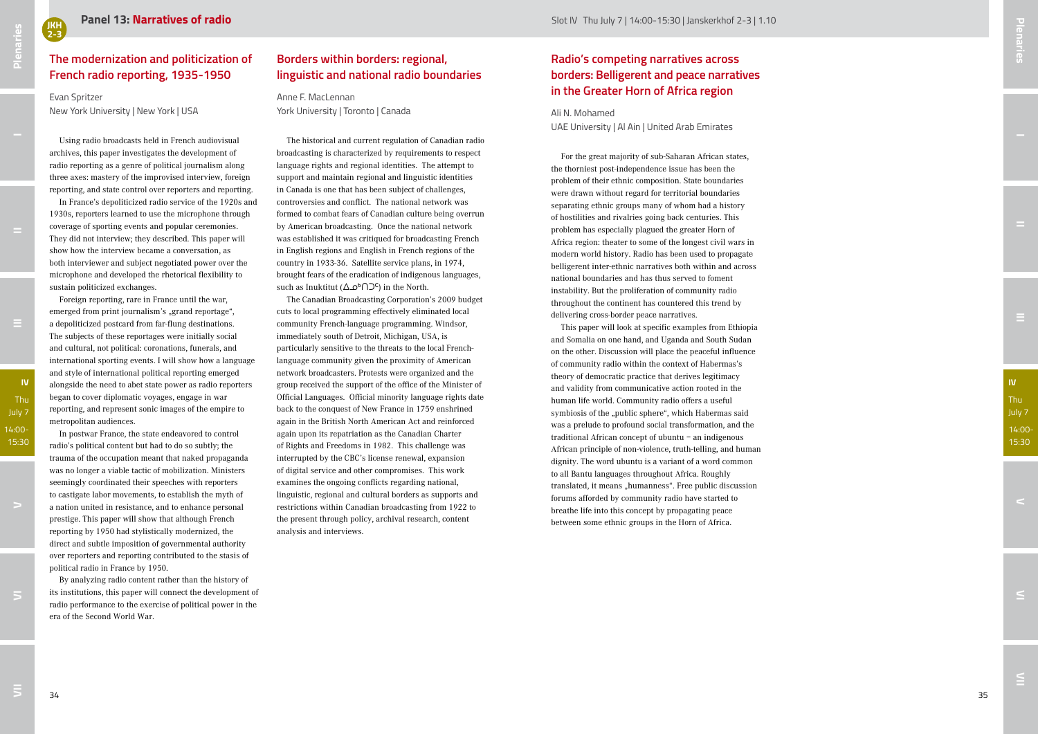## Panel 13: Narratives of radio

Slot IV Thu July 7 | 14:00-15:30 | Janskerkhof 2-3 | 1.10

### The modernization and politicization of French radio reporting, 1935-1950

Evan Spritzer
New York University | New York | USA

Using radio broadcasts held in French audiovisual archives, this paper investigates the development of radio reporting as a genre of political journalism along three axes: mastery of the improvised interview, foreign reporting, and state control over reporters and reporting.

In France's depoliticized radio service of the 1920s and 1930s, reporters learned to use the microphone through coverage of sporting events and popular ceremonies. They did not interview; they described. This paper will show how the interview became a conversation, as both interviewer and subject negotiated power over the microphone and developed the rhetorical flexibility to sustain politicized exchanges.

Foreign reporting, rare in France until the war, emerged from print journalism's „grand reportage", a depoliticized postcard from far-flung destinations. The subjects of these reportages were initially social and cultural, not political: coronations, funerals, and international sporting events. I will show how a language and style of international political reporting emerged alongside the need to abet state power as radio reporters began to cover diplomatic voyages, engage in war reporting, and represent sonic images of the empire to metropolitan audiences.

In postwar France, the state endeavored to control radio's political content but had to do so subtly; the trauma of the occupation meant that naked propaganda was no longer a viable tactic of mobilization. Ministers seemingly coordinated their speeches with reporters to castigate labor movements, to establish the myth of a nation united in resistance, and to enhance personal prestige. This paper will show that although French reporting by 1950 had stylistically modernized, the direct and subtle imposition of governmental authority over reporters and reporting contributed to the stasis of political radio in France by 1950.

By analyzing radio content rather than the history of its institutions, this paper will connect the development of radio performance to the exercise of political power in the era of the Second World War.

### Borders within borders: regional, linguistic and national radio boundaries

Anne F. MacLennan
York University | Toronto | Canada

The historical and current regulation of Canadian radio broadcasting is characterized by requirements to respect language rights and regional identities. The attempt to support and maintain regional and linguistic identities in Canada is one that has been subject of challenges, controversies and conflict. The national network was formed to combat fears of Canadian culture being overrun by American broadcasting. Once the national network was established it was critiqued for broadcasting French in English regions and English in French regions of the country in 1933-36. Satellite service plans, in 1974, brought fears of the eradication of indigenous languages, such as Inuktitut (ᐃᓄᒃᑎᑐᑦ) in the North.

The Canadian Broadcasting Corporation's 2009 budget cuts to local programming effectively eliminated local community French-language programming. Windsor, immediately south of Detroit, Michigan, USA, is particularly sensitive to the threats to the local French-language community given the proximity of American network broadcasters. Protests were organized and the group received the support of the office of the Minister of Official Languages. Official minority language rights date back to the conquest of New France in 1759 enshrined again in the British North American Act and reinforced again upon its repatriation as the Canadian Charter of Rights and Freedoms in 1982. This challenge was interrupted by the CBC's license renewal, expansion of digital service and other compromises. This work examines the ongoing conflicts regarding national, linguistic, regional and cultural borders as supports and restrictions within Canadian broadcasting from 1922 to the present through policy, archival research, content analysis and interviews.

### Radio's competing narratives across borders: Belligerent and peace narratives in the Greater Horn of Africa region

Ali N. Mohamed
UAE University | Al Ain | United Arab Emirates

For the great majority of sub-Saharan African states, the thorniest post-independence issue has been the problem of their ethnic composition. State boundaries were drawn without regard for territorial boundaries separating ethnic groups many of whom had a history of hostilities and rivalries going back centuries. This problem has especially plagued the greater Horn of Africa region: theater to some of the longest civil wars in modern world history. Radio has been used to propagate belligerent inter-ethnic narratives both within and across national boundaries and has thus served to foment instability. But the proliferation of community radio throughout the continent has countered this trend by delivering cross-border peace narratives.

This paper will look at specific examples from Ethiopia and Somalia on one hand, and Uganda and South Sudan on the other. Discussion will place the peaceful influence of community radio within the context of Habermas's theory of democratic practice that derives legitimacy and validity from communicative action rooted in the human life world. Community radio offers a useful symbiosis of the „public sphere", which Habermas said was a prelude to profound social transformation, and the traditional African concept of ubuntu – an indigenous African principle of non-violence, truth-telling, and human dignity. The word ubuntu is a variant of a word common to all Bantu languages throughout Africa. Roughly translated, it means „humanness". Free public discussion forums afforded by community radio have started to breathe life into this concept by propagating peace between some ethnic groups in the Horn of Africa.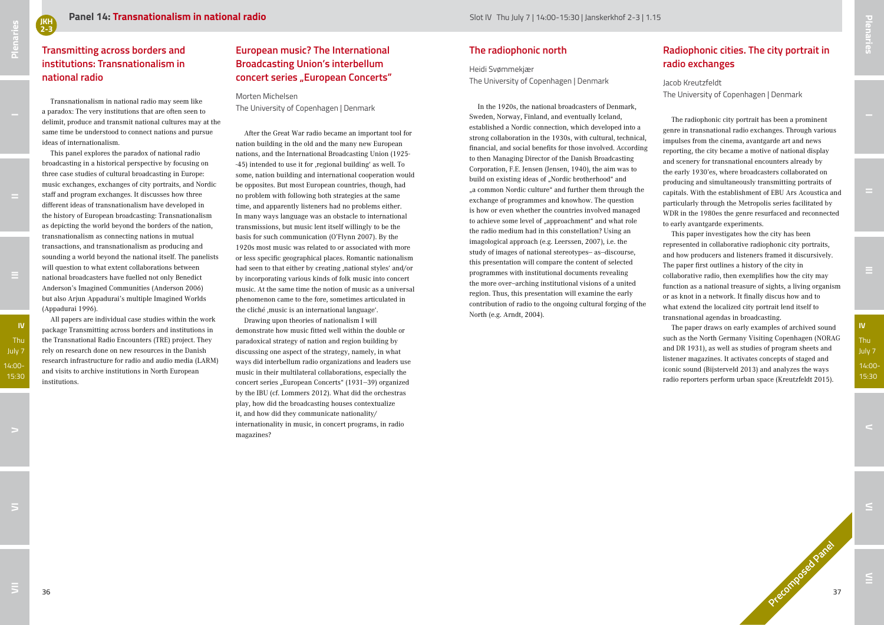## Panel 14: Transnationalism in national radio

Slot IV Thu July 7 | 14:00-15:30 | Janskerkhof 2-3 | 1.15

### Transmitting across borders and institutions: Transnationalism in national radio

Transnationalism in national radio may seem like a paradox: The very institutions that are often seen to delimit, produce and transmit national cultures may at the same time be understood to connect nations and pursue ideas of internationalism.

This panel explores the paradox of national radio broadcasting in a historical perspective by focusing on three case studies of cultural broadcasting in Europe: music exchanges, exchanges of city portraits, and Nordic staff and program exchanges. It discusses how three different ideas of transnationalism have developed in the history of European broadcasting: Transnationalism as depicting the world beyond the borders of the nation, transnationalism as connecting nations in mutual transactions, and transnationalism as producing and sounding a world beyond the national itself. The panelists will question to what extent collaborations between national broadcasters have fuelled not only Benedict Anderson's Imagined Communities (Anderson 2006) but also Arjun Appadurai's multiple Imagined Worlds (Appadurai 1996).

All papers are individual case studies within the work package Transmitting across borders and institutions in the Transnational Radio Encounters (TRE) project. They rely on research done on new resources in the Danish research infrastructure for radio and audio media (LARM) and visits to archive institutions in North European institutions.

### European music? The International Broadcasting Union's interbellum concert series „European Concerts"

Morten Michelsen
The University of Copenhagen | Denmark

After the Great War radio became an important tool for nation building in the old and the many new European nations, and the International Broadcasting Union (1925--45) intended to use it for ‚regional building' as well. To some, nation building and international cooperation would be opposites. But most European countries, though, had no problem with following both strategies at the same time, and apparently listeners had no problems either. In many ways language was an obstacle to international transmissions, but music lent itself willingly to be the basis for such communication (O'Flynn 2007). By the 1920s most music was related to or associated with more or less specific geographical places. Romantic nationalism had seen to that either by creating ‚national styles' and/or by incorporating various kinds of folk music into concert music. At the same time the notion of music as a universal phenomenon came to the fore, sometimes articulated in the cliché ‚music is an international language'.

Drawing upon theories of nationalism I will demonstrate how music fitted well within the double or paradoxical strategy of nation and region building by discussing one aspect of the strategy, namely, in what ways did interbellum radio organizations and leaders use music in their multilateral collaborations, especially the concert series „European Concerts" (1931–39) organized by the IBU (cf. Lommers 2012). What did the orchestras play, how did the broadcasting houses contextualize it, and how did they communicate nationality/internationality in music, in concert programs, in radio magazines?

### The radiophonic north

Heidi Svømmekjær
The University of Copenhagen | Denmark

In the 1920s, the national broadcasters of Denmark, Sweden, Norway, Finland, and eventually Iceland, established a Nordic connection, which developed into a strong collaboration in the 1930s, with cultural, technical, financial, and social benefits for those involved. According to then Managing Director of the Danish Broadcasting Corporation, F.E. Jensen (Jensen, 1940), the aim was to build on existing ideas of „Nordic brotherhood" and „a common Nordic culture" and further them through the exchange of programmes and knowhow. The question is how or even whether the countries involved managed to achieve some level of „approachment" and what role the radio medium had in this constellation? Using an imagological approach (e.g. Leerssen, 2007), i.e. the study of images of national stereotypes– as–discourse, this presentation will compare the content of selected programmes with institutional documents revealing the more over–arching institutional visions of a united region. Thus, this presentation will examine the early contribution of radio to the ongoing cultural forging of the North (e.g. Arndt, 2004).

### Radiophonic cities. The city portrait in radio exchanges

Jacob Kreutzfeldt
The University of Copenhagen | Denmark

The radiophonic city portrait has been a prominent genre in transnational radio exchanges. Through various impulses from the cinema, avantgarde art and news reporting, the city became a motive of national display and scenery for transnational encounters already by the early 1930'es, where broadcasters collaborated on producing and simultaneously transmitting portraits of capitals. With the establishment of EBU Ars Acoustica and particularly through the Metropolis series facilitated by WDR in the 1980es the genre resurfaced and reconnected to early avantgarde experiments.

This paper investigates how the city has been represented in collaborative radiophonic city portraits, and how producers and listeners framed it discursively. The paper first outlines a history of the city in collaborative radio, then exemplifies how the city may function as a national treasure of sights, a living organism or as knot in a network. It finally discus how and to what extend the localized city portrait lend itself to transnational agendas in broadcasting.

The paper draws on early examples of archived sound such as the North Germany Visiting Copenhagen (NORAG and DR 1931), as well as studies of program sheets and listener magazines. It activates concepts of staged and iconic sound (Bijsterveld 2013) and analyzes the ways radio reporters perform urban space (Kreutzfeldt 2015).

Precomposed Panel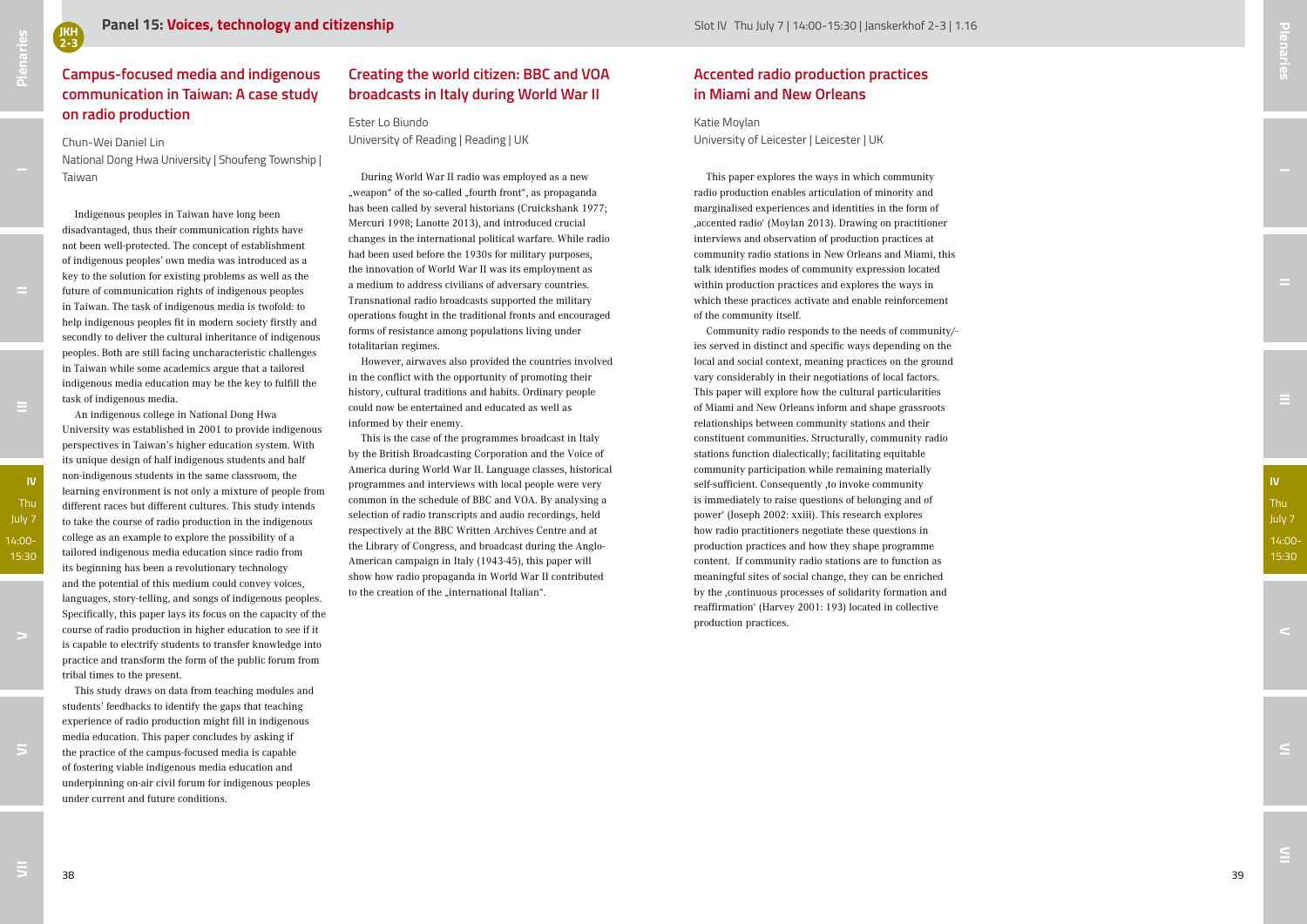## Panel 15: Voices, technology and citizenship

Slot IV Thu July 7 | 14:00-15:30 | Janskerkhof 2-3 | 1.16

### Campus-focused media and indigenous communication in Taiwan: A case study on radio production

Chun-Wei Daniel Lin
National Dong Hwa University | Shoufeng Township | Taiwan

Indigenous peoples in Taiwan have long been disadvantaged, thus their communication rights have not been well-protected. The concept of establishment of indigenous peoples' own media was introduced as a key to the solution for existing problems as well as the future of communication rights of indigenous peoples in Taiwan. The task of indigenous media is twofold: to help indigenous peoples fit in modern society firstly and secondly to deliver the cultural inheritance of indigenous peoples. Both are still facing uncharacteristic challenges in Taiwan while some academics argue that a tailored indigenous media education may be the key to fulfill the task of indigenous media.

An indigenous college in National Dong Hwa University was established in 2001 to provide indigenous perspectives in Taiwan's higher education system. With its unique design of half indigenous students and half non-indigenous students in the same classroom, the learning environment is not only a mixture of people from different races but different cultures. This study intends to take the course of radio production in the indigenous college as an example to explore the possibility of a tailored indigenous media education since radio from its beginning has been a revolutionary technology and the potential of this medium could convey voices, languages, story-telling, and songs of indigenous peoples. Specifically, this paper lays its focus on the capacity of the course of radio production in higher education to see if it is capable to electrify students to transfer knowledge into practice and transform the form of the public forum from tribal times to the present.

This study draws on data from teaching modules and students' feedbacks to identify the gaps that teaching experience of radio production might fill in indigenous media education. This paper concludes by asking if the practice of the campus-focused media is capable of fostering viable indigenous media education and underpinning on-air civil forum for indigenous peoples under current and future conditions.

### Creating the world citizen: BBC and VOA broadcasts in Italy during World War II

Ester Lo Biundo
University of Reading | Reading | UK

During World War II radio was employed as a new „weapon" of the so-called „fourth front", as propaganda has been called by several historians (Cruickshank 1977; Mercuri 1998; Lanotte 2013), and introduced crucial changes in the international political warfare. While radio had been used before the 1930s for military purposes, the innovation of World War II was its employment as a medium to address civilians of adversary countries. Transnational radio broadcasts supported the military operations fought in the traditional fronts and encouraged forms of resistance among populations living under totalitarian regimes.

However, airwaves also provided the countries involved in the conflict with the opportunity of promoting their history, cultural traditions and habits. Ordinary people could now be entertained and educated as well as informed by their enemy.

This is the case of the programmes broadcast in Italy by the British Broadcasting Corporation and the Voice of America during World War II. Language classes, historical programmes and interviews with local people were very common in the schedule of BBC and VOA. By analysing a selection of radio transcripts and audio recordings, held respectively at the BBC Written Archives Centre and at the Library of Congress, and broadcast during the Anglo-American campaign in Italy (1943-45), this paper will show how radio propaganda in World War II contributed to the creation of the „international Italian".

### Accented radio production practices in Miami and New Orleans

Katie Moylan
University of Leicester | Leicester | UK

This paper explores the ways in which community radio production enables articulation of minority and marginalised experiences and identities in the form of ‚accented radio' (Moylan 2013). Drawing on practitioner interviews and observation of production practices at community radio stations in New Orleans and Miami, this talk identifies modes of community expression located within production practices and explores the ways in which these practices activate and enable reinforcement of the community itself.

Community radio responds to the needs of community/-ies served in distinct and specific ways depending on the local and social context, meaning practices on the ground vary considerably in their negotiations of local factors. This paper will explore how the cultural particularities of Miami and New Orleans inform and shape grassroots relationships between community stations and their constituent communities. Structurally, community radio stations function dialectically; facilitating equitable community participation while remaining materially self-sufficient. Consequently ‚to invoke community is immediately to raise questions of belonging and of power' (Joseph 2002: xxiii). This research explores how radio practitioners negotiate these questions in production practices and how they shape programme content. If community radio stations are to function as meaningful sites of social change, they can be enriched by the ‚continuous processes of solidarity formation and reaffirmation' (Harvey 2001: 193) located in collective production practices.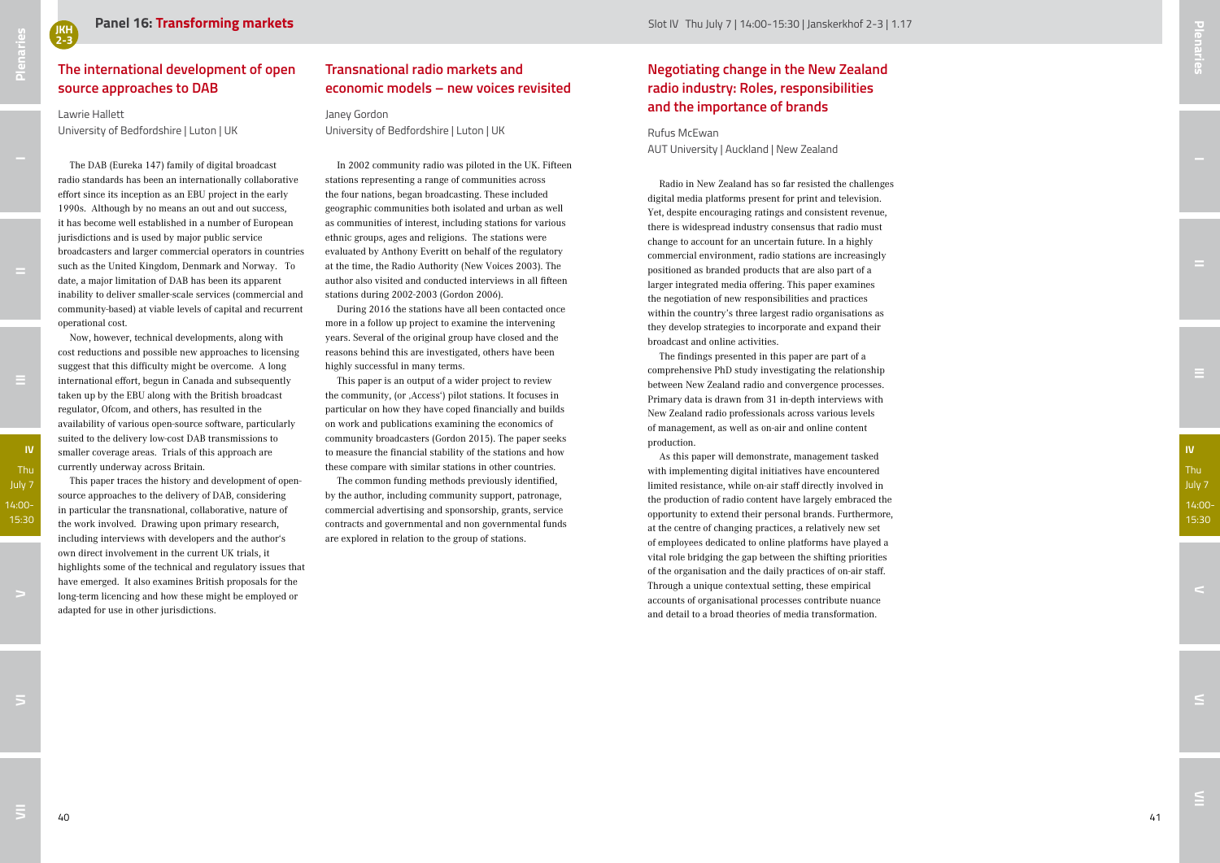## Panel 16: Transforming markets

### The international development of open source approaches to DAB

Lawrie Hallett
University of Bedfordshire | Luton | UK

The DAB (Eureka 147) family of digital broadcast radio standards has been an internationally collaborative effort since its inception as an EBU project in the early 1990s. Although by no means an out and out success, it has become well established in a number of European jurisdictions and is used by major public service broadcasters and larger commercial operators in countries such as the United Kingdom, Denmark and Norway. To date, a major limitation of DAB has been its apparent inability to deliver smaller-scale services (commercial and community-based) at viable levels of capital and recurrent operational cost.

Now, however, technical developments, along with cost reductions and possible new approaches to licensing suggest that this difficulty might be overcome. A long international effort, begun in Canada and subsequently taken up by the EBU along with the British broadcast regulator, Ofcom, and others, has resulted in the availability of various open-source software, particularly suited to the delivery low-cost DAB transmissions to smaller coverage areas. Trials of this approach are currently underway across Britain.

This paper traces the history and development of open-source approaches to the delivery of DAB, considering in particular the transnational, collaborative, nature of the work involved. Drawing upon primary research, including interviews with developers and the author's own direct involvement in the current UK trials, it highlights some of the technical and regulatory issues that have emerged. It also examines British proposals for the long-term licencing and how these might be employed or adapted for use in other jurisdictions.

### Transnational radio markets and economic models – new voices revisited

Janey Gordon
University of Bedfordshire | Luton | UK

In 2002 community radio was piloted in the UK. Fifteen stations representing a range of communities across the four nations, began broadcasting. These included geographic communities both isolated and urban as well as communities of interest, including stations for various ethnic groups, ages and religions. The stations were evaluated by Anthony Everitt on behalf of the regulatory at the time, the Radio Authority (New Voices 2003). The author also visited and conducted interviews in all fifteen stations during 2002-2003 (Gordon 2006).

During 2016 the stations have all been contacted once more in a follow up project to examine the intervening years. Several of the original group have closed and the reasons behind this are investigated, others have been highly successful in many terms.

This paper is an output of a wider project to review the community, (or ‚Access') pilot stations. It focuses in particular on how they have coped financially and builds on work and publications examining the economics of community broadcasters (Gordon 2015). The paper seeks to measure the financial stability of the stations and how these compare with similar stations in other countries.

The common funding methods previously identified, by the author, including community support, patronage, commercial advertising and sponsorship, grants, service contracts and governmental and non governmental funds are explored in relation to the group of stations.

### Negotiating change in the New Zealand radio industry: Roles, responsibilities and the importance of brands

Rufus McEwan
AUT University | Auckland | New Zealand

Radio in New Zealand has so far resisted the challenges digital media platforms present for print and television. Yet, despite encouraging ratings and consistent revenue, there is widespread industry consensus that radio must change to account for an uncertain future. In a highly commercial environment, radio stations are increasingly positioned as branded products that are also part of a larger integrated media offering. This paper examines the negotiation of new responsibilities and practices within the country's three largest radio organisations as they develop strategies to incorporate and expand their broadcast and online activities.

The findings presented in this paper are part of a comprehensive PhD study investigating the relationship between New Zealand radio and convergence processes. Primary data is drawn from 31 in-depth interviews with New Zealand radio professionals across various levels of management, as well as on-air and online content production.

As this paper will demonstrate, management tasked with implementing digital initiatives have encountered limited resistance, while on-air staff directly involved in the production of radio content have largely embraced the opportunity to extend their personal brands. Furthermore, at the centre of changing practices, a relatively new set of employees dedicated to online platforms have played a vital role bridging the gap between the shifting priorities of the organisation and the daily practices of on-air staff. Through a unique contextual setting, these empirical accounts of organisational processes contribute nuance and detail to a broad theories of media transformation.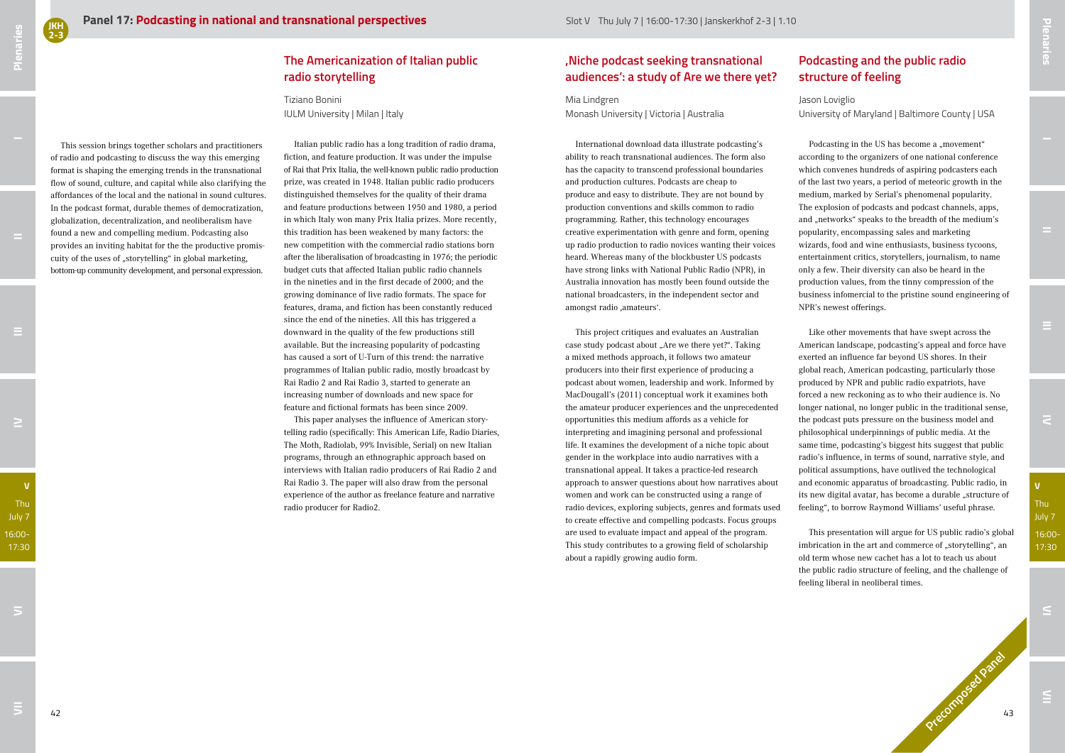# Panel 17: Podcasting in national and transnational perspectives

Slot V Thu July 7 | 16:00-17:30 | Janskerkhof 2-3 | 1.10

This session brings together scholars and practitioners of radio and podcasting to discuss the way this emerging format is shaping the emerging trends in the transnational flow of sound, culture, and capital while also clarifying the affordances of the local and the national in sound cultures. In the podcast format, durable themes of democratization, globalization, decentralization, and neoliberalism have found a new and compelling medium. Podcasting also provides an inviting habitat for the the productive promiscuity of the uses of „storytelling" in global marketing, bottom-up community development, and personal expression.

## The Americanization of Italian public radio storytelling

Tiziano Bonini
IULM University | Milan | Italy

Italian public radio has a long tradition of radio drama, fiction, and feature production. It was under the impulse of Rai that Prix Italia, the well-known public radio production prize, was created in 1948. Italian public radio producers distinguished themselves for the quality of their drama and feature productions between 1950 and 1980, a period in which Italy won many Prix Italia prizes. More recently, this tradition has been weakened by many factors: the new competition with the commercial radio stations born after the liberalisation of broadcasting in 1976; the periodic budget cuts that affected Italian public radio channels in the nineties and in the first decade of 2000; and the growing dominance of live radio formats. The space for features, drama, and fiction has been constantly reduced since the end of the nineties. All this has triggered a downward in the quality of the few productions still available. But the increasing popularity of podcasting has caused a sort of U-Turn of this trend: the narrative programmes of Italian public radio, mostly broadcast by Rai Radio 2 and Rai Radio 3, started to generate an increasing number of downloads and new space for feature and fictional formats has been since 2009.

This paper analyses the influence of American storytelling radio (specifically: This American Life, Radio Diaries, The Moth, Radiolab, 99% Invisible, Serial) on new Italian programs, through an ethnographic approach based on interviews with Italian radio producers of Rai Radio 2 and Rai Radio 3. The paper will also draw from the personal experience of the author as freelance feature and narrative radio producer for Radio2.

## ‚Niche podcast seeking transnational audiences': a study of Are we there yet?

Mia Lindgren
Monash University | Victoria | Australia

International download data illustrate podcasting's ability to reach transnational audiences. The form also has the capacity to transcend professional boundaries and production cultures. Podcasts are cheap to produce and easy to distribute. They are not bound by production conventions and skills common to radio programming. Rather, this technology encourages creative experimentation with genre and form, opening up radio production to radio novices wanting their voices heard. Whereas many of the blockbuster US podcasts have strong links with National Public Radio (NPR), in Australia innovation has mostly been found outside the national broadcasters, in the independent sector and amongst radio ‚amateurs'.

This project critiques and evaluates an Australian case study podcast about „Are we there yet?". Taking a mixed methods approach, it follows two amateur producers into their first experience of producing a podcast about women, leadership and work. Informed by MacDougall's (2011) conceptual work it examines both the amateur producer experiences and the unprecedented opportunities this medium affords as a vehicle for interpreting and imagining personal and professional life. It examines the development of a niche topic about gender in the workplace into audio narratives with a transnational appeal. It takes a practice-led research approach to answer questions about how narratives about women and work can be constructed using a range of radio devices, exploring subjects, genres and formats used to create effective and compelling podcasts. Focus groups are used to evaluate impact and appeal of the program. This study contributes to a growing field of scholarship about a rapidly growing audio form.

## Podcasting and the public radio structure of feeling

Jason Loviglio
University of Maryland | Baltimore County | USA

Podcasting in the US has become a „movement" according to the organizers of one national conference which convenes hundreds of aspiring podcasters each of the last two years, a period of meteoric growth in the medium, marked by Serial's phenomenal popularity. The explosion of podcasts and podcast channels, apps, and „networks" speaks to the breadth of the medium's popularity, encompassing sales and marketing wizards, food and wine enthusiasts, business tycoons, entertainment critics, storytellers, journalism, to name only a few. Their diversity can also be heard in the production values, from the tinny compression of the business infomercial to the pristine sound engineering of NPR's newest offerings.

Like other movements that have swept across the American landscape, podcasting's appeal and force have exerted an influence far beyond US shores. In their global reach, American podcasting, particularly those produced by NPR and public radio expatriots, have forced a new reckoning as to who their audience is. No longer national, no longer public in the traditional sense, the podcast puts pressure on the business model and philosophical underpinnings of public media. At the same time, podcasting's biggest hits suggest that public radio's influence, in terms of sound, narrative style, and political assumptions, have outlived the technological and economic apparatus of broadcasting. Public radio, in its new digital avatar, has become a durable „structure of feeling", to borrow Raymond Williams' useful phrase.

This presentation will argue for US public radio's global imbrication in the art and commerce of „storytelling", an old term whose new cachet has a lot to teach us about the public radio structure of feeling, and the challenge of feeling liberal in neoliberal times.

Precomposed Panel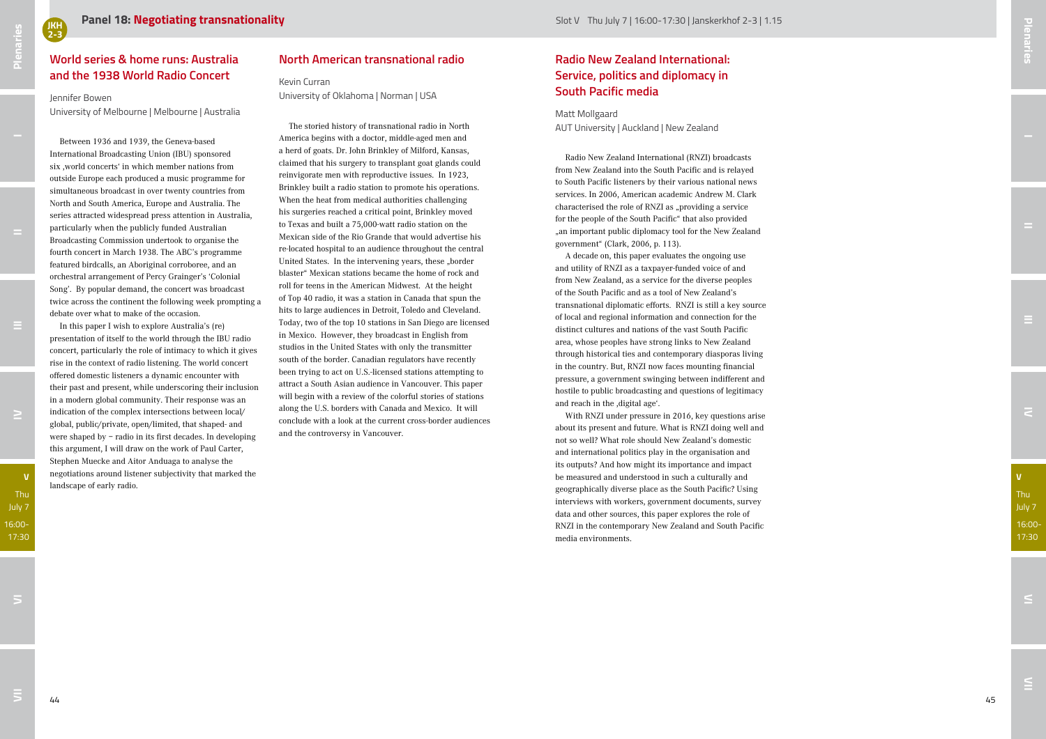## Panel 18: Negotiating transnationality

Slot V Thu July 7 | 16:00-17:30 | Janskerkhof 2-3 | 1.15

### World series & home runs: Australia and the 1938 World Radio Concert

Jennifer Bowen
University of Melbourne | Melbourne | Australia

Between 1936 and 1939, the Geneva-based International Broadcasting Union (IBU) sponsored six ‚world concerts' in which member nations from outside Europe each produced a music programme for simultaneous broadcast in over twenty countries from North and South America, Europe and Australia. The series attracted widespread press attention in Australia, particularly when the publicly funded Australian Broadcasting Commission undertook to organise the fourth concert in March 1938. The ABC's programme featured birdcalls, an Aboriginal corroboree, and an orchestral arrangement of Percy Grainger's 'Colonial Song'. By popular demand, the concert was broadcast twice across the continent the following week prompting a debate over what to make of the occasion.

In this paper I wish to explore Australia's (re) presentation of itself to the world through the IBU radio concert, particularly the role of intimacy to which it gives rise in the context of radio listening. The world concert offered domestic listeners a dynamic encounter with their past and present, while underscoring their inclusion in a modern global community. Their response was an indication of the complex intersections between local/global, public/private, open/limited, that shaped- and were shaped by – radio in its first decades. In developing this argument, I will draw on the work of Paul Carter, Stephen Muecke and Aitor Anduaga to analyse the negotiations around listener subjectivity that marked the landscape of early radio.

### North American transnational radio

Kevin Curran
University of Oklahoma | Norman | USA

The storied history of transnational radio in North America begins with a doctor, middle-aged men and a herd of goats. Dr. John Brinkley of Milford, Kansas, claimed that his surgery to transplant goat glands could reinvigorate men with reproductive issues. In 1923, Brinkley built a radio station to promote his operations. When the heat from medical authorities challenging his surgeries reached a critical point, Brinkley moved to Texas and built a 75,000-watt radio station on the Mexican side of the Rio Grande that would advertise his re-located hospital to an audience throughout the central United States. In the intervening years, these „border blaster" Mexican stations became the home of rock and roll for teens in the American Midwest. At the height of Top 40 radio, it was a station in Canada that spun the hits to large audiences in Detroit, Toledo and Cleveland. Today, two of the top 10 stations in San Diego are licensed in Mexico. However, they broadcast in English from studios in the United States with only the transmitter south of the border. Canadian regulators have recently been trying to act on U.S.-licensed stations attempting to attract a South Asian audience in Vancouver. This paper will begin with a review of the colorful stories of stations along the U.S. borders with Canada and Mexico. It will conclude with a look at the current cross-border audiences and the controversy in Vancouver.

### Radio New Zealand International: Service, politics and diplomacy in South Pacific media

Matt Mollgaard
AUT University | Auckland | New Zealand

Radio New Zealand International (RNZI) broadcasts from New Zealand into the South Pacific and is relayed to South Pacific listeners by their various national news services. In 2006, American academic Andrew M. Clark characterised the role of RNZI as „providing a service for the people of the South Pacific" that also provided „an important public diplomacy tool for the New Zealand government" (Clark, 2006, p. 113).

A decade on, this paper evaluates the ongoing use and utility of RNZI as a taxpayer-funded voice of and from New Zealand, as a service for the diverse peoples of the South Pacific and as a tool of New Zealand's transnational diplomatic efforts. RNZI is still a key source of local and regional information and connection for the distinct cultures and nations of the vast South Pacific area, whose peoples have strong links to New Zealand through historical ties and contemporary diasporas living in the country. But, RNZI now faces mounting financial pressure, a government swinging between indifferent and hostile to public broadcasting and questions of legitimacy and reach in the ‚digital age'.

With RNZI under pressure in 2016, key questions arise about its present and future. What is RNZI doing well and not so well? What role should New Zealand's domestic and international politics play in the organisation and its outputs? And how might its importance and impact be measured and understood in such a culturally and geographically diverse place as the South Pacific? Using interviews with workers, government documents, survey data and other sources, this paper explores the role of RNZI in the contemporary New Zealand and South Pacific media environments.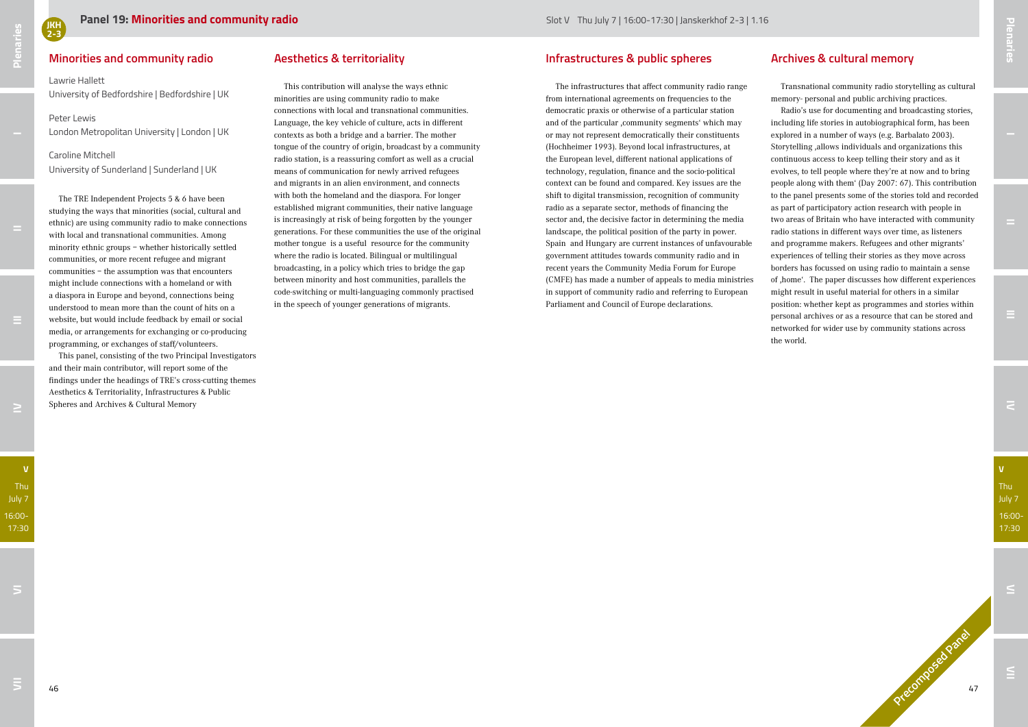## Panel 19: Minorities and community radio

Slot V Thu July 7 | 16:00-17:30 | Janskerkhof 2-3 | 1.16

### Minorities and community radio

Lawrie Hallett
University of Bedfordshire | Bedfordshire | UK

Peter Lewis
London Metropolitan University | London | UK

Caroline Mitchell
University of Sunderland | Sunderland | UK

The TRE Independent Projects 5 & 6 have been studying the ways that minorities (social, cultural and ethnic) are using community radio to make connections with local and transnational communities. Among minority ethnic groups – whether historically settled communities, or more recent refugee and migrant communities – the assumption was that encounters might include connections with a homeland or with a diaspora in Europe and beyond, connections being understood to mean more than the count of hits on a website, but would include feedback by email or social media, or arrangements for exchanging or co-producing programming, or exchanges of staff/volunteers.

This panel, consisting of the two Principal Investigators and their main contributor, will report some of the findings under the headings of TRE's cross-cutting themes Aesthetics & Territoriality, Infrastructures & Public Spheres and Archives & Cultural Memory

### Aesthetics & territoriality

This contribution will analyse the ways ethnic minorities are using community radio to make connections with local and transnational communities. Language, the key vehicle of culture, acts in different contexts as both a bridge and a barrier. The mother tongue of the country of origin, broadcast by a community radio station, is a reassuring comfort as well as a crucial means of communication for newly arrived refugees and migrants in an alien environment, and connects with both the homeland and the diaspora. For longer established migrant communities, their native language is increasingly at risk of being forgotten by the younger generations. For these communities the use of the original mother tongue is a useful resource for the community where the radio is located. Bilingual or multilingual broadcasting, in a policy which tries to bridge the gap between minority and host communities, parallels the code-switching or multi-languaging commonly practised in the speech of younger generations of migrants.

### Infrastructures & public spheres

The infrastructures that affect community radio range from international agreements on frequencies to the democratic praxis or otherwise of a particular station and of the particular ‚community segments' which may or may not represent democratically their constituents (Hochheimer 1993). Beyond local infrastructures, at the European level, different national applications of technology, regulation, finance and the socio-political context can be found and compared. Key issues are the shift to digital transmission, recognition of community radio as a separate sector, methods of financing the sector and, the decisive factor in determining the media landscape, the political position of the party in power. Spain and Hungary are current instances of unfavourable government attitudes towards community radio and in recent years the Community Media Forum for Europe (CMFE) has made a number of appeals to media ministries in support of community radio and referring to European Parliament and Council of Europe declarations.

### Archives & cultural memory

Transnational community radio storytelling as cultural memory- personal and public archiving practices.

Radio's use for documenting and broadcasting stories, including life stories in autobiographical form, has been explored in a number of ways (e.g. Barbalato 2003). Storytelling ‚allows individuals and organizations this continuous access to keep telling their story and as it evolves, to tell people where they're at now and to bring people along with them' (Day 2007: 67). This contribution to the panel presents some of the stories told and recorded as part of participatory action research with people in two areas of Britain who have interacted with community radio stations in different ways over time, as listeners and programme makers. Refugees and other migrants' experiences of telling their stories as they move across borders has focussed on using radio to maintain a sense of ‚home'. The paper discusses how different experiences might result in useful material for others in a similar position: whether kept as programmes and stories within personal archives or as a resource that can be stored and networked for wider use by community stations across the world.

Precomposed Panel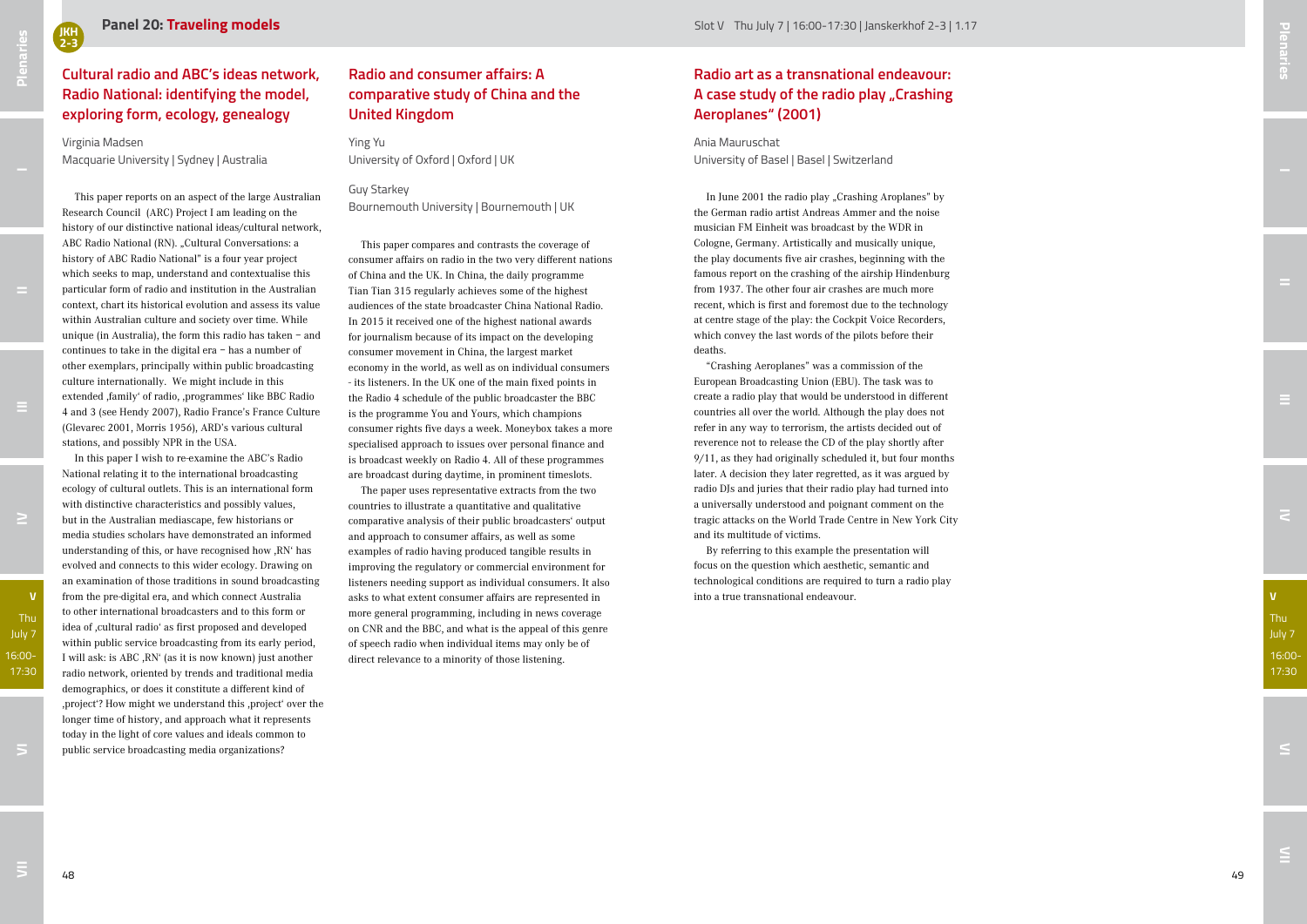## Panel 20: Traveling models

Slot V Thu July 7 | 16:00-17:30 | Janskerkhof 2-3 | 1.17

### Cultural radio and ABC's ideas network, Radio National: identifying the model, exploring form, ecology, genealogy

Virginia Madsen
Macquarie University | Sydney | Australia

This paper reports on an aspect of the large Australian Research Council (ARC) Project I am leading on the history of our distinctive national ideas/cultural network, ABC Radio National (RN). „Cultural Conversations: a history of ABC Radio National" is a four year project which seeks to map, understand and contextualise this particular form of radio and institution in the Australian context, chart its historical evolution and assess its value within Australian culture and society over time. While unique (in Australia), the form this radio has taken – and continues to take in the digital era – has a number of other exemplars, principally within public broadcasting culture internationally. We might include in this extended ‚family' of radio, ‚programmes' like BBC Radio 4 and 3 (see Hendy 2007), Radio France's France Culture (Glevarec 2001, Morris 1956), ARD's various cultural stations, and possibly NPR in the USA.

In this paper I wish to re-examine the ABC's Radio National relating it to the international broadcasting ecology of cultural outlets. This is an international form with distinctive characteristics and possibly values, but in the Australian mediascape, few historians or media studies scholars have demonstrated an informed understanding of this, or have recognised how ‚RN' has evolved and connects to this wider ecology. Drawing on an examination of those traditions in sound broadcasting from the pre-digital era, and which connect Australia to other international broadcasters and to this form or idea of ‚cultural radio' as first proposed and developed within public service broadcasting from its early period, I will ask: is ABC ‚RN' (as it is now known) just another radio network, oriented by trends and traditional media demographics, or does it constitute a different kind of ‚project'? How might we understand this ‚project' over the longer time of history, and approach what it represents today in the light of core values and ideals common to public service broadcasting media organizations?

### Radio and consumer affairs: A comparative study of China and the United Kingdom

Ying Yu
University of Oxford | Oxford | UK

Guy Starkey
Bournemouth University | Bournemouth | UK

This paper compares and contrasts the coverage of consumer affairs on radio in the two very different nations of China and the UK. In China, the daily programme Tian Tian 315 regularly achieves some of the highest audiences of the state broadcaster China National Radio. In 2015 it received one of the highest national awards for journalism because of its impact on the developing consumer movement in China, the largest market economy in the world, as well as on individual consumers - its listeners. In the UK one of the main fixed points in the Radio 4 schedule of the public broadcaster the BBC is the programme You and Yours, which champions consumer rights five days a week. Moneybox takes a more specialised approach to issues over personal finance and is broadcast weekly on Radio 4. All of these programmes are broadcast during daytime, in prominent timeslots.

The paper uses representative extracts from the two countries to illustrate a quantitative and qualitative comparative analysis of their public broadcasters' output and approach to consumer affairs, as well as some examples of radio having produced tangible results in improving the regulatory or commercial environment for listeners needing support as individual consumers. It also asks to what extent consumer affairs are represented in more general programming, including in news coverage on CNR and the BBC, and what is the appeal of this genre of speech radio when individual items may only be of direct relevance to a minority of those listening.

### Radio art as a transnational endeavour: A case study of the radio play „Crashing Aeroplanes" (2001)

Ania Mauruschat
University of Basel | Basel | Switzerland

In June 2001 the radio play „Crashing Aroplanes" by the German radio artist Andreas Ammer and the noise musician FM Einheit was broadcast by the WDR in Cologne, Germany. Artistically and musically unique, the play documents five air crashes, beginning with the famous report on the crashing of the airship Hindenburg from 1937. The other four air crashes are much more recent, which is first and foremost due to the technology at centre stage of the play: the Cockpit Voice Recorders, which convey the last words of the pilots before their deaths.

"Crashing Aeroplanes" was a commission of the European Broadcasting Union (EBU). The task was to create a radio play that would be understood in different countries all over the world. Although the play does not refer in any way to terrorism, the artists decided out of reverence not to release the CD of the play shortly after 9/11, as they had originally scheduled it, but four months later. A decision they later regretted, as it was argued by radio DJs and juries that their radio play had turned into a universally understood and poignant comment on the tragic attacks on the World Trade Centre in New York City and its multitude of victims.

By referring to this example the presentation will focus on the question which aesthetic, semantic and technological conditions are required to turn a radio play into a true transnational endeavour.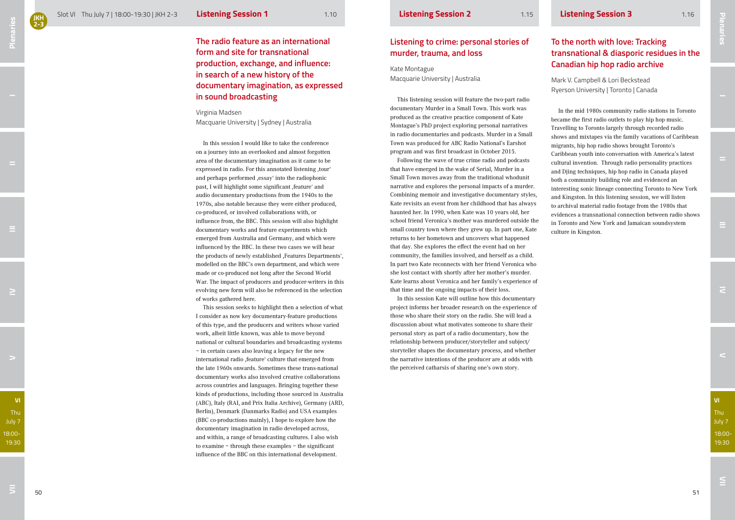Slot VI Thu July 7 | 18:00-19:30 | JKH 2-3

## Listening Session 1 — 1.10

### The radio feature as an international form and site for transnational production, exchange, and influence: in search of a new history of the documentary imagination, as expressed in sound broadcasting

Virginia Madsen
Macquarie University | Sydney | Australia

In this session I would like to take the conference on a journey into an overlooked and almost forgotten area of the documentary imagination as it came to be expressed in radio. For this annotated listening ‚tour' and perhaps performed ‚essay' into the radiophonic past, I will highlight some significant ‚feature' and audio documentary productions from the 1940s to the 1970s, also notable because they were either produced, co-produced, or involved collaborations with, or influence from, the BBC. This session will also highlight documentary works and feature experiments which emerged from Australia and Germany, and which were influenced by the BBC. In these two cases we will hear the products of newly established ‚Features Departments', modelled on the BBC's own department, and which were made or co-produced not long after the Second World War. The impact of producers and producer-writers in this evolving new form will also be referenced in the selection of works gathered here.

This session seeks to highlight then a selection of what I consider as now key documentary-feature productions of this type, and the producers and writers whose varied work, albeit little known, was able to move beyond national or cultural boundaries and broadcasting systems – in certain cases also leaving a legacy for the new international radio ‚feature' culture that emerged from the late 1960s onwards. Sometimes these trans-national documentary works also involved creative collaborations across countries and languages. Bringing together these kinds of productions, including those sourced in Australia (ABC), Italy (RAI, and Prix Italia Archive), Germany (ARD, Berlin), Denmark (Danmarks Radio) and USA examples (BBC co-productions mainly), I hope to explore how the documentary imagination in radio developed across, and within, a range of broadcasting cultures. I also wish to examine – through these examples – the significant influence of the BBC on this international development.

## Listening Session 2 — 1.15

### Listening to crime: personal stories of murder, trauma, and loss

Kate Montague
Macquarie University | Australia

This listening session will feature the two-part radio documentary Murder in a Small Town. This work was produced as the creative practice component of Kate Montague's PhD project exploring personal narratives in radio documentaries and podcasts. Murder in a Small Town was produced for ABC Radio National's Earshot program and was first broadcast in October 2015.

Following the wave of true crime radio and podcasts that have emerged in the wake of Serial, Murder in a Small Town moves away from the traditional whodunit narrative and explores the personal impacts of a murder. Combining memoir and investigative documentary styles, Kate revisits an event from her childhood that has always haunted her. In 1990, when Kate was 10 years old, her school friend Veronica's mother was murdered outside the small country town where they grew up. In part one, Kate returns to her hometown and uncovers what happened that day. She explores the effect the event had on her community, the families involved, and herself as a child. In part two Kate reconnects with her friend Veronica who she lost contact with shortly after her mother's murder. Kate learns about Veronica and her family's experience of that time and the ongoing impacts of their loss.

In this session Kate will outline how this documentary project informs her broader research on the experience of those who share their story on the radio. She will lead a discussion about what motivates someone to share their personal story as part of a radio documentary, how the relationship between producer/storyteller and subject/storyteller shapes the documentary process, and whether the narrative intentions of the producer are at odds with the perceived catharsis of sharing one's own story.

## Listening Session 3 — 1.16

### To the north with love: Tracking transnational & diasporic residues in the Canadian hip hop radio archive

Mark V. Campbell & Lori Beckstead
Ryerson University | Toronto | Canada

In the mid 1980s community radio stations in Toronto became the first radio outlets to play hip hop music. Travelling to Toronto largely through recorded radio shows and mixtapes via the family vacations of Caribbean migrants, hip hop radio shows brought Toronto's Caribbean youth into conversation with America's latest cultural invention. Through radio personality practices and Djing techniques, hip hop radio in Canada played both a community building role and evidenced an interesting sonic lineage connecting Toronto to New York and Kingston. In this listening session, we will listen to archival material radio footage from the 1980s that evidences a transnational connection between radio shows in Toronto and New York and Jamaican soundsystem culture in Kingston.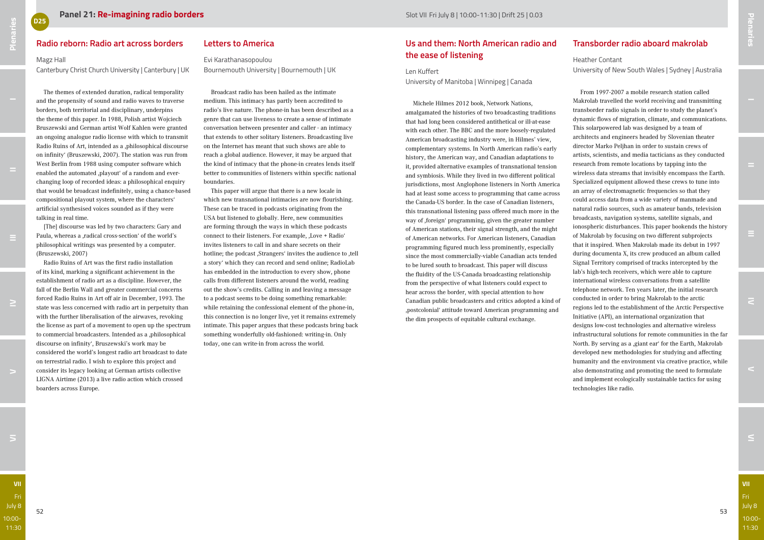## Panel 21: Re-imagining radio borders

Slot VII Fri July 8 | 10:00-11:30 | Drift 25 | 0.03

### Radio reborn: Radio art across borders

Magz Hall
Canterbury Christ Church University | Canterbury | UK

The themes of extended duration, radical temporality and the propensity of sound and radio waves to traverse borders, both territorial and disciplinary, underpins the theme of this paper. In 1988, Polish artist Wojciech Bruszewski and German artist Wolf Kahlen were granted an ongoing analogue radio license with which to transmit Radio Ruins of Art, intended as a ‚philosophical discourse on infinity' (Bruszewski, 2007). The station was run from West Berlin from 1988 using computer software which enabled the automated ‚playout' of a random and ever-changing loop of recorded ideas: a philosophical enquiry that would be broadcast indefinitely, using a chance-based compositional playout system, where the characters' artificial synthesised voices sounded as if they were talking in real time.

[The] discourse was led by two characters: Gary and Paula, whereas a ‚radical cross-section' of the world's philosophical writings was presented by a computer. (Bruszewski, 2007)

Radio Ruins of Art was the first radio installation of its kind, marking a significant achievement in the establishment of radio art as a discipline. However, the fall of the Berlin Wall and greater commercial concerns forced Radio Ruins in Art off air in December, 1993. The state was less concerned with radio art in perpetuity than with the further liberalisation of the airwaves, revoking the license as part of a movement to open up the spectrum to commercial broadcasters. Intended as a ‚philosophical discourse on infinity', Bruszewski's work may be considered the world's longest radio art broadcast to date on terrestrial radio. I wish to explore this project and consider its legacy looking at German artists collective LIGNA Airtime (2013) a live radio action which crossed boarders across Europe.

### Letters to America

Evi Karathanasopoulou
Bournemouth University | Bournemouth | UK

Broadcast radio has been hailed as the intimate medium. This intimacy has partly been accredited to radio's live nature. The phone-in has been described as a genre that can use liveness to create a sense of intimate conversation between presenter and caller - an intimacy that extends to other solitary listeners. Broadcasting live on the Internet has meant that such shows are able to reach a global audience. However, it may be argued that the kind of intimacy that the phone-in creates lends itself better to communities of listeners within specific national boundaries.

This paper will argue that there is a new locale in which new transnational intimacies are now flourishing. These can be traced in podcasts originating from the USA but listened to globally. Here, new communities are forming through the ways in which these podcasts connect to their listeners. For example, ‚Love + Radio' invites listeners to call in and share secrets on their hotline; the podcast ‚Strangers' invites the audience to ‚tell a story' which they can record and send online; RadioLab has embedded in the introduction to every show, phone calls from different listeners around the world, reading out the show's credits. Calling in and leaving a message to a podcast seems to be doing something remarkable: while retaining the confessional element of the phone-in, this connection is no longer live, yet it remains extremely intimate. This paper argues that these podcasts bring back something wonderfully old-fashioned: writing-in. Only today, one can write-in from across the world.

### Us and them: North American radio and the ease of listening

Len Kuffert
University of Manitoba | Winnipeg | Canada

Michele Hilmes 2012 book, Network Nations, amalgamated the histories of two broadcasting traditions that had long been considered antithetical or ill-at-ease with each other. The BBC and the more loosely-regulated American broadcasting industry were, in Hilmes' view, complementary systems. In North American radio's early history, the American way, and Canadian adaptations to it, provided alternative examples of transnational tension and symbiosis. While they lived in two different political jurisdictions, most Anglophone listeners in North America had at least some access to programming that came across the Canada-US border. In the case of Canadian listeners, this transnational listening pass offered much more in the way of ‚foreign' programming, given the greater number of American stations, their signal strength, and the might of American networks. For American listeners, Canadian programming figured much less prominently, especially since the most commercially-viable Canadian acts tended to be lured south to broadcast. This paper will discuss the fluidity of the US-Canada broadcasting relationship from the perspective of what listeners could expect to hear across the border, with special attention to how Canadian public broadcasters and critics adopted a kind of ‚postcolonial' attitude toward American programming and the dim prospects of equitable cultural exchange.

### Transborder radio aboard makrolab

Heather Contant
University of New South Wales | Sydney | Australia

From 1997-2007 a mobile research station called Makrolab travelled the world receiving and transmitting transborder radio signals in order to study the planet's dynamic flows of migration, climate, and communications. This solarpowered lab was designed by a team of architects and engineers headed by Slovenian theater director Marko Peljhan in order to sustain crews of artists, scientists, and media tacticians as they conducted research from remote locations by tapping into the wireless data streams that invisibly encompass the Earth. Specialized equipment allowed these crews to tune into an array of electromagnetic frequencies so that they could access data from a wide variety of manmade and natural radio sources, such as amateur bands, television broadcasts, navigation systems, satellite signals, and ionospheric disturbances. This paper bookends the history of Makrolab by focusing on two different subprojects that it inspired. When Makrolab made its debut in 1997 during documenta X, its crew produced an album called Signal Territory comprised of tracks intercepted by the lab's high-tech receivers, which were able to capture international wireless conversations from a satellite telephone network. Ten years later, the initial research conducted in order to bring Makrolab to the arctic regions led to the establishment of the Arctic Perspective Initiative (API), an international organization that designs low-cost technologies and alternative wireless infrastructural solutions for remote communities in the far North. By serving as a ‚giant ear' for the Earth, Makrolab developed new methodologies for studying and affecting humanity and the environment via creative practice, while also demonstrating and promoting the need to formulate and implement ecologically sustainable tactics for using technologies like radio.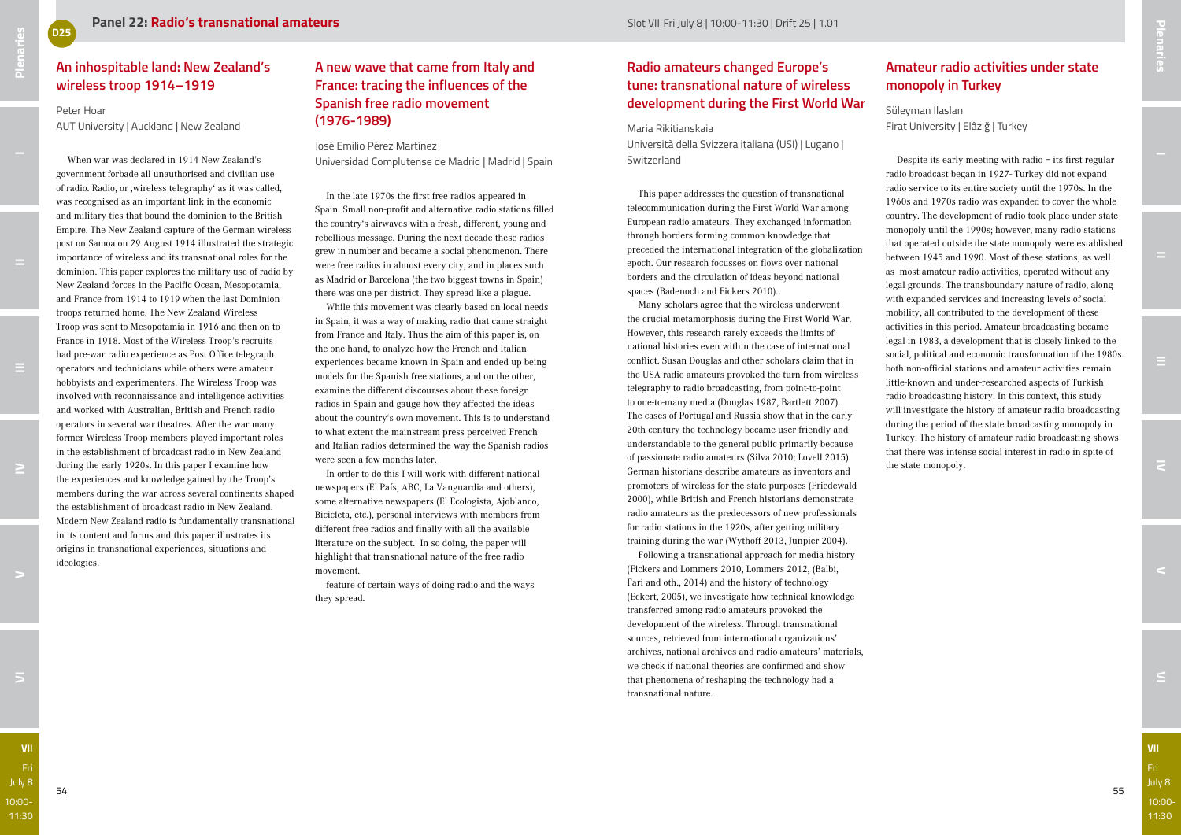## Panel 22: Radio's transnational amateurs

Slot VII Fri July 8 | 10:00-11:30 | Drift 25 | 1.01

### An inhospitable land: New Zealand's wireless troop 1914–1919

Peter Hoar
AUT University | Auckland | New Zealand

When war was declared in 1914 New Zealand's government forbade all unauthorised and civilian use of radio. Radio, or ‚wireless telegraphy' as it was called, was recognised as an important link in the economic and military ties that bound the dominion to the British Empire. The New Zealand capture of the German wireless post on Samoa on 29 August 1914 illustrated the strategic importance of wireless and its transnational roles for the dominion. This paper explores the military use of radio by New Zealand forces in the Pacific Ocean, Mesopotamia, and France from 1914 to 1919 when the last Dominion troops returned home. The New Zealand Wireless Troop was sent to Mesopotamia in 1916 and then on to France in 1918. Most of the Wireless Troop's recruits had pre-war radio experience as Post Office telegraph operators and technicians while others were amateur hobbyists and experimenters. The Wireless Troop was involved with reconnaissance and intelligence activities and worked with Australian, British and French radio operators in several war theatres. After the war many former Wireless Troop members played important roles in the establishment of broadcast radio in New Zealand during the early 1920s. In this paper I examine how the experiences and knowledge gained by the Troop's members during the war across several continents shaped the establishment of broadcast radio in New Zealand. Modern New Zealand radio is fundamentally transnational in its content and forms and this paper illustrates its origins in transnational experiences, situations and ideologies.

### A new wave that came from Italy and France: tracing the influences of the Spanish free radio movement (1976-1989)

José Emilio Pérez Martínez
Universidad Complutense de Madrid | Madrid | Spain

In the late 1970s the first free radios appeared in Spain. Small non-profit and alternative radio stations filled the country's airwaves with a fresh, different, young and rebellious message. During the next decade these radios grew in number and became a social phenomenon. There were free radios in almost every city, and in places such as Madrid or Barcelona (the two biggest towns in Spain) there was one per district. They spread like a plague.

While this movement was clearly based on local needs in Spain, it was a way of making radio that came straight from France and Italy. Thus the aim of this paper is, on the one hand, to analyze how the French and Italian experiences became known in Spain and ended up being models for the Spanish free stations, and on the other, examine the different discourses about these foreign radios in Spain and gauge how they affected the ideas about the country's own movement. This is to understand to what extent the mainstream press perceived French and Italian radios determined the way the Spanish radios were seen a few months later.

In order to do this I will work with different national newspapers (El País, ABC, La Vanguardia and others), some alternative newspapers (El Ecologista, Ajoblanco, Bicicleta, etc.), personal interviews with members from different free radios and finally with all the available literature on the subject. So doing, the paper will highlight that transnational nature of the free radio movement.

feature of certain ways of doing radio and the ways they spread.

### Radio amateurs changed Europe's tune: transnational nature of wireless development during the First World War

Maria Rikitianskaia
Università della Svizzera italiana (USI) | Lugano | Switzerland

This paper addresses the question of transnational telecommunication during the First World War among European radio amateurs. They exchanged information through borders forming common knowledge that preceded the international integration of the globalization epoch. Our research focusses on flows over national borders and the circulation of ideas beyond national spaces (Badenoch and Fickers 2010).

Many scholars agree that the wireless underwent the crucial metamorphosis during the First World War. However, this research rarely exceeds the limits of national histories even within the case of international conflict. Susan Douglas and other scholars claim that in the USA radio amateurs provoked the turn from wireless telegraphy to radio broadcasting, from point-to-point to one-to-many media (Douglas 1987, Bartlett 2007). The cases of Portugal and Russia show that in the early 20th century the technology became user-friendly and understandable to the general public primarily because of passionate radio amateurs (Silva 2010; Lovell 2015). German historians describe amateurs as inventors and promoters of wireless for the state purposes (Friedewald 2000), while British and French historians demonstrate radio amateurs as the predecessors of new professionals for radio stations in the 1920s, after getting military training during the war (Wythoff 2013, Junpier 2004).

Following a transnational approach for media history (Fickers and Lommers 2010, Lommers 2012, (Balbi, Fari and oth., 2014) and the history of technology (Eckert, 2005), we investigate how technical knowledge transferred among radio amateurs provoked the development of the wireless. Through transnational sources, retrieved from international organizations' archives, national archives and radio amateurs' materials, we check if national theories are confirmed and show that phenomena of reshaping the technology had a transnational nature.

### Amateur radio activities under state monopoly in Turkey

Süleyman İlaslan
Firat University | Elâzığ | Turkey

Despite its early meeting with radio – its first regular radio broadcast began in 1927- Turkey did not expand radio service to its entire society until the 1970s. In the 1960s and 1970s radio was expanded to cover the whole country. The development of radio took place under state monopoly until the 1990s; however, many radio stations that operated outside the state monopoly were established between 1945 and 1990. Most of these stations, as well as most amateur radio activities, operated without any legal grounds. The transboundary nature of radio, along with expanded services and increasing levels of social mobility, all contributed to the development of these activities in this period. Amateur broadcasting became legal in 1983, a development that is closely linked to the social, political and economic transformation of the 1980s. both non-official stations and amateur activities remain little-known and under-researched aspects of Turkish radio broadcasting history. In this context, this study will investigate the history of amateur radio broadcasting during the period of the state broadcasting monopoly in Turkey. The history of amateur radio broadcasting shows that there was intense social interest in radio in spite of the state monopoly.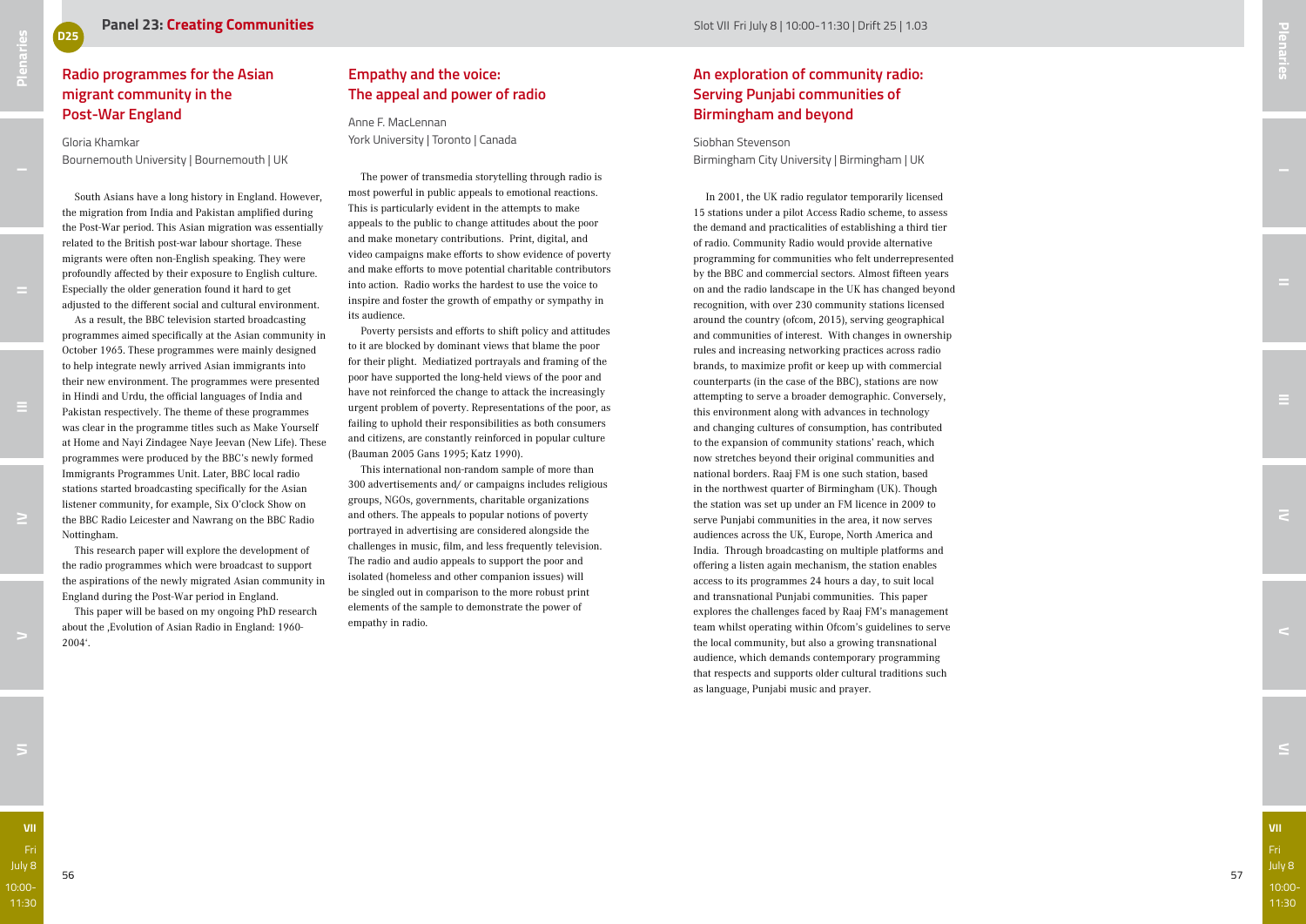## Panel 23: Creating Communities

Slot VII Fri July 8 | 10:00-11:30 | Drift 25 | 1.03

### Radio programmes for the Asian migrant community in the Post-War England

Gloria Khamkar
Bournemouth University | Bournemouth | UK

South Asians have a long history in England. However, the migration from India and Pakistan amplified during the Post-War period. This Asian migration was essentially related to the British post-war labour shortage. These migrants were often non-English speaking. They were profoundly affected by their exposure to English culture. Especially the older generation found it hard to get adjusted to the different social and cultural environment.

As a result, the BBC television started broadcasting programmes aimed specifically at the Asian community in October 1965. These programmes were mainly designed to help integrate newly arrived Asian immigrants into their new environment. The programmes were presented in Hindi and Urdu, the official languages of India and Pakistan respectively. The theme of these programmes was clear in the programme titles such as Make Yourself at Home and Nayi Zindagee Naye Jeevan (New Life). These programmes were produced by the BBC's newly formed Immigrants Programmes Unit. Later, BBC local radio stations started broadcasting specifically for the Asian listener community, for example, Six O'clock Show on the BBC Radio Leicester and Nawrang on the BBC Radio Nottingham.

This research paper will explore the development of the radio programmes which were broadcast to support the aspirations of the newly migrated Asian community in England during the Post-War period in England.

This paper will be based on my ongoing PhD research about the ‚Evolution of Asian Radio in England: 1960-2004'.

### Empathy and the voice: The appeal and power of radio

Anne F. MacLennan
York University | Toronto | Canada

The power of transmedia storytelling through radio is most powerful in public appeals to emotional reactions. This is particularly evident in the attempts to make appeals to the public to change attitudes about the poor and make monetary contributions. Print, digital, and video campaigns make efforts to show evidence of poverty and make efforts to move potential charitable contributors into action. Radio works the hardest to use the voice to inspire and foster the growth of empathy or sympathy in its audience.

Poverty persists and efforts to shift policy and attitudes to it are blocked by dominant views that blame the poor for their plight. Mediatized portrayals and framing of the poor have supported the long-held views of the poor and have not reinforced the change to attack the increasingly urgent problem of poverty. Representations of the poor, as failing to uphold their responsibilities as both consumers and citizens, are constantly reinforced in popular culture (Bauman 2005 Gans 1995; Katz 1990).

This international non-random sample of more than 300 advertisements and/ or campaigns includes religious groups, NGOs, governments, charitable organizations and others. The appeals to popular notions of poverty portrayed in advertising are considered alongside the challenges in music, film, and less frequently television. The radio and audio appeals to support the poor and isolated (homeless and other companion issues) will be singled out in comparison to the more robust print elements of the sample to demonstrate the power of empathy in radio.

### An exploration of community radio: Serving Punjabi communities of Birmingham and beyond

Siobhan Stevenson
Birmingham City University | Birmingham | UK

In 2001, the UK radio regulator temporarily licensed 15 stations under a pilot Access Radio scheme, to assess the demand and practicalities of establishing a third tier of radio. Community Radio would provide alternative programming for communities who felt underrepresented by the BBC and commercial sectors. Almost fifteen years on and the radio landscape in the UK has changed beyond recognition, with over 230 community stations licensed around the country (ofcom, 2015), serving geographical and communities of interest. With changes in ownership rules and increasing networking practices across radio brands, to maximize profit or keep up with commercial counterparts (in the case of the BBC), stations are now attempting to serve a broader demographic. Conversely, this environment along with advances in technology and changing cultures of consumption, has contributed to the expansion of community stations' reach, which now stretches beyond their original communities and national borders. Raaj FM is one such station, based in the northwest quarter of Birmingham (UK). Though the station was set up under an FM licence in 2009 to serve Punjabi communities in the area, it now serves audiences across the UK, Europe, North America and India. Through broadcasting on multiple platforms and offering a listen again mechanism, the station enables access to its programmes 24 hours a day, to suit local and transnational Punjabi communities. This paper explores the challenges faced by Raaj FM's management team whilst operating within Ofcom's guidelines to serve the local community, but also a growing transnational audience, which demands contemporary programming that respects and supports older cultural traditions such as language, Punjabi music and prayer.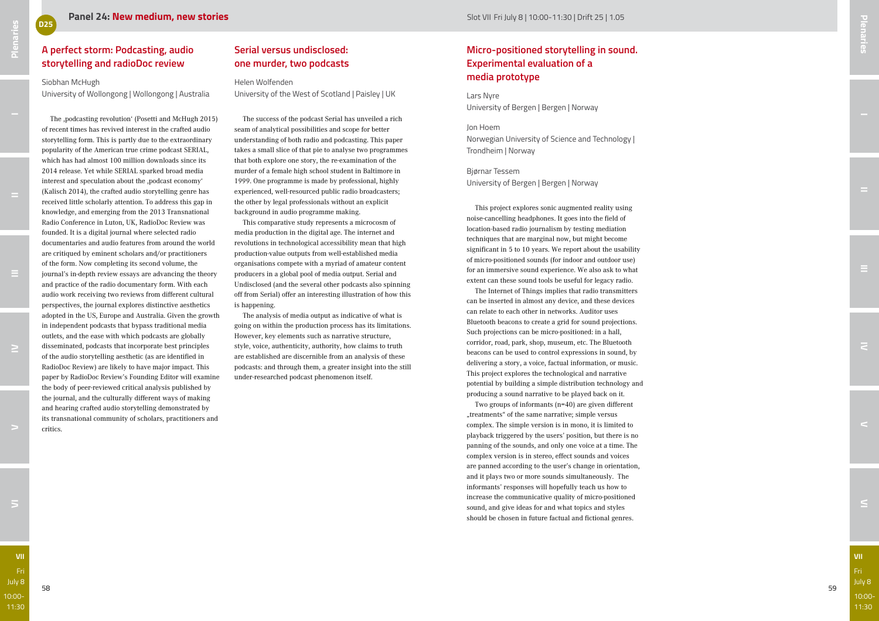## Panel 24: New medium, new stories

Slot VII Fri July 8 | 10:00-11:30 | Drift 25 | 1.05

### A perfect storm: Podcasting, audio storytelling and radioDoc review

Siobhan McHugh
University of Wollongong | Wollongong | Australia

The ‚podcasting revolution' (Posetti and McHugh 2015) of recent times has revived interest in the crafted audio storytelling form. This is partly due to the extraordinary popularity of the American true crime podcast SERIAL, which has had almost 100 million downloads since its 2014 release. Yet while SERIAL sparked broad media interest and speculation about the ‚podcast economy' (Kalisch 2014), the crafted audio storytelling genre has received little scholarly attention. To address this gap in knowledge, and emerging from the 2013 Transnational Radio Conference in Luton, UK, RadioDoc Review was founded. It is a digital journal where selected radio documentaries and audio features from around the world are critiqued by eminent scholars and/or practitioners of the form. Now completing its second volume, the journal's in-depth review essays are advancing the theory and practice of the radio documentary form. With each audio work receiving two reviews from different cultural perspectives, the journal explores distinctive aesthetics adopted in the US, Europe and Australia. Given the growth in independent podcasts that bypass traditional media outlets, and the ease with which podcasts are globally disseminated, podcasts that incorporate best principles of the audio storytelling aesthetic (as are identified in RadioDoc Review) are likely to have major impact. This paper by RadioDoc Review's Founding Editor will examine the body of peer-reviewed critical analysis published by the journal, and the culturally different ways of making and hearing crafted audio storytelling demonstrated by its transnational community of scholars, practitioners and critics.

### Serial versus undisclosed: one murder, two podcasts

Helen Wolfenden
University of the West of Scotland | Paisley | UK

The success of the podcast Serial has unveiled a rich seam of analytical possibilities and scope for better understanding of both radio and podcasting. This paper takes a small slice of that pie to analyse two programmes that both explore one story, the re-examination of the murder of a female high school student in Baltimore in 1999. One programme is made by professional, highly experienced, well-resourced public radio broadcasters; the other by legal professionals without an explicit background in audio programme making.

This comparative study represents a microcosm of media production in the digital age. The internet and revolutions in technological accessibility mean that high production-value outputs from well-established media organisations compete with a myriad of amateur content producers in a global pool of media output. Serial and Undisclosed (and the several other podcasts also spinning off from Serial) offer an interesting illustration of how this is happening.

The analysis of media output as indicative of what is going on within the production process has its limitations. However, key elements such as narrative structure, style, voice, authenticity, authority, how claims to truth are established are discernible from an analysis of these podcasts: and through them, a greater insight into the still under-researched podcast phenomenon itself.

### Micro-positioned storytelling in sound. Experimental evaluation of a media prototype

Lars Nyre
University of Bergen | Bergen | Norway

Jon Hoem
Norwegian University of Science and Technology | Trondheim | Norway

Bjørnar Tessem
University of Bergen | Bergen | Norway

This project explores sonic augmented reality using noise-cancelling headphones. It goes into the field of location-based radio journalism by testing mediation techniques that are marginal now, but might become significant in 5 to 10 years. We report about the usability of micro-positioned sounds (for indoor and outdoor use) for an immersive sound experience. We also ask to what extent can these sound tools be useful for legacy radio.

The Internet of Things implies that radio transmitters can be inserted in almost any device, and these devices can relate to each other in networks. Auditor uses Bluetooth beacons to create a grid for sound projections. Such projections can be micro-positioned: in a hall, corridor, road, park, shop, museum, etc. The Bluetooth beacons can be used to control expressions in sound, by delivering a story, a voice, factual information, or music. This project explores the technological and narrative potential by building a simple distribution technology and producing a sound narrative to be played back on it.

Two groups of informants (n=40) are given different „treatments" of the same narrative; simple versus complex. The simple version is in mono, it is limited to playback triggered by the users' position, but there is no panning of the sounds, and only one voice at a time. The complex version is in stereo, effect sounds and voices are panned according to the user's change in orientation, and it plays two or more sounds simultaneously. The informants' responses will hopefully teach us how to increase the communicative quality of micro-positioned sound, and give ideas for and what topics and styles should be chosen in future factual and fictional genres.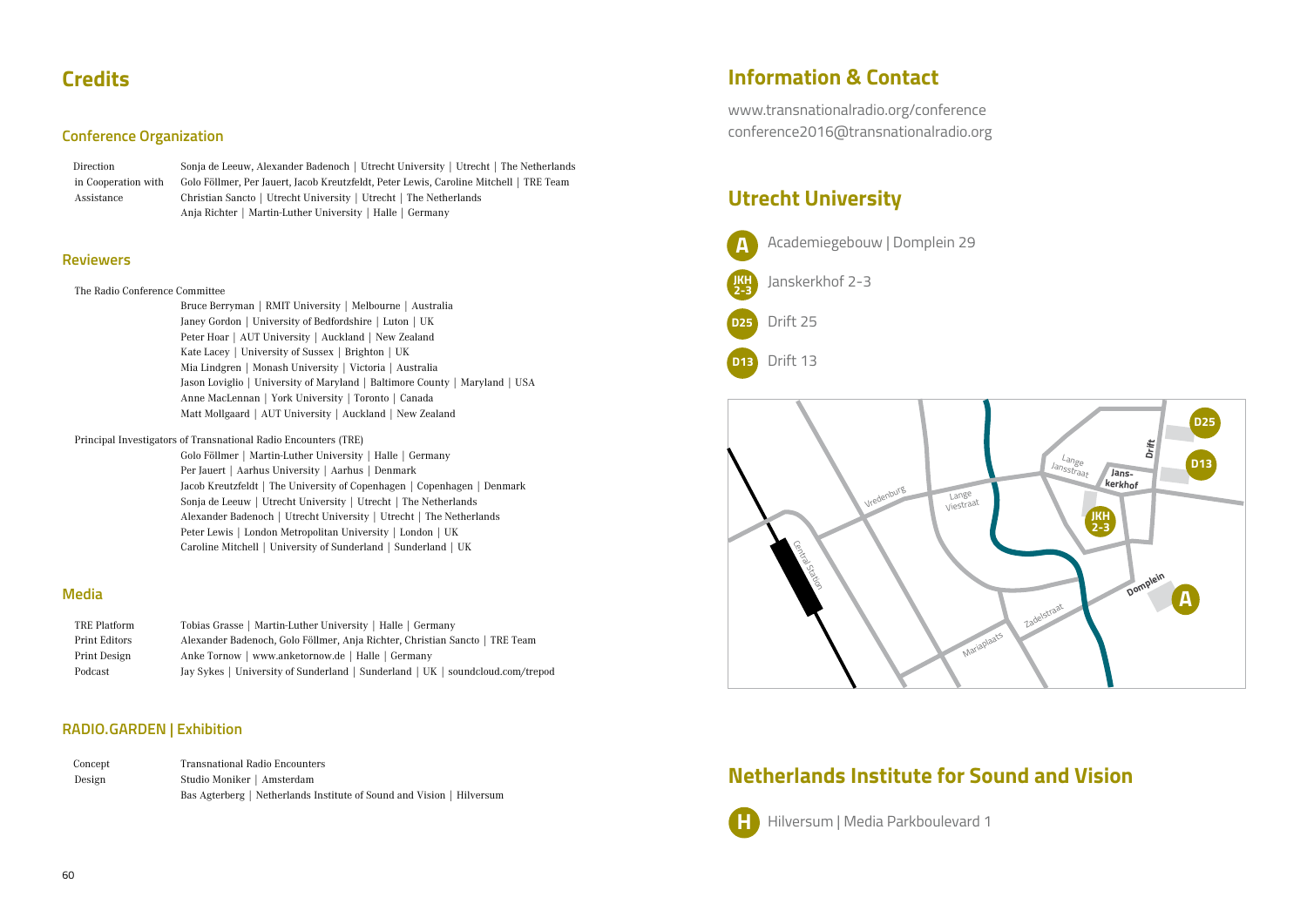# Credits

## Conference Organization

| | |
|---|---|
| Direction | Sonja de Leeuw, Alexander Badenoch \| Utrecht University \| Utrecht \| The Netherlands |
| in Cooperation with | Golo Föllmer, Per Jauert, Jacob Kreutzfeldt, Peter Lewis, Caroline Mitchell \| TRE Team |
| Assistance | Christian Sancto \| Utrecht University \| Utrecht \| The Netherlands |
| | Anja Richter \| Martin-Luther University \| Halle \| Germany |

## Reviewers

The Radio Conference Committee

Bruce Berryman | RMIT University | Melbourne | Australia
Janey Gordon | University of Bedfordshire | Luton | UK
Peter Hoar | AUT University | Auckland | New Zealand
Kate Lacey | University of Sussex | Brighton | UK
Mia Lindgren | Monash University | Victoria | Australia
Jason Loviglio | University of Maryland | Baltimore County | Maryland | USA
Anne MacLennan | York University | Toronto | Canada
Matt Mollgaard | AUT University | Auckland | New Zealand

Principal Investigators of Transnational Radio Encounters (TRE)

Golo Föllmer | Martin-Luther University | Halle | Germany
Per Jauert | Aarhus University | Aarhus | Denmark
Jacob Kreutzfeldt | The University of Copenhagen | Copenhagen | Denmark
Sonja de Leeuw | Utrecht University | Utrecht | The Netherlands
Alexander Badenoch | Utrecht University | Utrecht | The Netherlands
Peter Lewis | London Metropolitan University | London | UK
Caroline Mitchell | University of Sunderland | Sunderland | UK

## Media

| | |
|---|---|
| TRE Platform | Tobias Grasse \| Martin-Luther University \| Halle \| Germany |
| Print Editors | Alexander Badenoch, Golo Föllmer, Anja Richter, Christian Sancto \| TRE Team |
| Print Design | Anke Tornow \| www.anketornow.de \| Halle \| Germany |
| Podcast | Jay Sykes \| University of Sunderland \| Sunderland \| UK \| soundcloud.com/trepod |

## RADIO.GARDEN | Exhibition

| | |
|---|---|
| Concept | Transnational Radio Encounters |
| Design | Studio Moniker \| Amsterdam |
| | Bas Agterberg \| Netherlands Institute of Sound and Vision \| Hilversum |

# Information & Contact

www.transnationalradio.org/conference
conference2016@transnationalradio.org

# Utrecht University

- **A** Academiegebouw | Domplein 29
- **JKH 2-3** Janskerkhof 2-3
- **D25** Drift 25
- **D13** Drift 13

Vredenburg · Lange Viestraat · Lange Jansstraat · Janskerkhof · Drift · Domplein · Zadelstraat · Mariaplaats · Central Station

# Netherlands Institute for Sound and Vision

- **H** Hilversum | Media Parkboulevard 1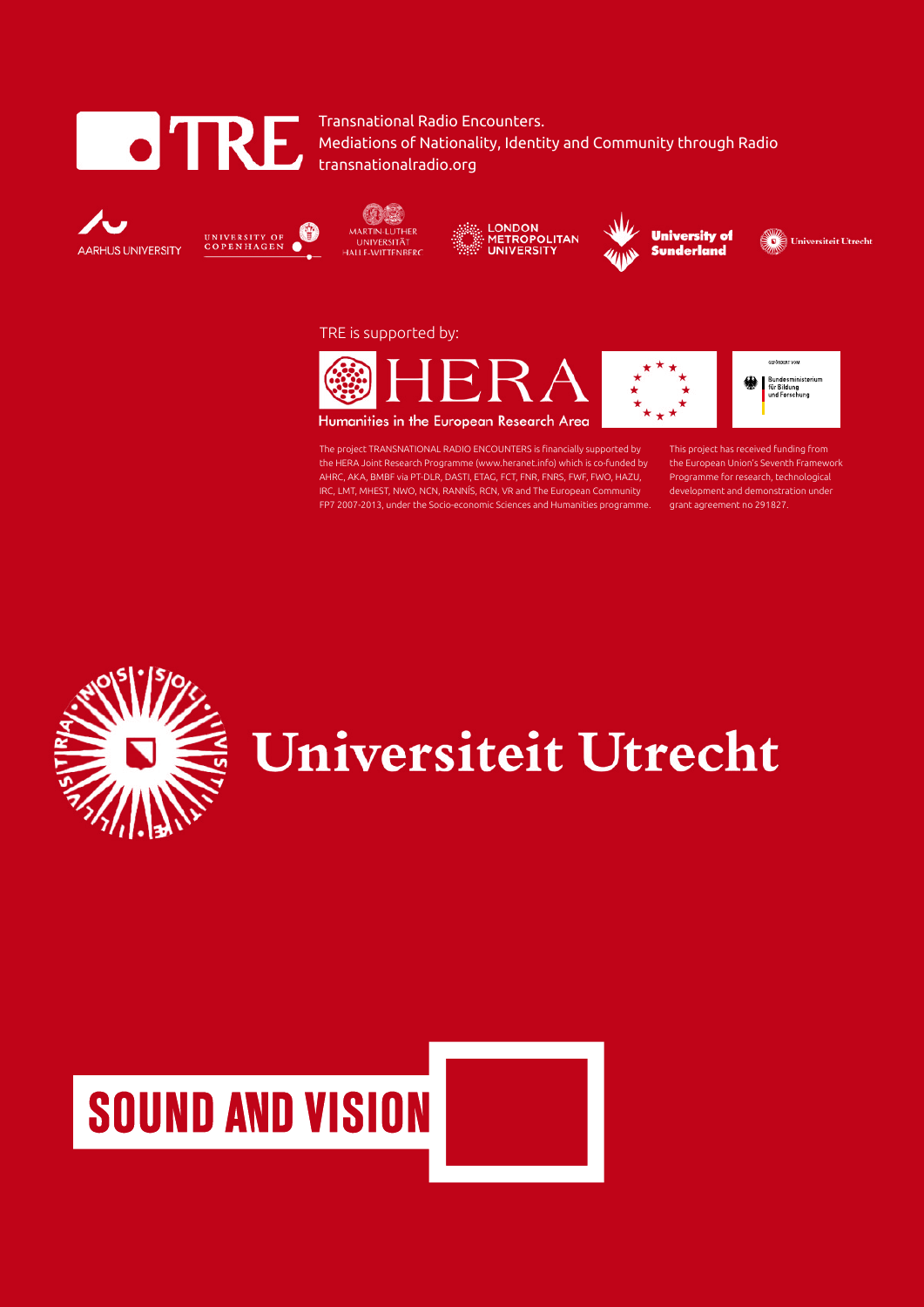TRE

Transnational Radio Encounters.
Mediations of Nationality, Identity and Community through Radio
transnationalradio.org

AARHUS UNIVERSITY

UNIVERSITY OF COPENHAGEN

MARTIN LUTHER UNIVERSITÄT HALLE-WITTENBERG

LONDON METROPOLITAN UNIVERSITY

University of Sunderland

Universiteit Utrecht

TRE is supported by:

HERA
Humanities in the European Research Area

GEFÖRDERT VOM
Bundesministerium für Bildung und Forschung

The project TRANSNATIONAL RADIO ENCOUNTERS is financially supported by the HERA Joint Research Programme (www.heranet.info) which is co-funded by AHRC, AKA, BMBF via PT-DLR, DASTI, ETAG, FCT, FNR, FNRS, FWF, FWO, HAZU, IRC, LMT, MHEST, NWO, NCN, RANNÍS, RCN, VR and The European Community FP7 2007-2013, under the Socio-economic Sciences and Humanities programme.

This project has received funding from the European Union's Seventh Framework Programme for research, technological development and demonstration under grant agreement no 291827.

Universiteit Utrecht

SOUND AND VISION